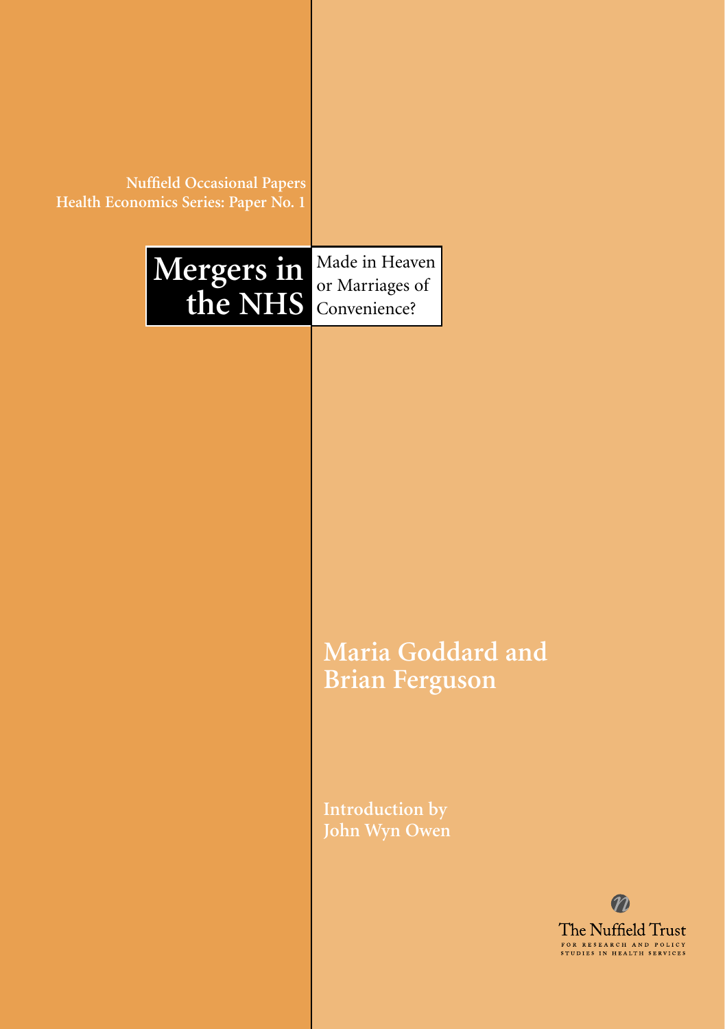Nuffield Occasional Papers
Health Economics Series: Paper No. 1

# Mergers in the NHS

## Made in Heaven or Marriages of Convenience?

**Maria Goddard and Brian Ferguson**

Introduction by
John Wyn Owen

The Nuffield Trust
FOR RESEARCH AND POLICY STUDIES IN HEALTH SERVICES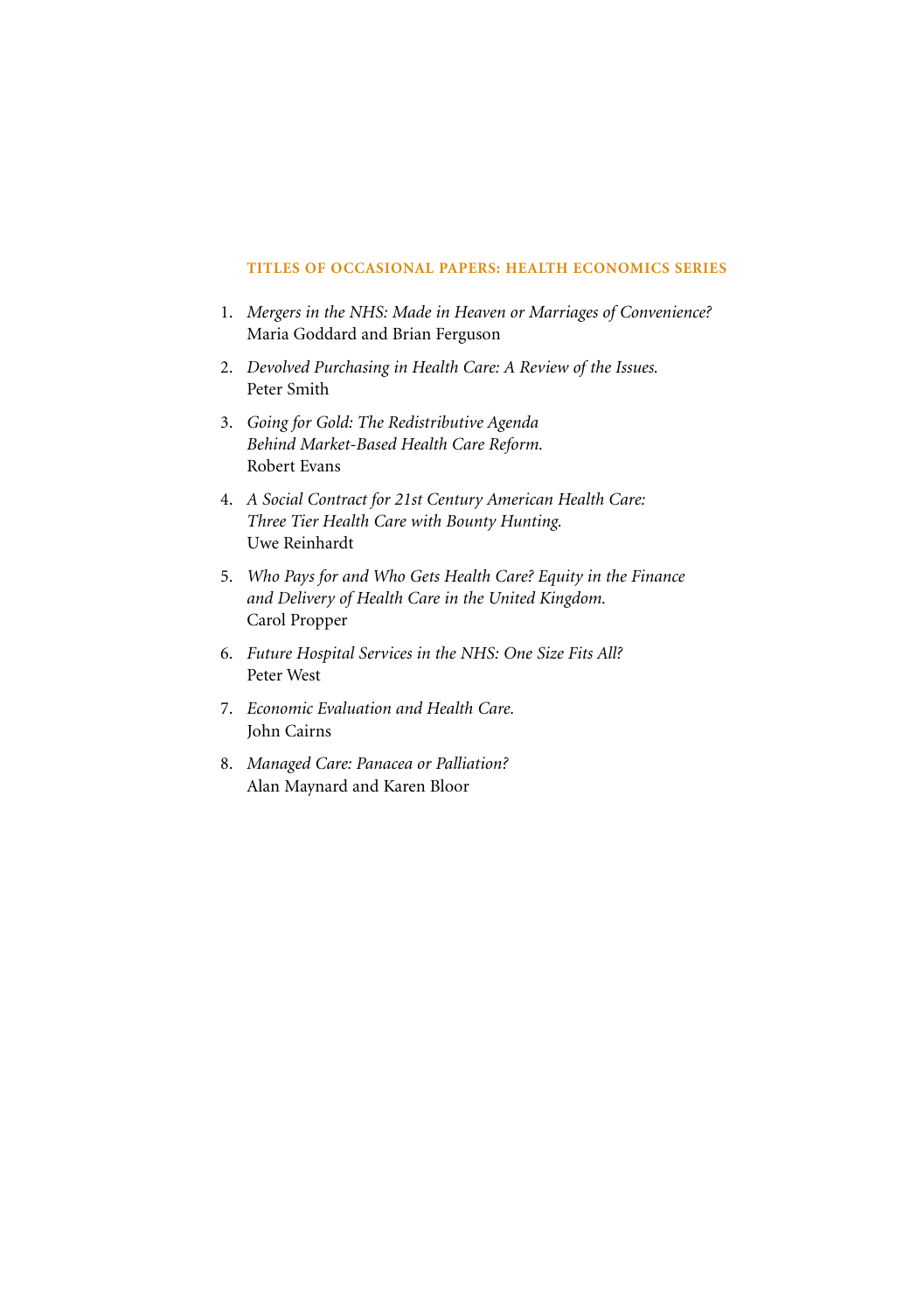## TITLES OF OCCASIONAL PAPERS: HEALTH ECONOMICS SERIES

1. *Mergers in the NHS: Made in Heaven or Marriages of Convenience?*
   Maria Goddard and Brian Ferguson

2. *Devolved Purchasing in Health Care: A Review of the Issues.*
   Peter Smith

3. *Going for Gold: The Redistributive Agenda Behind Market-Based Health Care Reform.*
   Robert Evans

4. *A Social Contract for 21st Century American Health Care: Three Tier Health Care with Bounty Hunting.*
   Uwe Reinhardt

5. *Who Pays for and Who Gets Health Care? Equity in the Finance and Delivery of Health Care in the United Kingdom.*
   Carol Propper

6. *Future Hospital Services in the NHS: One Size Fits All?*
   Peter West

7. *Economic Evaluation and Health Care.*
   John Cairns

8. *Managed Care: Panacea or Palliation?*
   Alan Maynard and Karen Bloor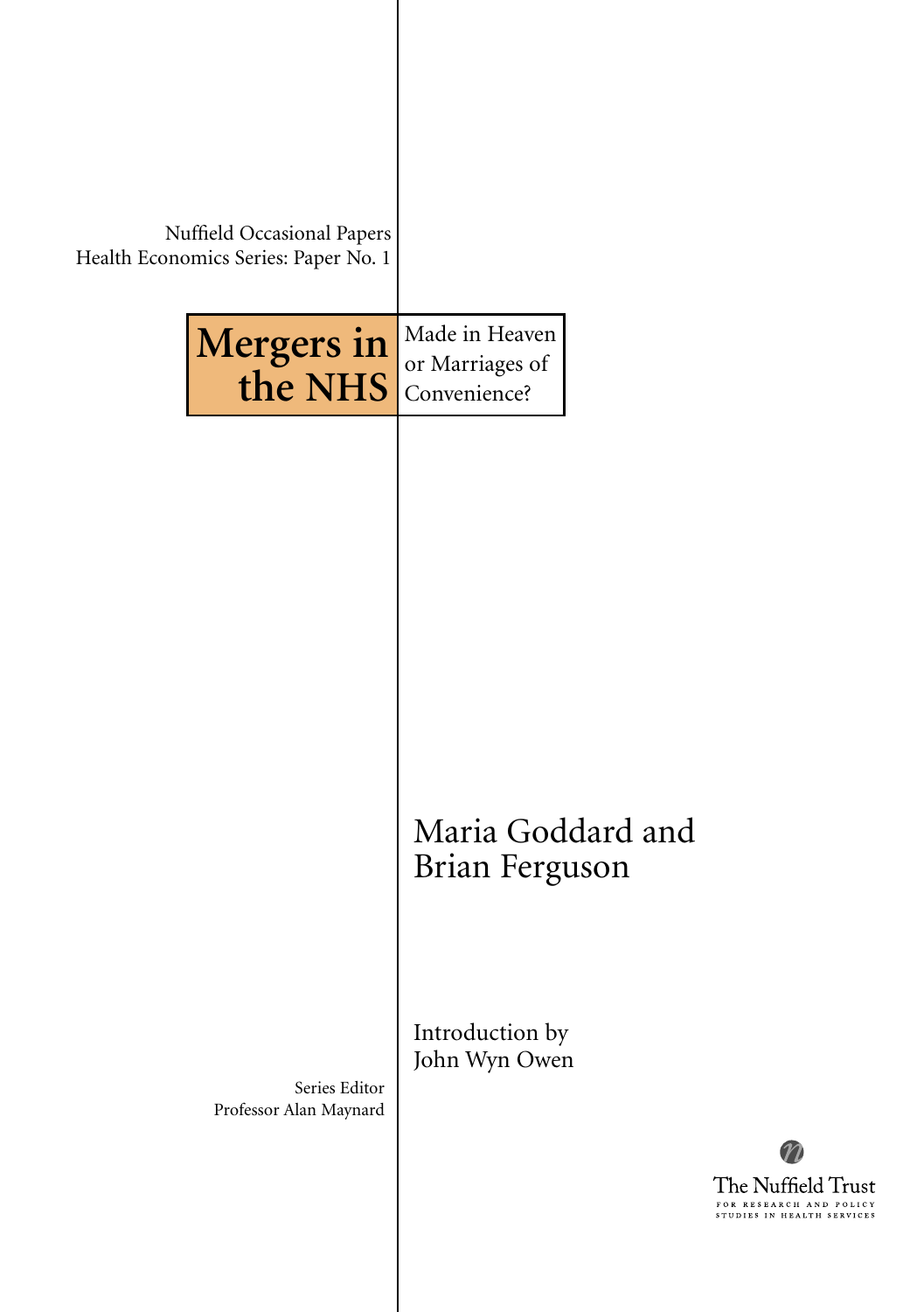Nuffield Occasional Papers
Health Economics Series: Paper No. 1

# Mergers in the NHS

## Made in Heaven or Marriages of Convenience?

Maria Goddard and Brian Ferguson

Introduction by
John Wyn Owen

Series Editor
Professor Alan Maynard

The Nuffield Trust
FOR RESEARCH AND POLICY STUDIES IN HEALTH SERVICES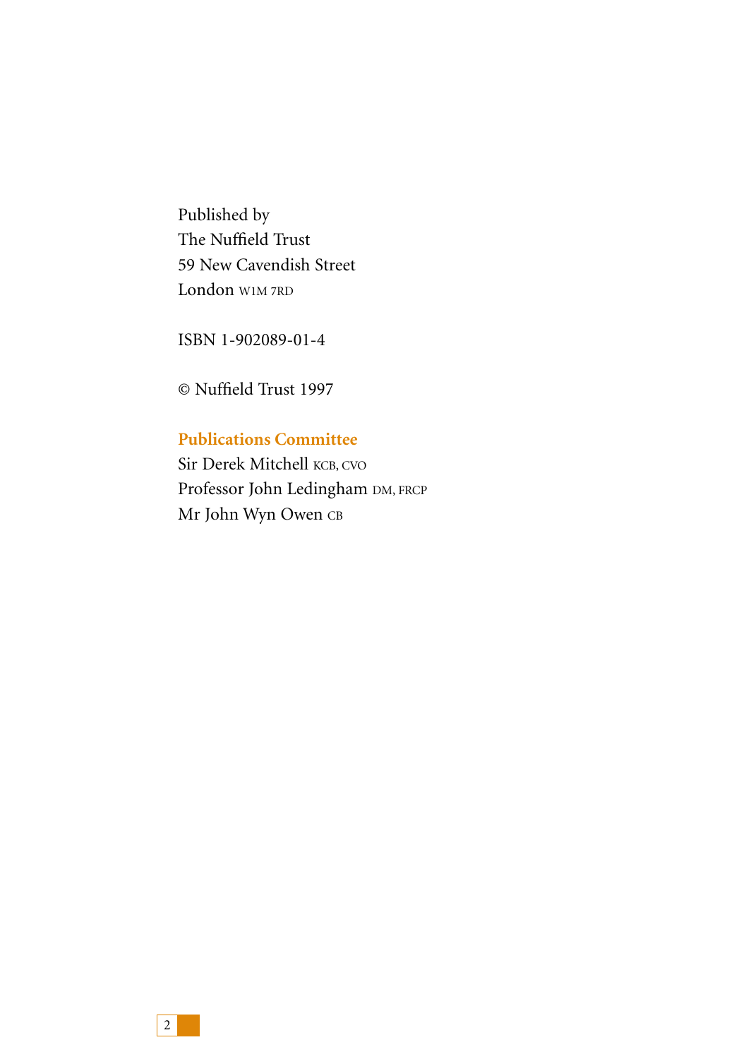Published by
The Nuffield Trust
59 New Cavendish Street
London W1M 7RD

ISBN 1-902089-01-4

© Nuffield Trust 1997

**Publications Committee**

Sir Derek Mitchell KCB, CVO
Professor John Ledingham DM, FRCP
Mr John Wyn Owen CB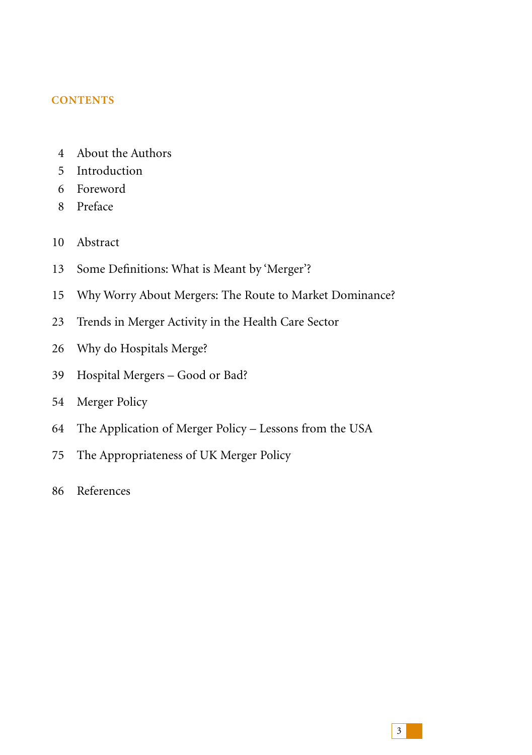# CONTENTS

4 About the Authors
5 Introduction
6 Foreword
8 Preface

10 Abstract

13 Some Definitions: What is Meant by 'Merger'?

15 Why Worry About Mergers: The Route to Market Dominance?

23 Trends in Merger Activity in the Health Care Sector

26 Why do Hospitals Merge?

39 Hospital Mergers – Good or Bad?

54 Merger Policy

64 The Application of Merger Policy – Lessons from the USA

75 The Appropriateness of UK Merger Policy

86 References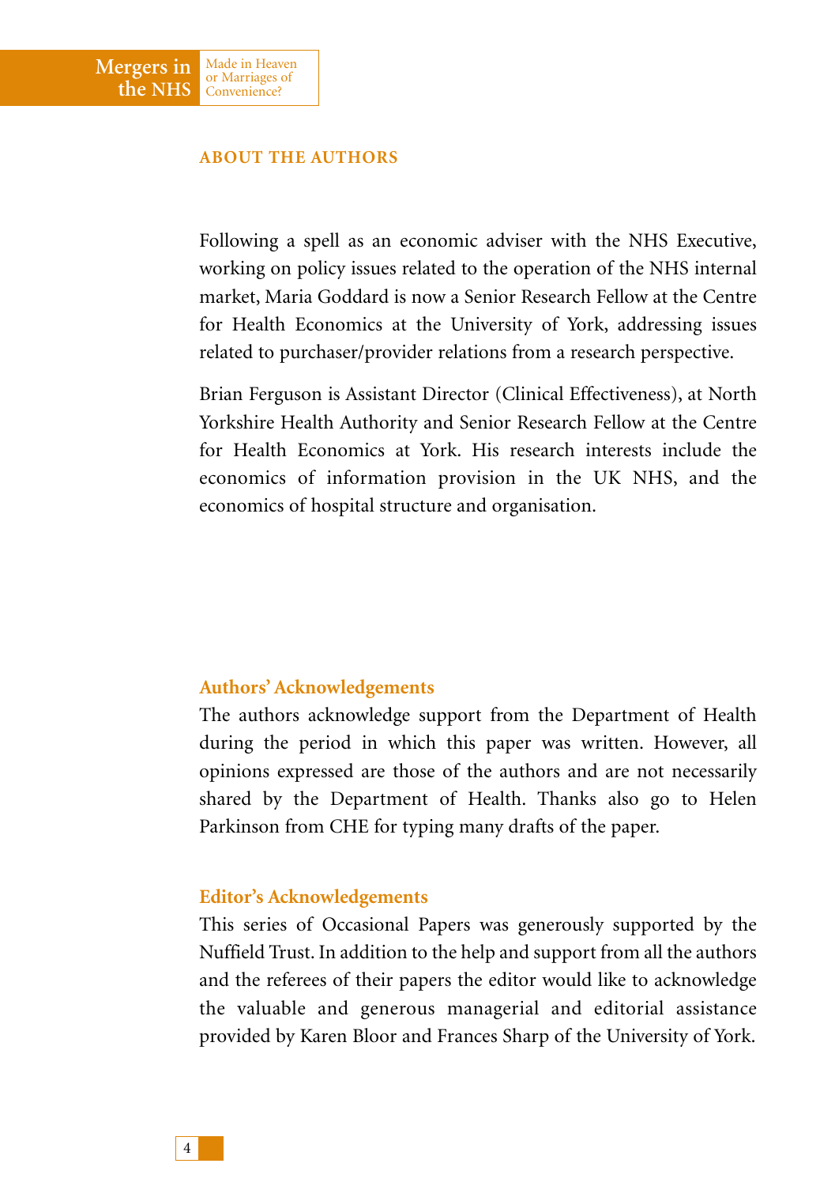## ABOUT THE AUTHORS

Following a spell as an economic adviser with the NHS Executive, working on policy issues related to the operation of the NHS internal market, Maria Goddard is now a Senior Research Fellow at the Centre for Health Economics at the University of York, addressing issues related to purchaser/provider relations from a research perspective.

Brian Ferguson is Assistant Director (Clinical Effectiveness), at North Yorkshire Health Authority and Senior Research Fellow at the Centre for Health Economics at York. His research interests include the economics of information provision in the UK NHS, and the economics of hospital structure and organisation.

### Authors' Acknowledgements

The authors acknowledge support from the Department of Health during the period in which this paper was written. However, all opinions expressed are those of the authors and are not necessarily shared by the Department of Health. Thanks also go to Helen Parkinson from CHE for typing many drafts of the paper.

### Editor's Acknowledgements

This series of Occasional Papers was generously supported by the Nuffield Trust. In addition to the help and support from all the authors and the referees of their papers the editor would like to acknowledge the valuable and generous managerial and editorial assistance provided by Karen Bloor and Frances Sharp of the University of York.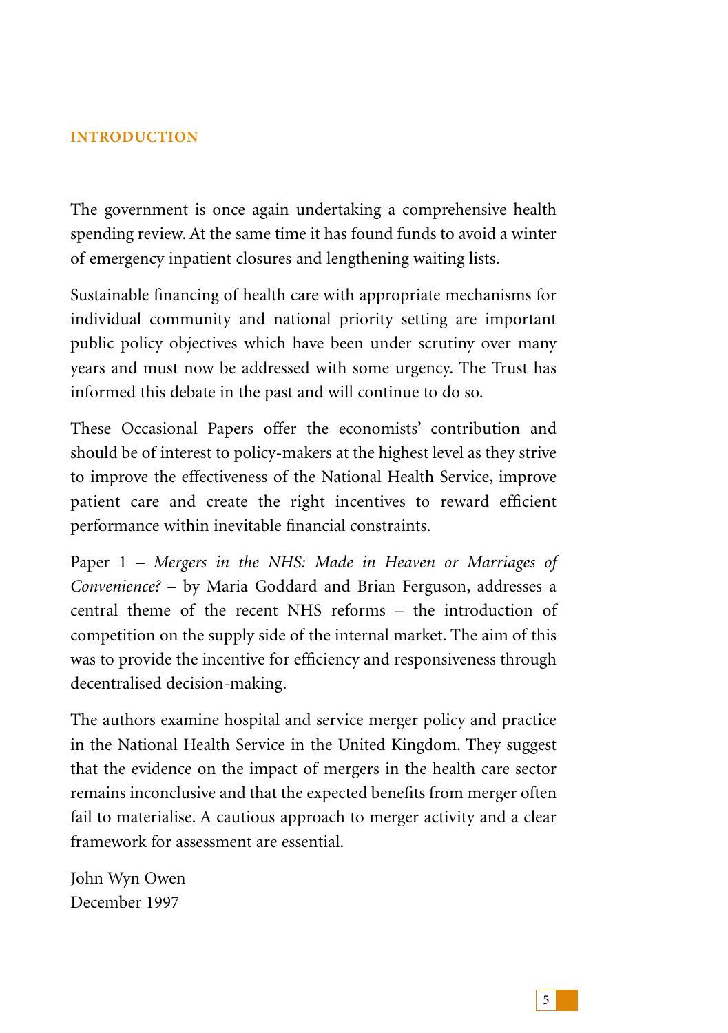## INTRODUCTION

The government is once again undertaking a comprehensive health spending review. At the same time it has found funds to avoid a winter of emergency inpatient closures and lengthening waiting lists.

Sustainable financing of health care with appropriate mechanisms for individual community and national priority setting are important public policy objectives which have been under scrutiny over many years and must now be addressed with some urgency. The Trust has informed this debate in the past and will continue to do so.

These Occasional Papers offer the economists' contribution and should be of interest to policy-makers at the highest level as they strive to improve the effectiveness of the National Health Service, improve patient care and create the right incentives to reward efficient performance within inevitable financial constraints.

Paper 1 – *Mergers in the NHS: Made in Heaven or Marriages of Convenience?* – by Maria Goddard and Brian Ferguson, addresses a central theme of the recent NHS reforms – the introduction of competition on the supply side of the internal market. The aim of this was to provide the incentive for efficiency and responsiveness through decentralised decision-making.

The authors examine hospital and service merger policy and practice in the National Health Service in the United Kingdom. They suggest that the evidence on the impact of mergers in the health care sector remains inconclusive and that the expected benefits from merger often fail to materialise. A cautious approach to merger activity and a clear framework for assessment are essential.

John Wyn Owen
December 1997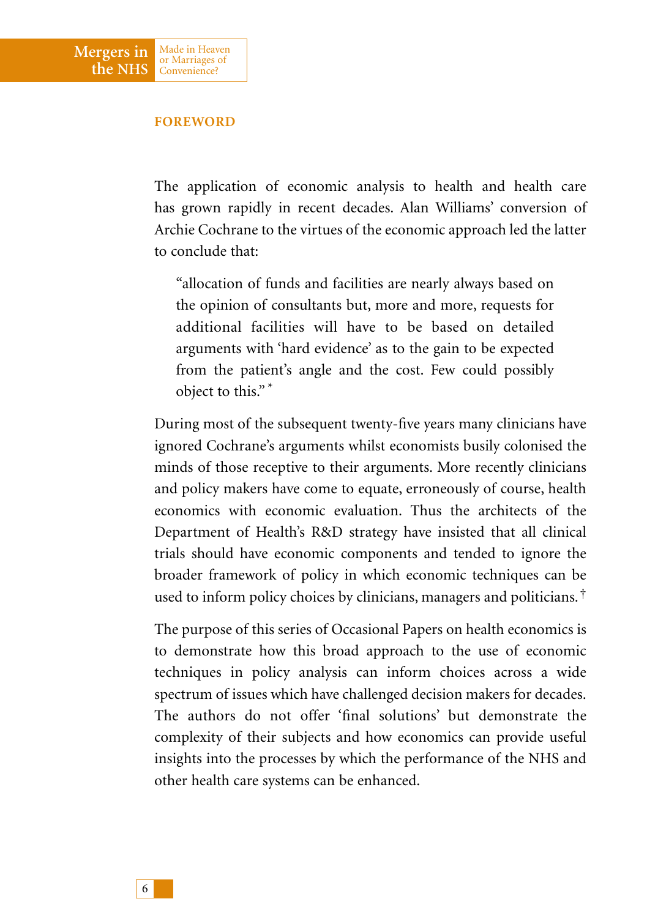## FOREWORD

The application of economic analysis to health and health care has grown rapidly in recent decades. Alan Williams' conversion of Archie Cochrane to the virtues of the economic approach led the latter to conclude that:

> "allocation of funds and facilities are nearly always based on the opinion of consultants but, more and more, requests for additional facilities will have to be based on detailed arguments with 'hard evidence' as to the gain to be expected from the patient's angle and the cost. Few could possibly object to this." *

During most of the subsequent twenty-five years many clinicians have ignored Cochrane's arguments whilst economists busily colonised the minds of those receptive to their arguments. More recently clinicians and policy makers have come to equate, erroneously of course, health economics with economic evaluation. Thus the architects of the Department of Health's R&D strategy have insisted that all clinical trials should have economic components and tended to ignore the broader framework of policy in which economic techniques can be used to inform policy choices by clinicians, managers and politicians. †

The purpose of this series of Occasional Papers on health economics is to demonstrate how this broad approach to the use of economic techniques in policy analysis can inform choices across a wide spectrum of issues which have challenged decision makers for decades. The authors do not offer 'final solutions' but demonstrate the complexity of their subjects and how economics can provide useful insights into the processes by which the performance of the NHS and other health care systems can be enhanced.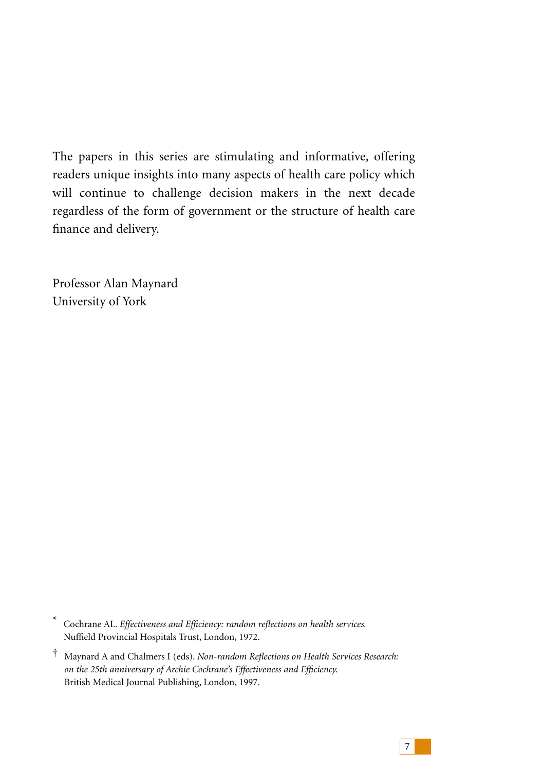The papers in this series are stimulating and informative, offering readers unique insights into many aspects of health care policy which will continue to challenge decision makers in the next decade regardless of the form of government or the structure of health care finance and delivery.

Professor Alan Maynard
University of York

---

* Cochrane AL. *Effectiveness and Efficiency: random reflections on health services.* Nuffield Provincial Hospitals Trust, London, 1972.

† Maynard A and Chalmers I (eds). *Non-random Reflections on Health Services Research: on the 25th anniversary of Archie Cochrane's Effectiveness and Efficiency.* British Medical Journal Publishing, London, 1997.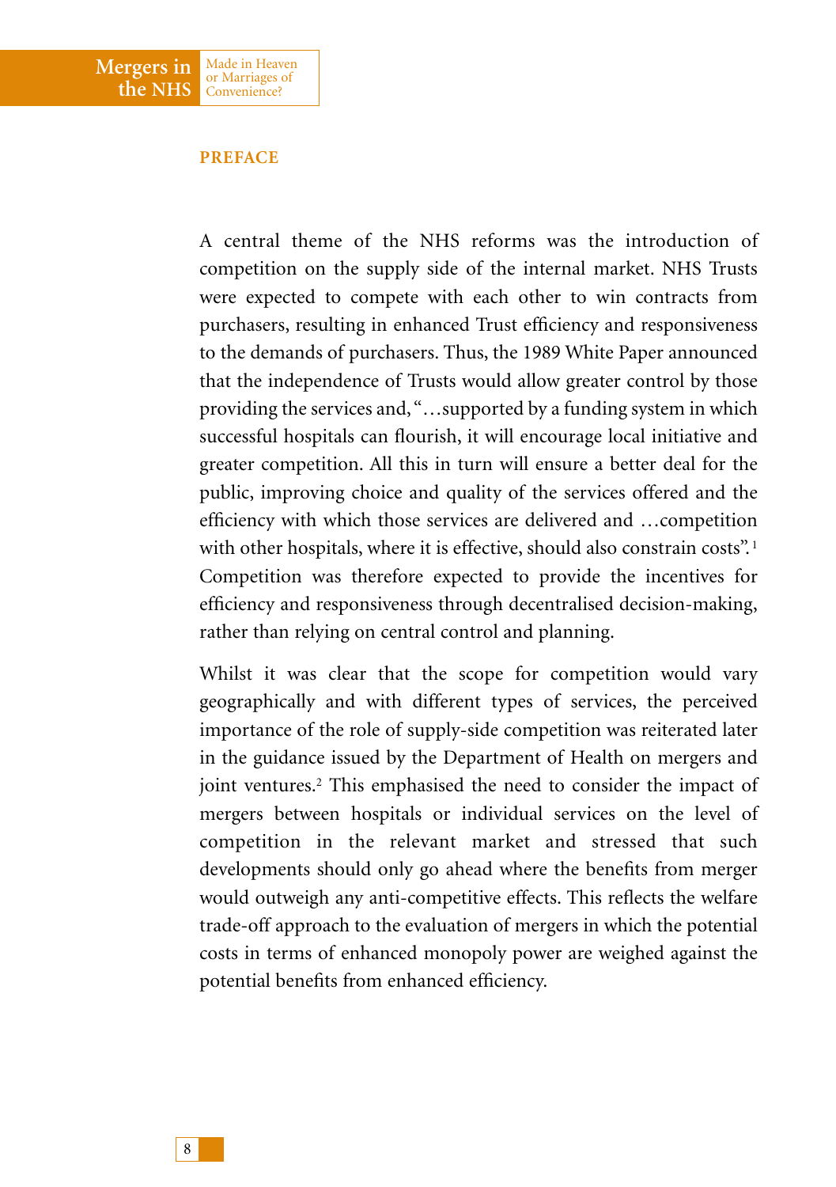## PREFACE

A central theme of the NHS reforms was the introduction of competition on the supply side of the internal market. NHS Trusts were expected to compete with each other to win contracts from purchasers, resulting in enhanced Trust efficiency and responsiveness to the demands of purchasers. Thus, the 1989 White Paper announced that the independence of Trusts would allow greater control by those providing the services and, "…supported by a funding system in which successful hospitals can flourish, it will encourage local initiative and greater competition. All this in turn will ensure a better deal for the public, improving choice and quality of the services offered and the efficiency with which those services are delivered and …competition with other hospitals, where it is effective, should also constrain costs".[1] Competition was therefore expected to provide the incentives for efficiency and responsiveness through decentralised decision-making, rather than relying on central control and planning.

Whilst it was clear that the scope for competition would vary geographically and with different types of services, the perceived importance of the role of supply-side competition was reiterated later in the guidance issued by the Department of Health on mergers and joint ventures.[2] This emphasised the need to consider the impact of mergers between hospitals or individual services on the level of competition in the relevant market and stressed that such developments should only go ahead where the benefits from merger would outweigh any anti-competitive effects. This reflects the welfare trade-off approach to the evaluation of mergers in which the potential costs in terms of enhanced monopoly power are weighed against the potential benefits from enhanced efficiency.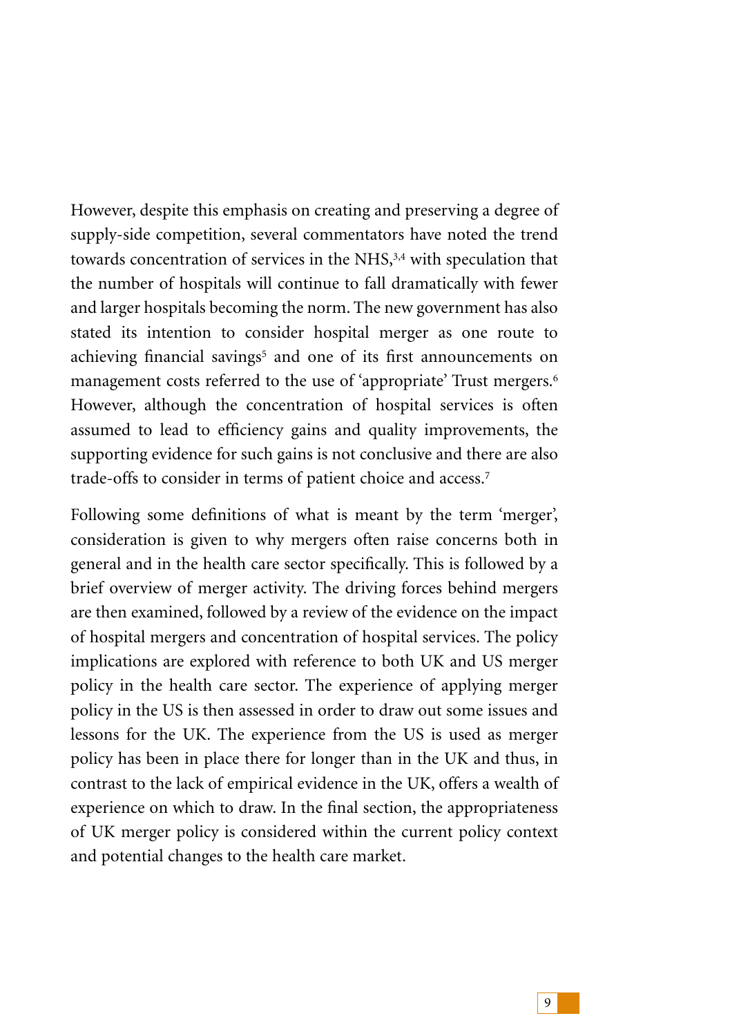However, despite this emphasis on creating and preserving a degree of supply-side competition, several commentators have noted the trend towards concentration of services in the NHS,[3,4] with speculation that the number of hospitals will continue to fall dramatically with fewer and larger hospitals becoming the norm. The new government has also stated its intention to consider hospital merger as one route to achieving financial savings[5] and one of its first announcements on management costs referred to the use of 'appropriate' Trust mergers.[6] However, although the concentration of hospital services is often assumed to lead to efficiency gains and quality improvements, the supporting evidence for such gains is not conclusive and there are also trade-offs to consider in terms of patient choice and access.[7]

Following some definitions of what is meant by the term 'merger', consideration is given to why mergers often raise concerns both in general and in the health care sector specifically. This is followed by a brief overview of merger activity. The driving forces behind mergers are then examined, followed by a review of the evidence on the impact of hospital mergers and concentration of hospital services. The policy implications are explored with reference to both UK and US merger policy in the health care sector. The experience of applying merger policy in the US is then assessed in order to draw out some issues and lessons for the UK. The experience from the US is used as merger policy has been in place there for longer than in the UK and thus, in contrast to the lack of empirical evidence in the UK, offers a wealth of experience on which to draw. In the final section, the appropriateness of UK merger policy is considered within the current policy context and potential changes to the health care market.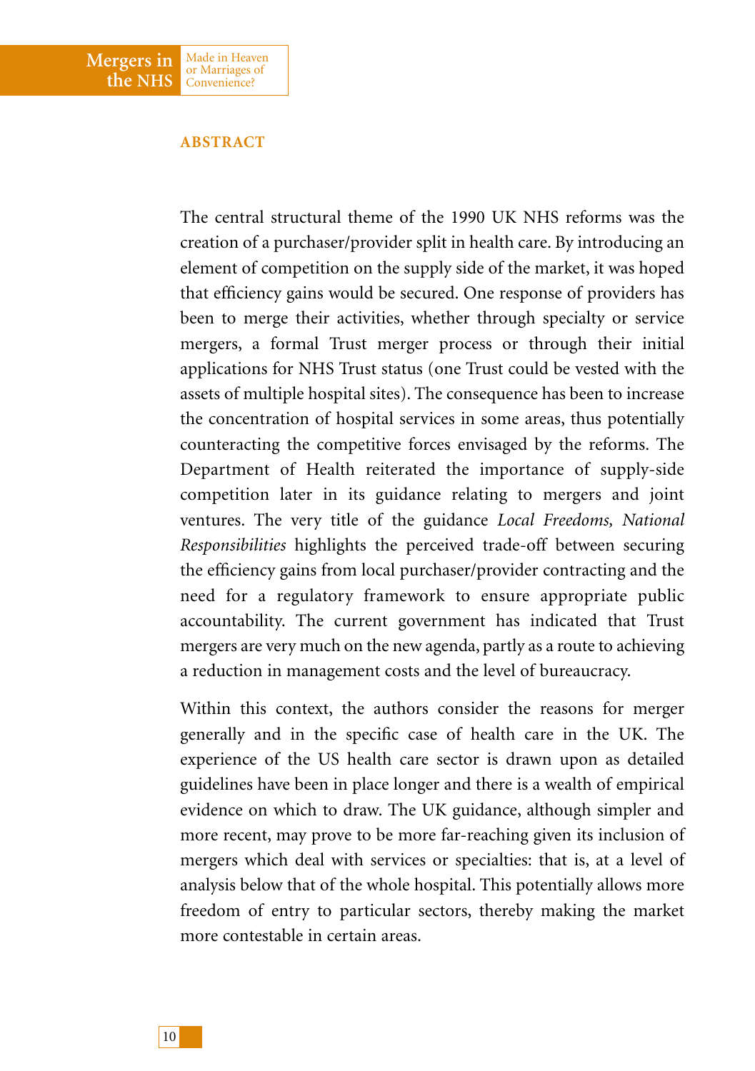## ABSTRACT

The central structural theme of the 1990 UK NHS reforms was the creation of a purchaser/provider split in health care. By introducing an element of competition on the supply side of the market, it was hoped that efficiency gains would be secured. One response of providers has been to merge their activities, whether through specialty or service mergers, a formal Trust merger process or through their initial applications for NHS Trust status (one Trust could be vested with the assets of multiple hospital sites). The consequence has been to increase the concentration of hospital services in some areas, thus potentially counteracting the competitive forces envisaged by the reforms. The Department of Health reiterated the importance of supply-side competition later in its guidance relating to mergers and joint ventures. The very title of the guidance *Local Freedoms, National Responsibilities* highlights the perceived trade-off between securing the efficiency gains from local purchaser/provider contracting and the need for a regulatory framework to ensure appropriate public accountability. The current government has indicated that Trust mergers are very much on the new agenda, partly as a route to achieving a reduction in management costs and the level of bureaucracy.

Within this context, the authors consider the reasons for merger generally and in the specific case of health care in the UK. The experience of the US health care sector is drawn upon as detailed guidelines have been in place longer and there is a wealth of empirical evidence on which to draw. The UK guidance, although simpler and more recent, may prove to be more far-reaching given its inclusion of mergers which deal with services or specialties: that is, at a level of analysis below that of the whole hospital. This potentially allows more freedom of entry to particular sectors, thereby making the market more contestable in certain areas.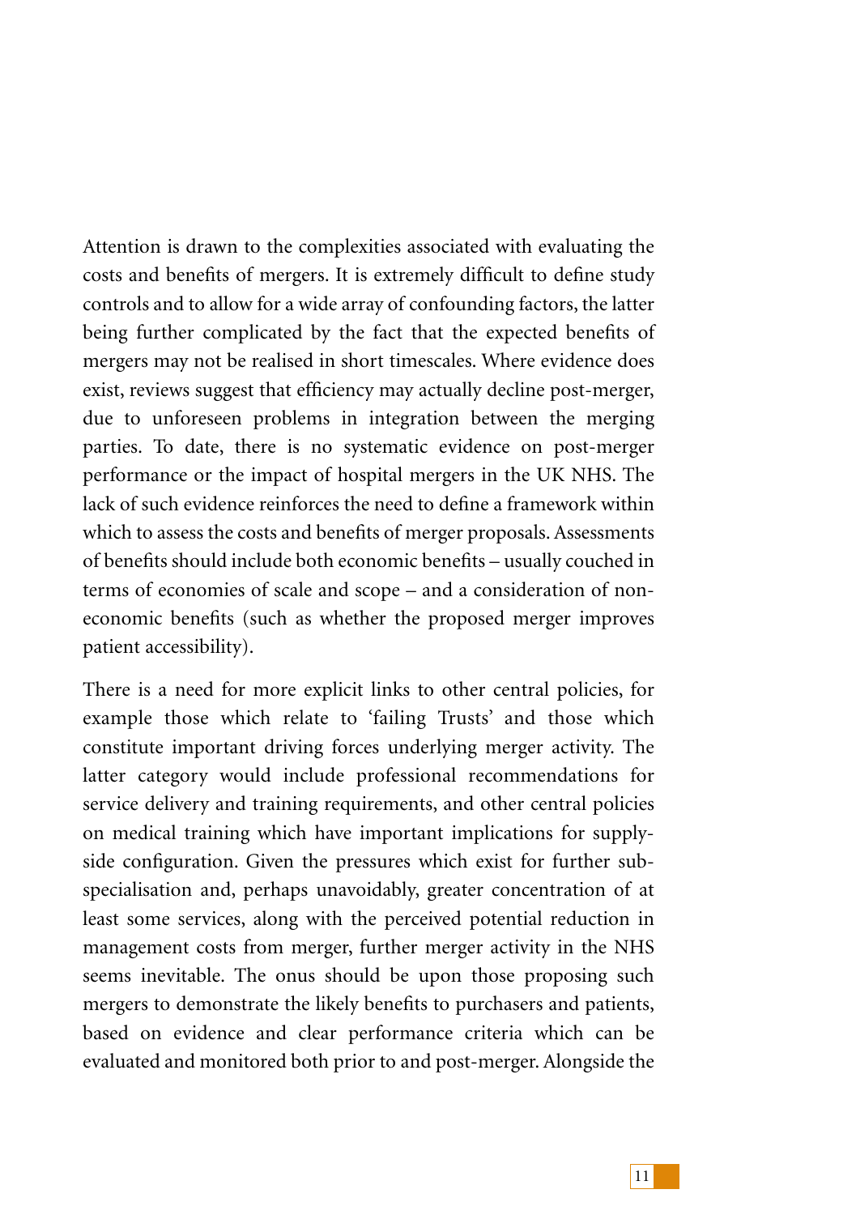Attention is drawn to the complexities associated with evaluating the costs and benefits of mergers. It is extremely difficult to define study controls and to allow for a wide array of confounding factors, the latter being further complicated by the fact that the expected benefits of mergers may not be realised in short timescales. Where evidence does exist, reviews suggest that efficiency may actually decline post-merger, due to unforeseen problems in integration between the merging parties. To date, there is no systematic evidence on post-merger performance or the impact of hospital mergers in the UK NHS. The lack of such evidence reinforces the need to define a framework within which to assess the costs and benefits of merger proposals. Assessments of benefits should include both economic benefits – usually couched in terms of economies of scale and scope – and a consideration of non-economic benefits (such as whether the proposed merger improves patient accessibility).

There is a need for more explicit links to other central policies, for example those which relate to 'failing Trusts' and those which constitute important driving forces underlying merger activity. The latter category would include professional recommendations for service delivery and training requirements, and other central policies on medical training which have important implications for supply-side configuration. Given the pressures which exist for further sub-specialisation and, perhaps unavoidably, greater concentration of at least some services, along with the perceived potential reduction in management costs from merger, further merger activity in the NHS seems inevitable. The onus should be upon those proposing such mergers to demonstrate the likely benefits to purchasers and patients, based on evidence and clear performance criteria which can be evaluated and monitored both prior to and post-merger. Alongside the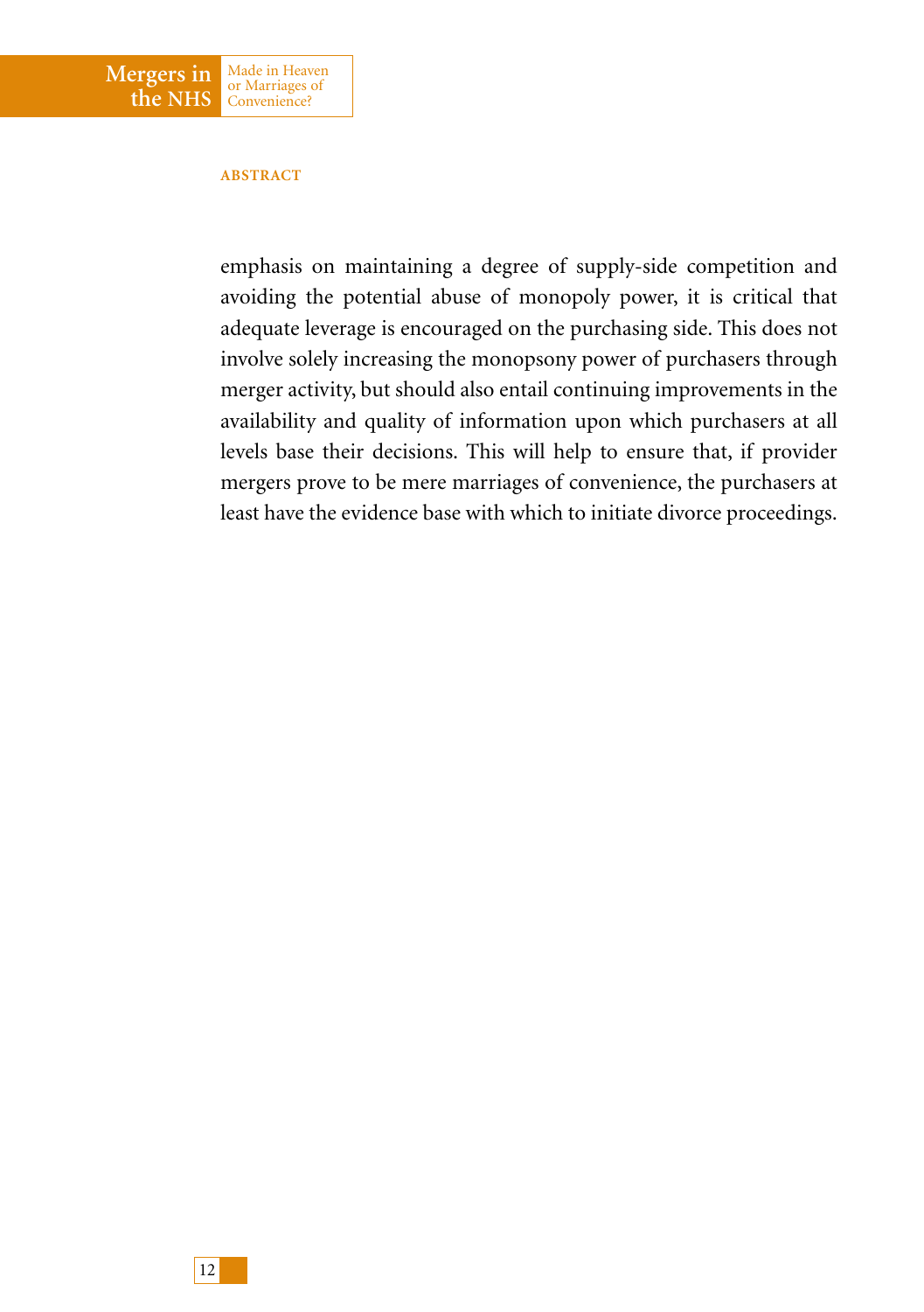## ABSTRACT

emphasis on maintaining a degree of supply-side competition and avoiding the potential abuse of monopoly power, it is critical that adequate leverage is encouraged on the purchasing side. This does not involve solely increasing the monopsony power of purchasers through merger activity, but should also entail continuing improvements in the availability and quality of information upon which purchasers at all levels base their decisions. This will help to ensure that, if provider mergers prove to be mere marriages of convenience, the purchasers at least have the evidence base with which to initiate divorce proceedings.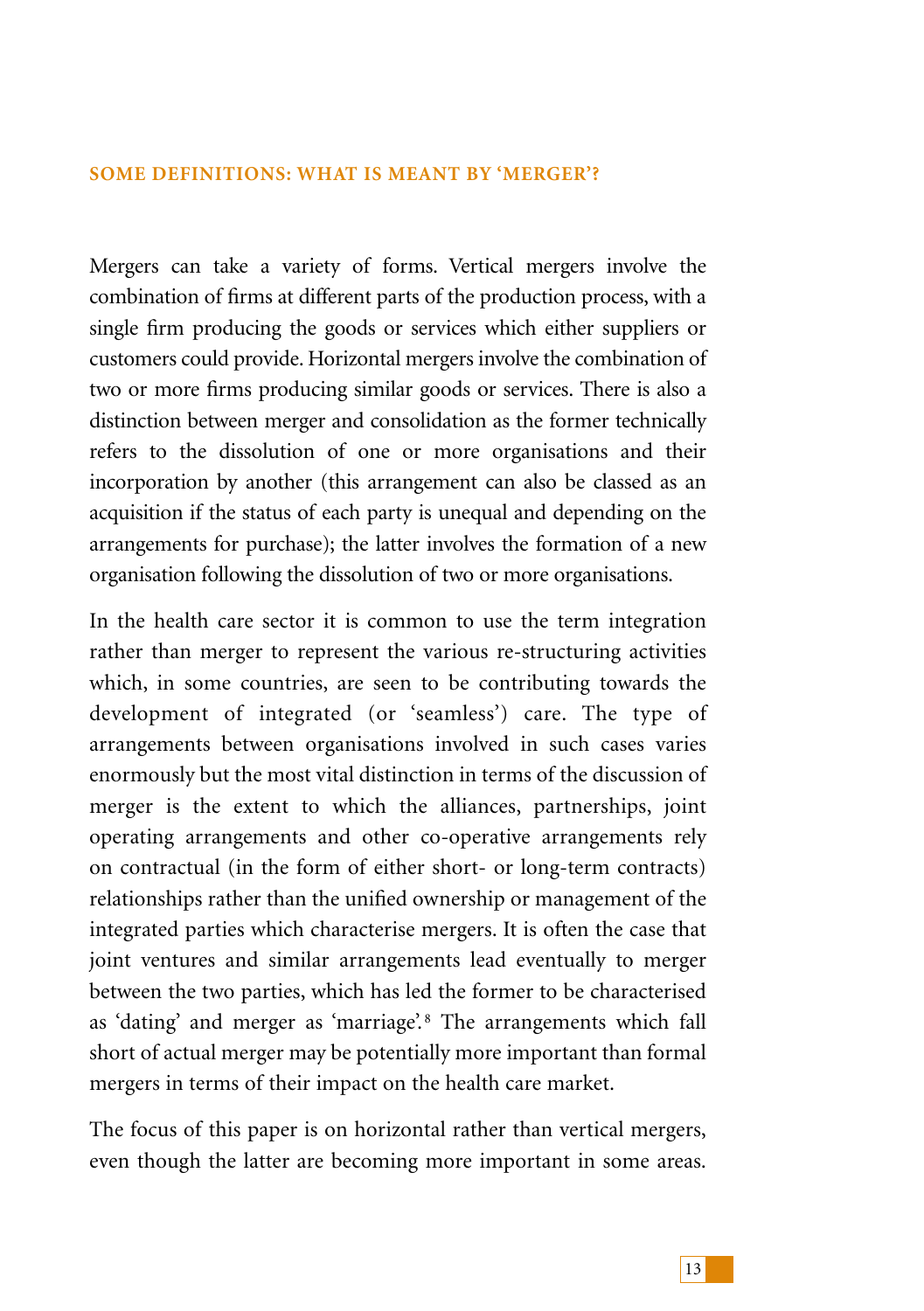## SOME DEFINITIONS: WHAT IS MEANT BY 'MERGER'?

Mergers can take a variety of forms. Vertical mergers involve the combination of firms at different parts of the production process, with a single firm producing the goods or services which either suppliers or customers could provide. Horizontal mergers involve the combination of two or more firms producing similar goods or services. There is also a distinction between merger and consolidation as the former technically refers to the dissolution of one or more organisations and their incorporation by another (this arrangement can also be classed as an acquisition if the status of each party is unequal and depending on the arrangements for purchase); the latter involves the formation of a new organisation following the dissolution of two or more organisations.

In the health care sector it is common to use the term integration rather than merger to represent the various re-structuring activities which, in some countries, are seen to be contributing towards the development of integrated (or 'seamless') care. The type of arrangements between organisations involved in such cases varies enormously but the most vital distinction in terms of the discussion of merger is the extent to which the alliances, partnerships, joint operating arrangements and other co-operative arrangements rely on contractual (in the form of either short- or long-term contracts) relationships rather than the unified ownership or management of the integrated parties which characterise mergers. It is often the case that joint ventures and similar arrangements lead eventually to merger between the two parties, which has led the former to be characterised as 'dating' and merger as 'marriage'.[8] The arrangements which fall short of actual merger may be potentially more important than formal mergers in terms of their impact on the health care market.

The focus of this paper is on horizontal rather than vertical mergers, even though the latter are becoming more important in some areas.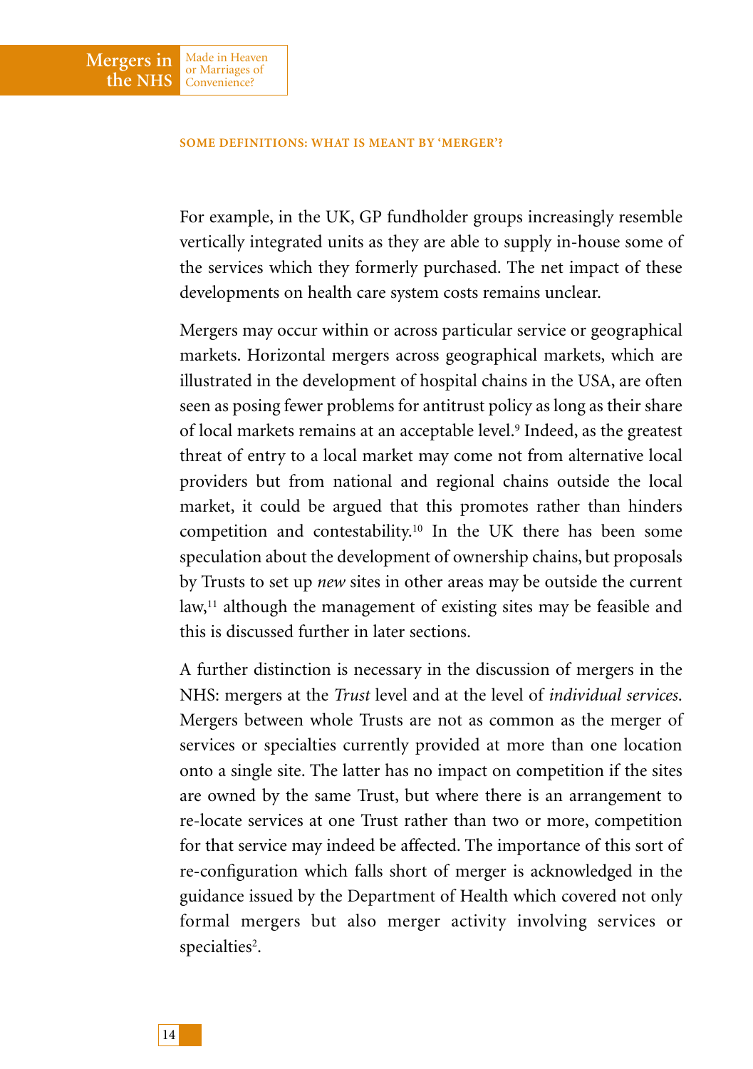For example, in the UK, GP fundholder groups increasingly resemble vertically integrated units as they are able to supply in-house some of the services which they formerly purchased. The net impact of these developments on health care system costs remains unclear.

Mergers may occur within or across particular service or geographical markets. Horizontal mergers across geographical markets, which are illustrated in the development of hospital chains in the USA, are often seen as posing fewer problems for antitrust policy as long as their share of local markets remains at an acceptable level.[9] Indeed, as the greatest threat of entry to a local market may come not from alternative local providers but from national and regional chains outside the local market, it could be argued that this promotes rather than hinders competition and contestability.[10] In the UK there has been some speculation about the development of ownership chains, but proposals by Trusts to set up *new* sites in other areas may be outside the current law,[11] although the management of existing sites may be feasible and this is discussed further in later sections.

A further distinction is necessary in the discussion of mergers in the NHS: mergers at the *Trust* level and at the level of *individual services*. Mergers between whole Trusts are not as common as the merger of services or specialties currently provided at more than one location onto a single site. The latter has no impact on competition if the sites are owned by the same Trust, but where there is an arrangement to re-locate services at one Trust rather than two or more, competition for that service may indeed be affected. The importance of this sort of re-configuration which falls short of merger is acknowledged in the guidance issued by the Department of Health which covered not only formal mergers but also merger activity involving services or specialties[2].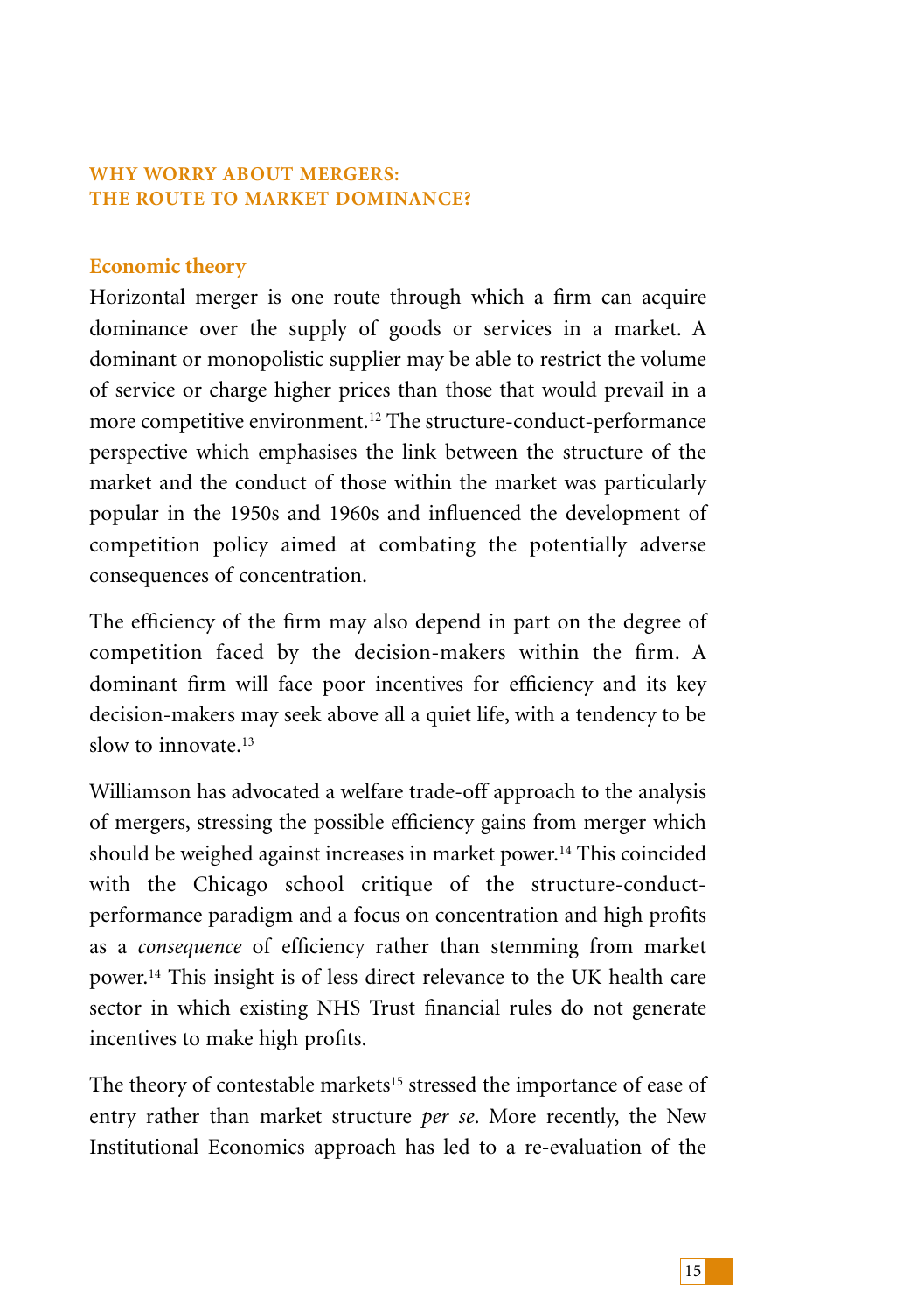## WHY WORRY ABOUT MERGERS: THE ROUTE TO MARKET DOMINANCE?

### Economic theory

Horizontal merger is one route through which a firm can acquire dominance over the supply of goods or services in a market. A dominant or monopolistic supplier may be able to restrict the volume of service or charge higher prices than those that would prevail in a more competitive environment.[12] The structure-conduct-performance perspective which emphasises the link between the structure of the market and the conduct of those within the market was particularly popular in the 1950s and 1960s and influenced the development of competition policy aimed at combating the potentially adverse consequences of concentration.

The efficiency of the firm may also depend in part on the degree of competition faced by the decision-makers within the firm. A dominant firm will face poor incentives for efficiency and its key decision-makers may seek above all a quiet life, with a tendency to be slow to innovate.[13]

Williamson has advocated a welfare trade-off approach to the analysis of mergers, stressing the possible efficiency gains from merger which should be weighed against increases in market power.[14] This coincided with the Chicago school critique of the structure-conduct-performance paradigm and a focus on concentration and high profits as a *consequence* of efficiency rather than stemming from market power.[14] This insight is of less direct relevance to the UK health care sector in which existing NHS Trust financial rules do not generate incentives to make high profits.

The theory of contestable markets[15] stressed the importance of ease of entry rather than market structure *per se*. More recently, the New Institutional Economics approach has led to a re-evaluation of the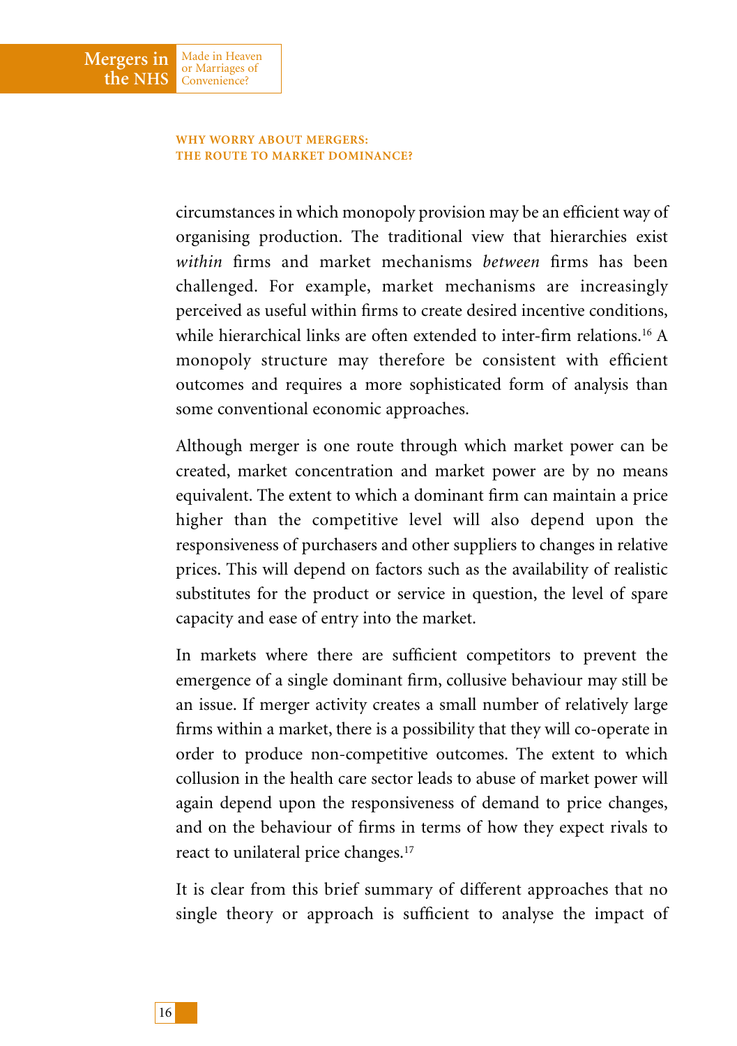circumstances in which monopoly provision may be an efficient way of organising production. The traditional view that hierarchies exist *within* firms and market mechanisms *between* firms has been challenged. For example, market mechanisms are increasingly perceived as useful within firms to create desired incentive conditions, while hierarchical links are often extended to inter-firm relations.[16] A monopoly structure may therefore be consistent with efficient outcomes and requires a more sophisticated form of analysis than some conventional economic approaches.

Although merger is one route through which market power can be created, market concentration and market power are by no means equivalent. The extent to which a dominant firm can maintain a price higher than the competitive level will also depend upon the responsiveness of purchasers and other suppliers to changes in relative prices. This will depend on factors such as the availability of realistic substitutes for the product or service in question, the level of spare capacity and ease of entry into the market.

In markets where there are sufficient competitors to prevent the emergence of a single dominant firm, collusive behaviour may still be an issue. If merger activity creates a small number of relatively large firms within a market, there is a possibility that they will co-operate in order to produce non-competitive outcomes. The extent to which collusion in the health care sector leads to abuse of market power will again depend upon the responsiveness of demand to price changes, and on the behaviour of firms in terms of how they expect rivals to react to unilateral price changes.[17]

It is clear from this brief summary of different approaches that no single theory or approach is sufficient to analyse the impact of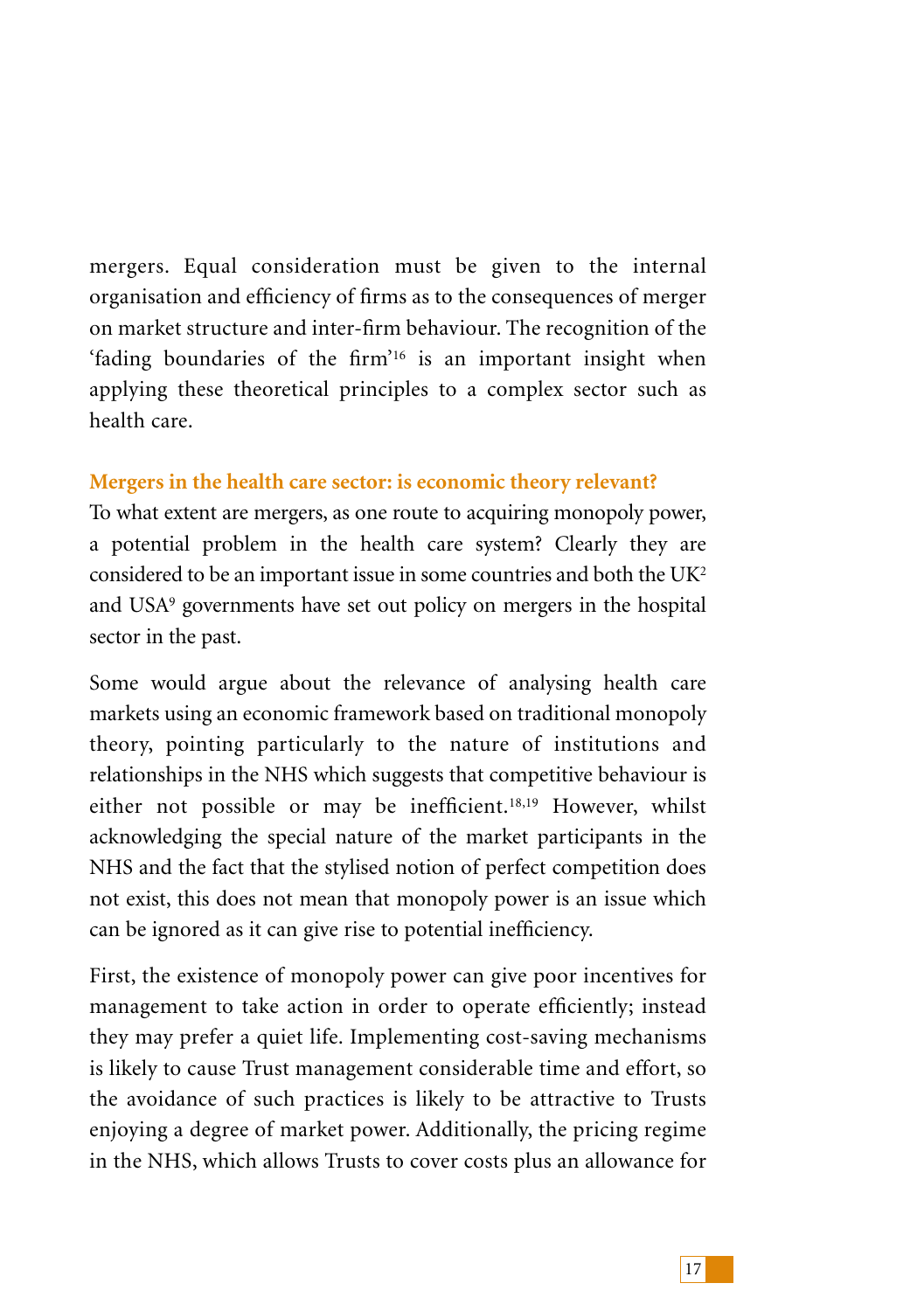mergers. Equal consideration must be given to the internal organisation and efficiency of firms as to the consequences of merger on market structure and inter-firm behaviour. The recognition of the 'fading boundaries of the firm'[16] is an important insight when applying these theoretical principles to a complex sector such as health care.

### Mergers in the health care sector: is economic theory relevant?

To what extent are mergers, as one route to acquiring monopoly power, a potential problem in the health care system? Clearly they are considered to be an important issue in some countries and both the UK[2] and USA[9] governments have set out policy on mergers in the hospital sector in the past.

Some would argue about the relevance of analysing health care markets using an economic framework based on traditional monopoly theory, pointing particularly to the nature of institutions and relationships in the NHS which suggests that competitive behaviour is either not possible or may be inefficient.[18,19] However, whilst acknowledging the special nature of the market participants in the NHS and the fact that the stylised notion of perfect competition does not exist, this does not mean that monopoly power is an issue which can be ignored as it can give rise to potential inefficiency.

First, the existence of monopoly power can give poor incentives for management to take action in order to operate efficiently; instead they may prefer a quiet life. Implementing cost-saving mechanisms is likely to cause Trust management considerable time and effort, so the avoidance of such practices is likely to be attractive to Trusts enjoying a degree of market power. Additionally, the pricing regime in the NHS, which allows Trusts to cover costs plus an allowance for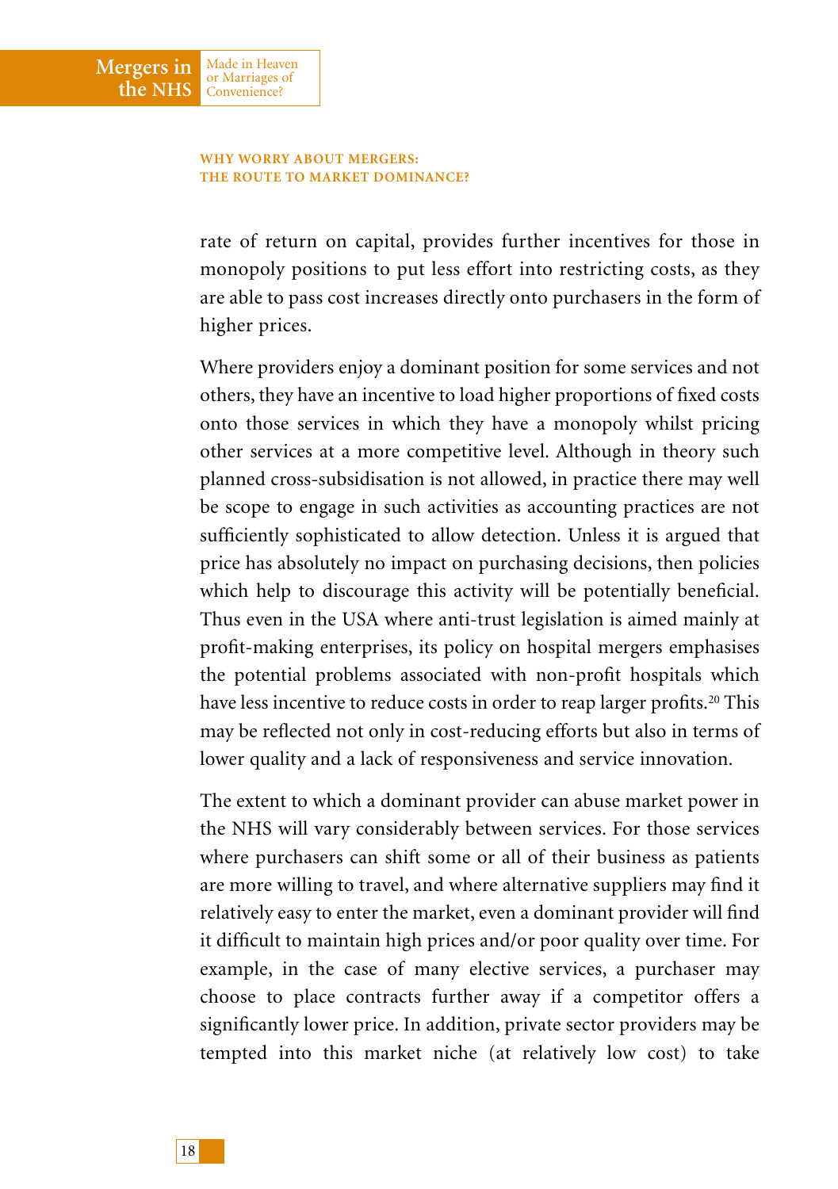rate of return on capital, provides further incentives for those in monopoly positions to put less effort into restricting costs, as they are able to pass cost increases directly onto purchasers in the form of higher prices.

Where providers enjoy a dominant position for some services and not others, they have an incentive to load higher proportions of fixed costs onto those services in which they have a monopoly whilst pricing other services at a more competitive level. Although in theory such planned cross-subsidisation is not allowed, in practice there may well be scope to engage in such activities as accounting practices are not sufficiently sophisticated to allow detection. Unless it is argued that price has absolutely no impact on purchasing decisions, then policies which help to discourage this activity will be potentially beneficial. Thus even in the USA where anti-trust legislation is aimed mainly at profit-making enterprises, its policy on hospital mergers emphasises the potential problems associated with non-profit hospitals which have less incentive to reduce costs in order to reap larger profits.[20] This may be reflected not only in cost-reducing efforts but also in terms of lower quality and a lack of responsiveness and service innovation.

The extent to which a dominant provider can abuse market power in the NHS will vary considerably between services. For those services where purchasers can shift some or all of their business as patients are more willing to travel, and where alternative suppliers may find it relatively easy to enter the market, even a dominant provider will find it difficult to maintain high prices and/or poor quality over time. For example, in the case of many elective services, a purchaser may choose to place contracts further away if a competitor offers a significantly lower price. In addition, private sector providers may be tempted into this market niche (at relatively low cost) to take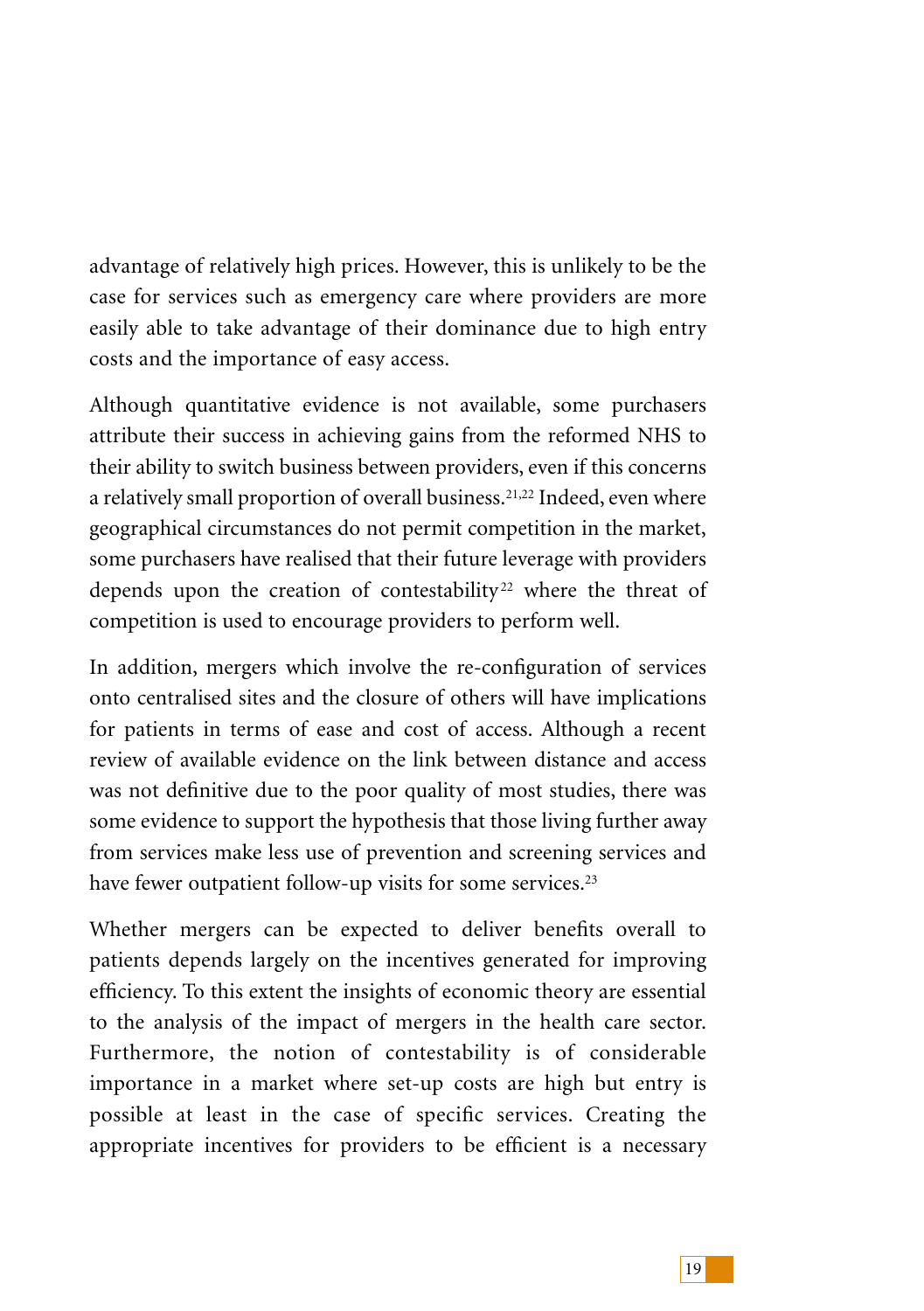advantage of relatively high prices. However, this is unlikely to be the case for services such as emergency care where providers are more easily able to take advantage of their dominance due to high entry costs and the importance of easy access.

Although quantitative evidence is not available, some purchasers attribute their success in achieving gains from the reformed NHS to their ability to switch business between providers, even if this concerns a relatively small proportion of overall business.[21,22] Indeed, even where geographical circumstances do not permit competition in the market, some purchasers have realised that their future leverage with providers depends upon the creation of contestability[22] where the threat of competition is used to encourage providers to perform well.

In addition, mergers which involve the re-configuration of services onto centralised sites and the closure of others will have implications for patients in terms of ease and cost of access. Although a recent review of available evidence on the link between distance and access was not definitive due to the poor quality of most studies, there was some evidence to support the hypothesis that those living further away from services make less use of prevention and screening services and have fewer outpatient follow-up visits for some services.[23]

Whether mergers can be expected to deliver benefits overall to patients depends largely on the incentives generated for improving efficiency. To this extent the insights of economic theory are essential to the analysis of the impact of mergers in the health care sector. Furthermore, the notion of contestability is of considerable importance in a market where set-up costs are high but entry is possible at least in the case of specific services. Creating the appropriate incentives for providers to be efficient is a necessary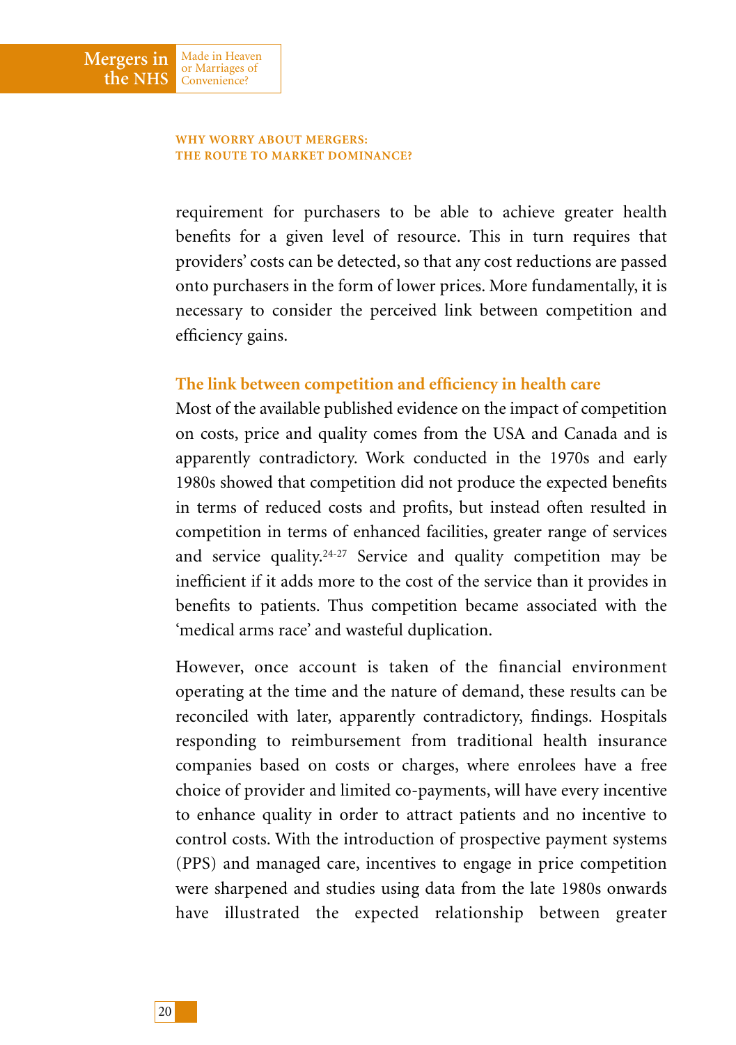requirement for purchasers to be able to achieve greater health benefits for a given level of resource. This in turn requires that providers' costs can be detected, so that any cost reductions are passed onto purchasers in the form of lower prices. More fundamentally, it is necessary to consider the perceived link between competition and efficiency gains.

### The link between competition and efficiency in health care

Most of the available published evidence on the impact of competition on costs, price and quality comes from the USA and Canada and is apparently contradictory. Work conducted in the 1970s and early 1980s showed that competition did not produce the expected benefits in terms of reduced costs and profits, but instead often resulted in competition in terms of enhanced facilities, greater range of services and service quality.[24-27] Service and quality competition may be inefficient if it adds more to the cost of the service than it provides in benefits to patients. Thus competition became associated with the 'medical arms race' and wasteful duplication.

However, once account is taken of the financial environment operating at the time and the nature of demand, these results can be reconciled with later, apparently contradictory, findings. Hospitals responding to reimbursement from traditional health insurance companies based on costs or charges, where enrolees have a free choice of provider and limited co-payments, will have every incentive to enhance quality in order to attract patients and no incentive to control costs. With the introduction of prospective payment systems (PPS) and managed care, incentives to engage in price competition were sharpened and studies using data from the late 1980s onwards have illustrated the expected relationship between greater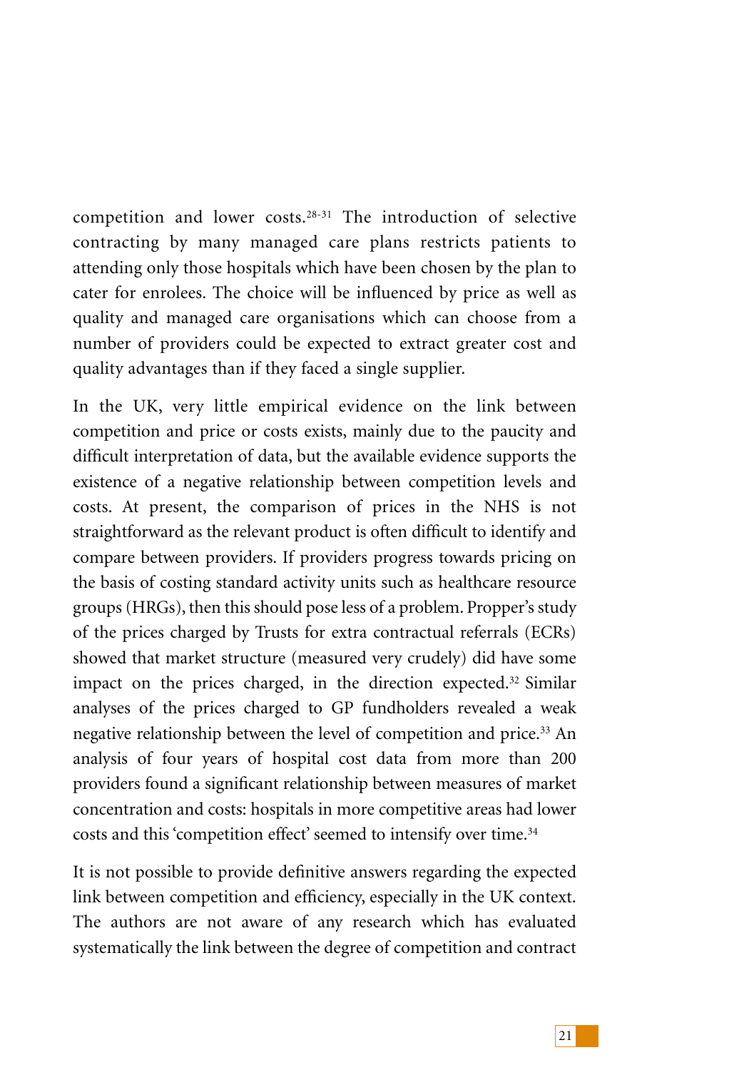competition and lower costs.[28-31] The introduction of selective contracting by many managed care plans restricts patients to attending only those hospitals which have been chosen by the plan to cater for enrolees. The choice will be influenced by price as well as quality and managed care organisations which can choose from a number of providers could be expected to extract greater cost and quality advantages than if they faced a single supplier.

In the UK, very little empirical evidence on the link between competition and price or costs exists, mainly due to the paucity and difficult interpretation of data, but the available evidence supports the existence of a negative relationship between competition levels and costs. At present, the comparison of prices in the NHS is not straightforward as the relevant product is often difficult to identify and compare between providers. If providers progress towards pricing on the basis of costing standard activity units such as healthcare resource groups (HRGs), then this should pose less of a problem. Propper's study of the prices charged by Trusts for extra contractual referrals (ECRs) showed that market structure (measured very crudely) did have some impact on the prices charged, in the direction expected.[32] Similar analyses of the prices charged to GP fundholders revealed a weak negative relationship between the level of competition and price.[33] An analysis of four years of hospital cost data from more than 200 providers found a significant relationship between measures of market concentration and costs: hospitals in more competitive areas had lower costs and this 'competition effect' seemed to intensify over time.[34]

It is not possible to provide definitive answers regarding the expected link between competition and efficiency, especially in the UK context. The authors are not aware of any research which has evaluated systematically the link between the degree of competition and contract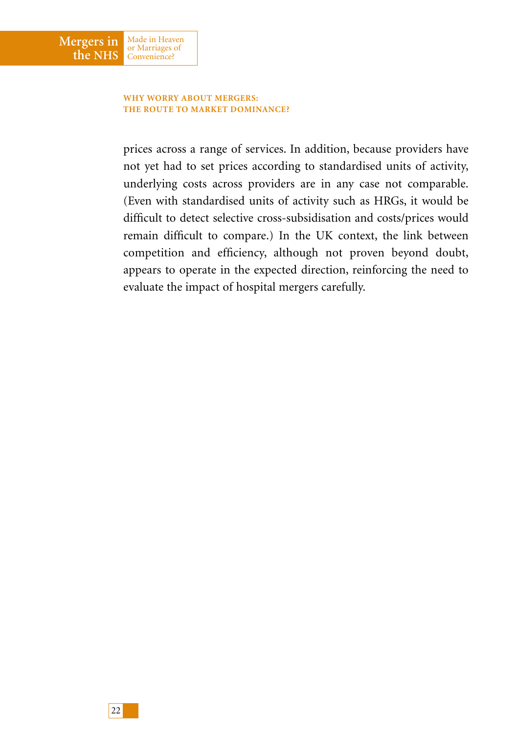prices across a range of services. In addition, because providers have not yet had to set prices according to standardised units of activity, underlying costs across providers are in any case not comparable. (Even with standardised units of activity such as HRGs, it would be difficult to detect selective cross-subsidisation and costs/prices would remain difficult to compare.) In the UK context, the link between competition and efficiency, although not proven beyond doubt, appears to operate in the expected direction, reinforcing the need to evaluate the impact of hospital mergers carefully.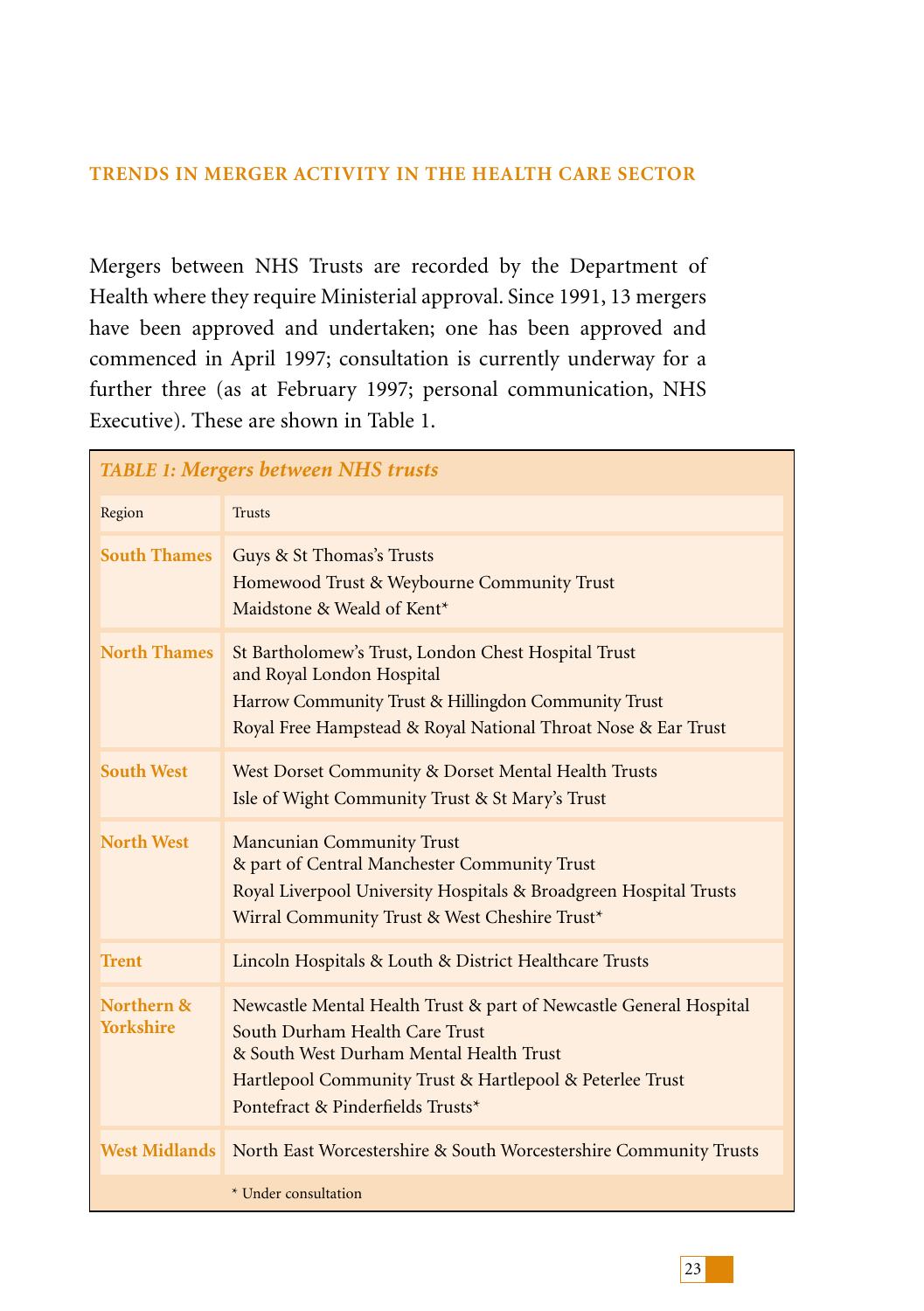## TRENDS IN MERGER ACTIVITY IN THE HEALTH CARE SECTOR

Mergers between NHS Trusts are recorded by the Department of Health where they require Ministerial approval. Since 1991, 13 mergers have been approved and undertaken; one has been approved and commenced in April 1997; consultation is currently underway for a further three (as at February 1997; personal communication, NHS Executive). These are shown in Table 1.

*TABLE 1: Mergers between NHS trusts*

| Region | Trusts |
|---|---|
| **South Thames** | Guys & St Thomas's Trusts<br>Homewood Trust & Weybourne Community Trust<br>Maidstone & Weald of Kent* |
| **North Thames** | St Bartholomew's Trust, London Chest Hospital Trust and Royal London Hospital<br>Harrow Community Trust & Hillingdon Community Trust<br>Royal Free Hampstead & Royal National Throat Nose & Ear Trust |
| **South West** | West Dorset Community & Dorset Mental Health Trusts<br>Isle of Wight Community Trust & St Mary's Trust |
| **North West** | Mancunian Community Trust & part of Central Manchester Community Trust<br>Royal Liverpool University Hospitals & Broadgreen Hospital Trusts<br>Wirral Community Trust & West Cheshire Trust* |
| **Trent** | Lincoln Hospitals & Louth & District Healthcare Trusts |
| **Northern & Yorkshire** | Newcastle Mental Health Trust & part of Newcastle General Hospital<br>South Durham Health Care Trust & South West Durham Mental Health Trust<br>Hartlepool Community Trust & Hartlepool & Peterlee Trust<br>Pontefract & Pinderfields Trusts* |
| **West Midlands** | North East Worcestershire & South Worcestershire Community Trusts |
| | * Under consultation |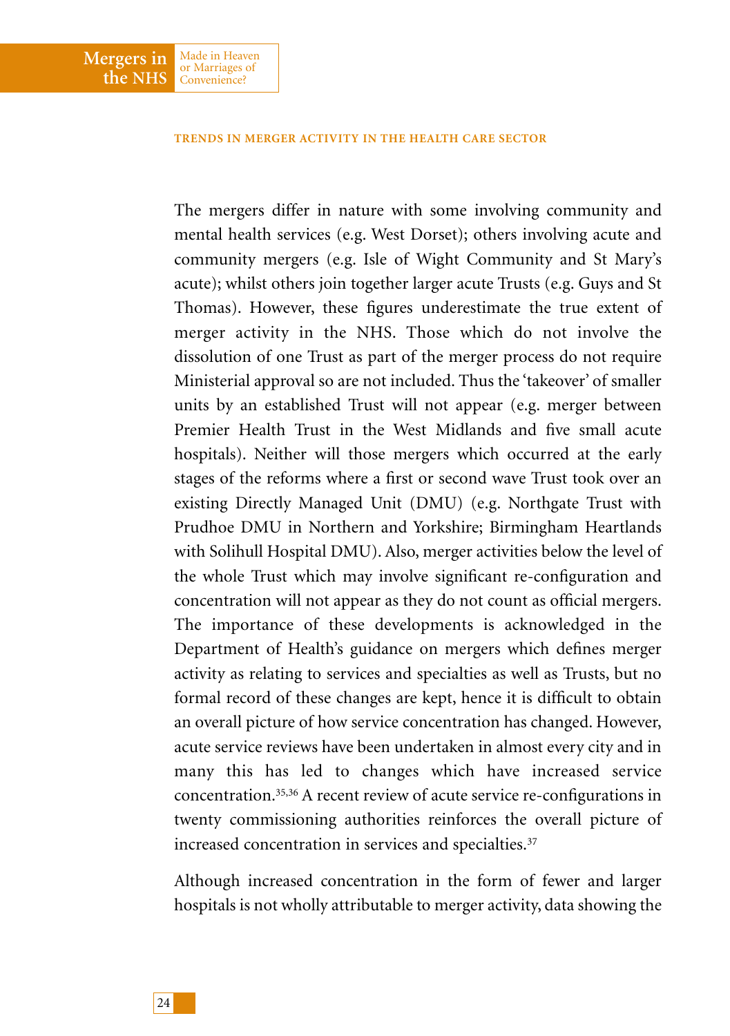The mergers differ in nature with some involving community and mental health services (e.g. West Dorset); others involving acute and community mergers (e.g. Isle of Wight Community and St Mary's acute); whilst others join together larger acute Trusts (e.g. Guys and St Thomas). However, these figures underestimate the true extent of merger activity in the NHS. Those which do not involve the dissolution of one Trust as part of the merger process do not require Ministerial approval so are not included. Thus the 'takeover' of smaller units by an established Trust will not appear (e.g. merger between Premier Health Trust in the West Midlands and five small acute hospitals). Neither will those mergers which occurred at the early stages of the reforms where a first or second wave Trust took over an existing Directly Managed Unit (DMU) (e.g. Northgate Trust with Prudhoe DMU in Northern and Yorkshire; Birmingham Heartlands with Solihull Hospital DMU). Also, merger activities below the level of the whole Trust which may involve significant re-configuration and concentration will not appear as they do not count as official mergers. The importance of these developments is acknowledged in the Department of Health's guidance on mergers which defines merger activity as relating to services and specialties as well as Trusts, but no formal record of these changes are kept, hence it is difficult to obtain an overall picture of how service concentration has changed. However, acute service reviews have been undertaken in almost every city and in many this has led to changes which have increased service concentration.[35,36] A recent review of acute service re-configurations in twenty commissioning authorities reinforces the overall picture of increased concentration in services and specialties.[37]

Although increased concentration in the form of fewer and larger hospitals is not wholly attributable to merger activity, data showing the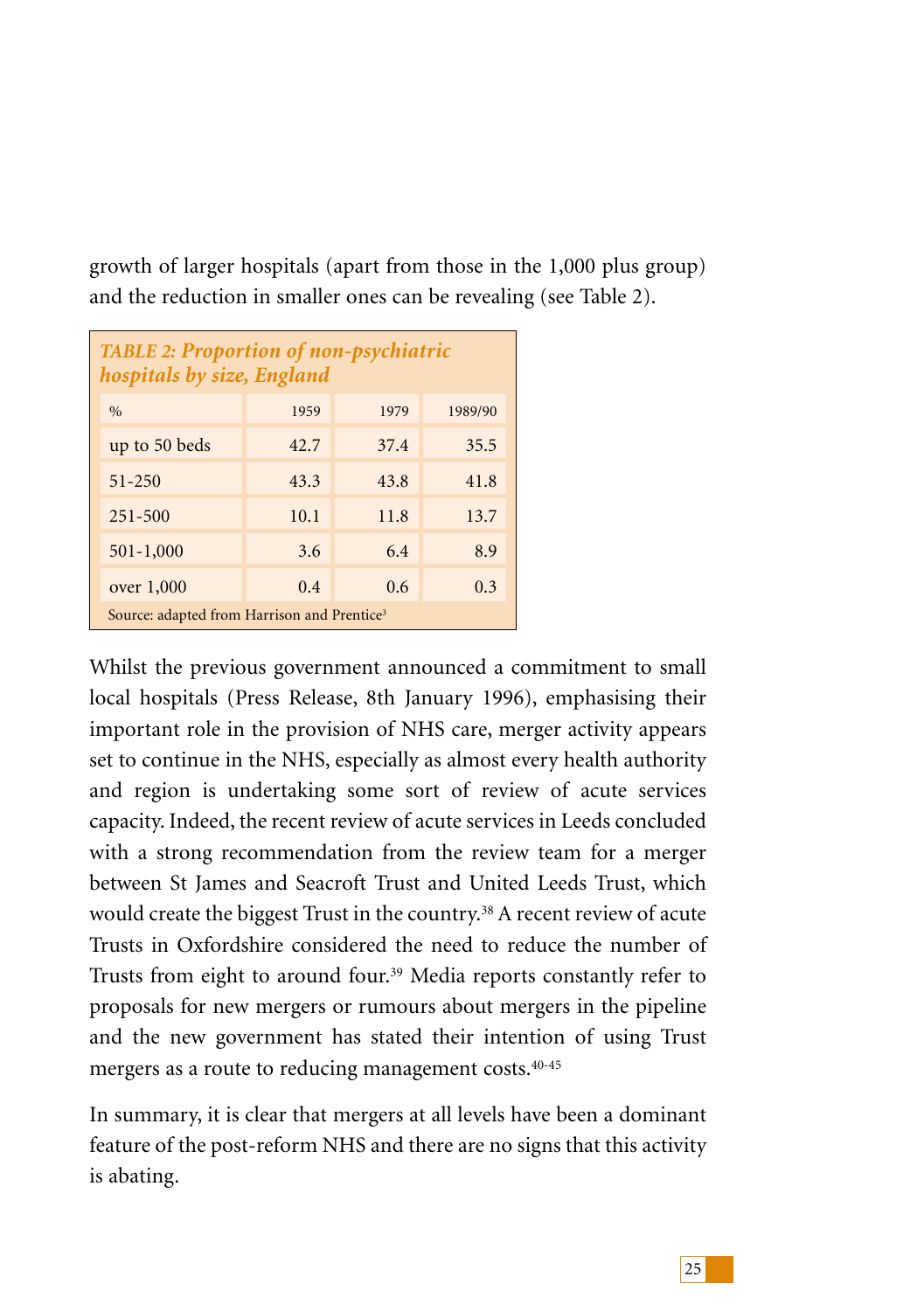growth of larger hospitals (apart from those in the 1,000 plus group) and the reduction in smaller ones can be revealing (see Table 2).

*TABLE 2: Proportion of non-psychiatric hospitals by size, England*

| % | 1959 | 1979 | 1989/90 |
|---|---|---|---|
| up to 50 beds | 42.7 | 37.4 | 35.5 |
| 51-250 | 43.3 | 43.8 | 41.8 |
| 251-500 | 10.1 | 11.8 | 13.7 |
| 501-1,000 | 3.6 | 6.4 | 8.9 |
| over 1,000 | 0.4 | 0.6 | 0.3 |

Source: adapted from Harrison and Prentice[3]

Whilst the previous government announced a commitment to small local hospitals (Press Release, 8th January 1996), emphasising their important role in the provision of NHS care, merger activity appears set to continue in the NHS, especially as almost every health authority and region is undertaking some sort of review of acute services capacity. Indeed, the recent review of acute services in Leeds concluded with a strong recommendation from the review team for a merger between St James and Seacroft Trust and United Leeds Trust, which would create the biggest Trust in the country.[38] A recent review of acute Trusts in Oxfordshire considered the need to reduce the number of Trusts from eight to around four.[39] Media reports constantly refer to proposals for new mergers or rumours about mergers in the pipeline and the new government has stated their intention of using Trust mergers as a route to reducing management costs.[40-45]

In summary, it is clear that mergers at all levels have been a dominant feature of the post-reform NHS and there are no signs that this activity is abating.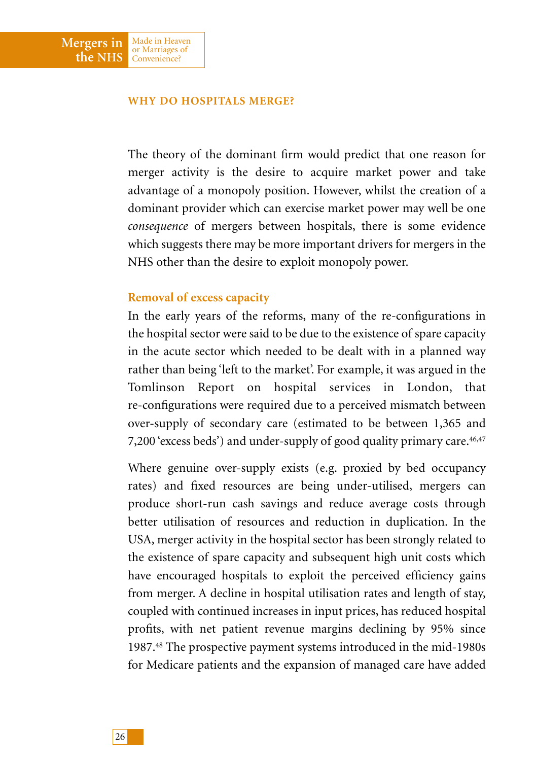## WHY DO HOSPITALS MERGE?

The theory of the dominant firm would predict that one reason for merger activity is the desire to acquire market power and take advantage of a monopoly position. However, whilst the creation of a dominant provider which can exercise market power may well be one *consequence* of mergers between hospitals, there is some evidence which suggests there may be more important drivers for mergers in the NHS other than the desire to exploit monopoly power.

### Removal of excess capacity

In the early years of the reforms, many of the re-configurations in the hospital sector were said to be due to the existence of spare capacity in the acute sector which needed to be dealt with in a planned way rather than being 'left to the market'. For example, it was argued in the Tomlinson Report on hospital services in London, that re-configurations were required due to a perceived mismatch between over-supply of secondary care (estimated to be between 1,365 and 7,200 'excess beds') and under-supply of good quality primary care.[46,47]

Where genuine over-supply exists (e.g. proxied by bed occupancy rates) and fixed resources are being under-utilised, mergers can produce short-run cash savings and reduce average costs through better utilisation of resources and reduction in duplication. In the USA, merger activity in the hospital sector has been strongly related to the existence of spare capacity and subsequent high unit costs which have encouraged hospitals to exploit the perceived efficiency gains from merger. A decline in hospital utilisation rates and length of stay, coupled with continued increases in input prices, has reduced hospital profits, with net patient revenue margins declining by 95% since 1987.[48] The prospective payment systems introduced in the mid-1980s for Medicare patients and the expansion of managed care have added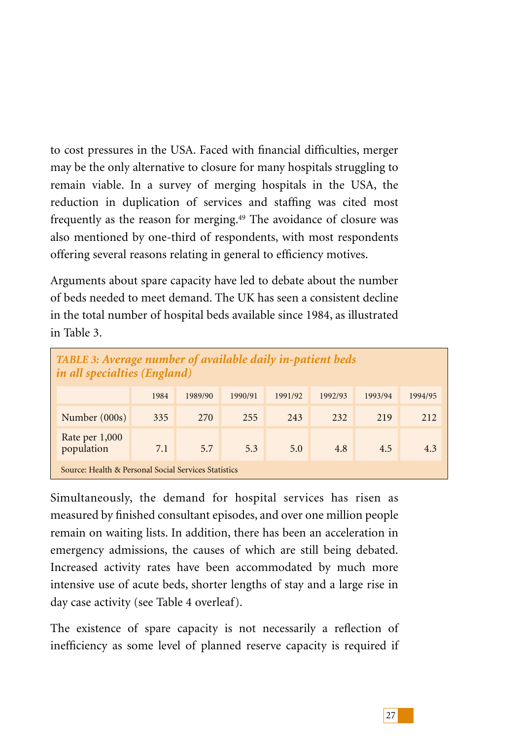to cost pressures in the USA. Faced with financial difficulties, merger may be the only alternative to closure for many hospitals struggling to remain viable. In a survey of merging hospitals in the USA, the reduction in duplication of services and staffing was cited most frequently as the reason for merging.[49] The avoidance of closure was also mentioned by one-third of respondents, with most respondents offering several reasons relating in general to efficiency motives.

Arguments about spare capacity have led to debate about the number of beds needed to meet demand. The UK has seen a consistent decline in the total number of hospital beds available since 1984, as illustrated in Table 3.

*TABLE 3: Average number of available daily in-patient beds in all specialties (England)*

| | 1984 | 1989/90 | 1990/91 | 1991/92 | 1992/93 | 1993/94 | 1994/95 |
|---|---|---|---|---|---|---|---|
| Number (000s) | 335 | 270 | 255 | 243 | 232 | 219 | 212 |
| Rate per 1,000 population | 7.1 | 5.7 | 5.3 | 5.0 | 4.8 | 4.5 | 4.3 |

Source: Health & Personal Social Services Statistics

Simultaneously, the demand for hospital services has risen as measured by finished consultant episodes, and over one million people remain on waiting lists. In addition, there has been an acceleration in emergency admissions, the causes of which are still being debated. Increased activity rates have been accommodated by much more intensive use of acute beds, shorter lengths of stay and a large rise in day case activity (see Table 4 overleaf).

The existence of spare capacity is not necessarily a reflection of inefficiency as some level of planned reserve capacity is required if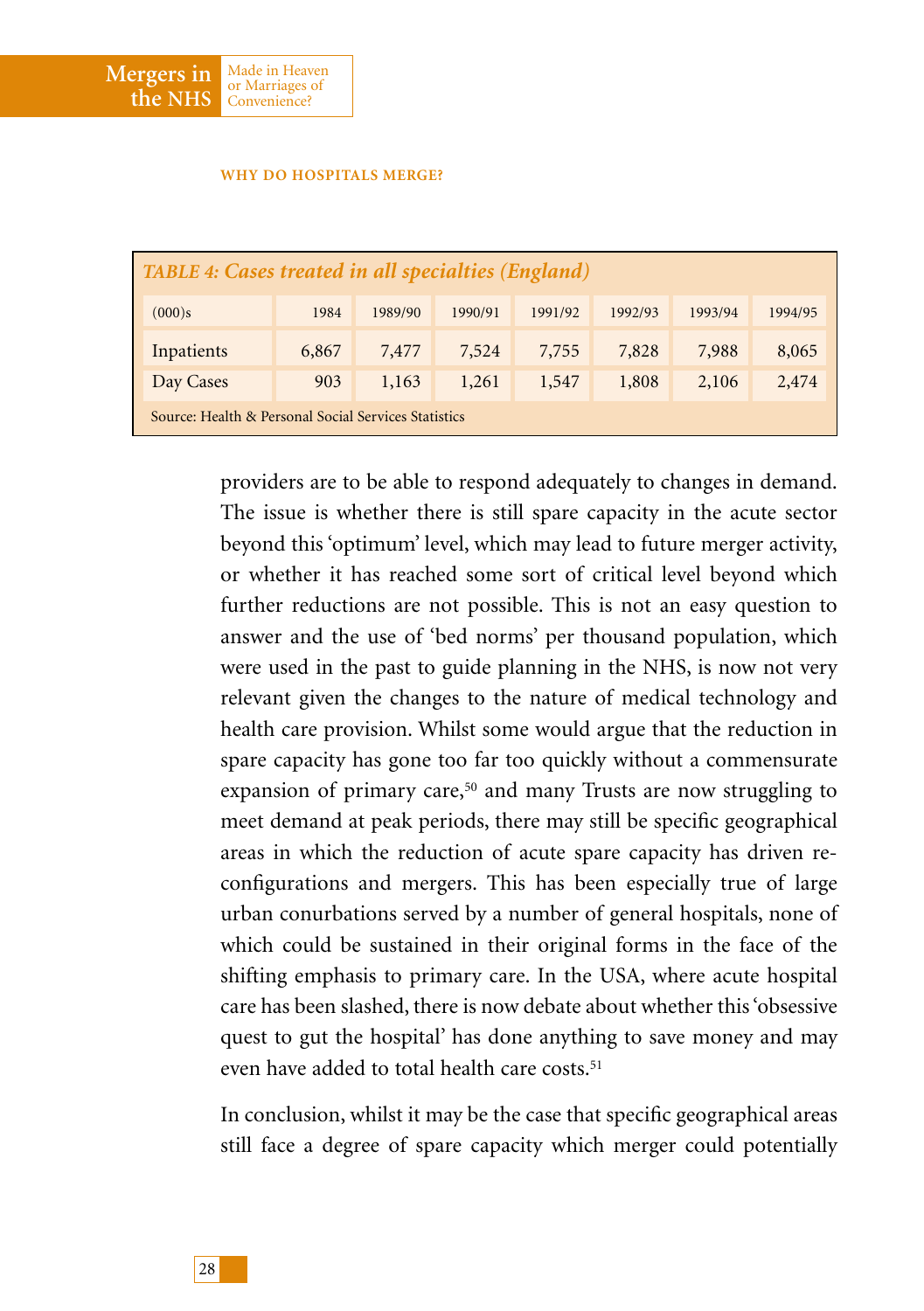**TABLE 4: Cases treated in all specialties (England)**

| (000)s | 1984 | 1989/90 | 1990/91 | 1991/92 | 1992/93 | 1993/94 | 1994/95 |
|---|---|---|---|---|---|---|---|
| Inpatients | 6,867 | 7,477 | 7,524 | 7,755 | 7,828 | 7,988 | 8,065 |
| Day Cases | 903 | 1,163 | 1,261 | 1,547 | 1,808 | 2,106 | 2,474 |

Source: Health & Personal Social Services Statistics

providers are to be able to respond adequately to changes in demand. The issue is whether there is still spare capacity in the acute sector beyond this 'optimum' level, which may lead to future merger activity, or whether it has reached some sort of critical level beyond which further reductions are not possible. This is not an easy question to answer and the use of 'bed norms' per thousand population, which were used in the past to guide planning in the NHS, is now not very relevant given the changes to the nature of medical technology and health care provision. Whilst some would argue that the reduction in spare capacity has gone too far too quickly without a commensurate expansion of primary care,[50] and many Trusts are now struggling to meet demand at peak periods, there may still be specific geographical areas in which the reduction of acute spare capacity has driven re-configurations and mergers. This has been especially true of large urban conurbations served by a number of general hospitals, none of which could be sustained in their original forms in the face of the shifting emphasis to primary care. In the USA, where acute hospital care has been slashed, there is now debate about whether this 'obsessive quest to gut the hospital' has done anything to save money and may even have added to total health care costs.[51]

In conclusion, whilst it may be the case that specific geographical areas still face a degree of spare capacity which merger could potentially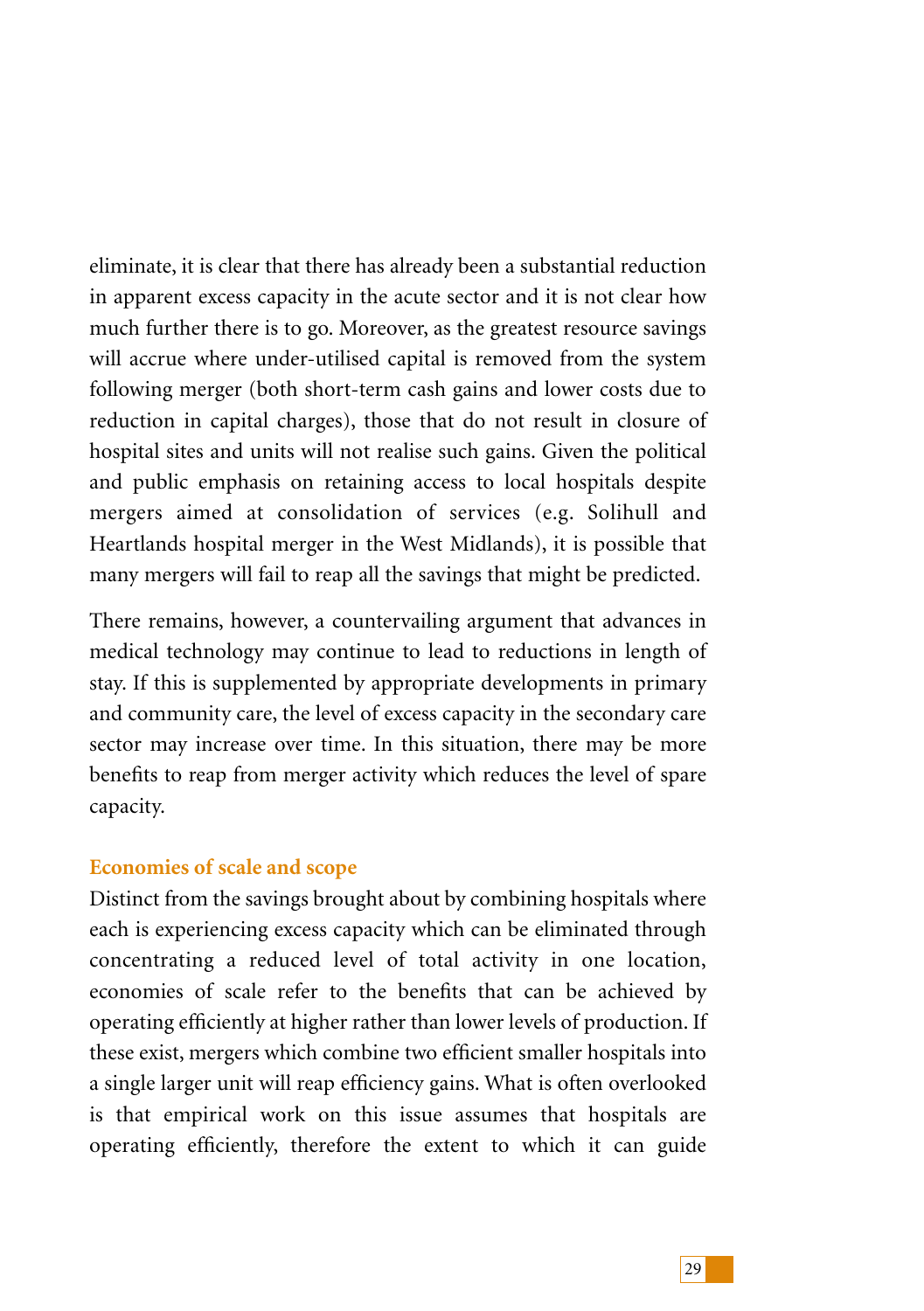eliminate, it is clear that there has already been a substantial reduction in apparent excess capacity in the acute sector and it is not clear how much further there is to go. Moreover, as the greatest resource savings will accrue where under-utilised capital is removed from the system following merger (both short-term cash gains and lower costs due to reduction in capital charges), those that do not result in closure of hospital sites and units will not realise such gains. Given the political and public emphasis on retaining access to local hospitals despite mergers aimed at consolidation of services (e.g. Solihull and Heartlands hospital merger in the West Midlands), it is possible that many mergers will fail to reap all the savings that might be predicted.

There remains, however, a countervailing argument that advances in medical technology may continue to lead to reductions in length of stay. If this is supplemented by appropriate developments in primary and community care, the level of excess capacity in the secondary care sector may increase over time. In this situation, there may be more benefits to reap from merger activity which reduces the level of spare capacity.

### Economies of scale and scope

Distinct from the savings brought about by combining hospitals where each is experiencing excess capacity which can be eliminated through concentrating a reduced level of total activity in one location, economies of scale refer to the benefits that can be achieved by operating efficiently at higher rather than lower levels of production. If these exist, mergers which combine two efficient smaller hospitals into a single larger unit will reap efficiency gains. What is often overlooked is that empirical work on this issue assumes that hospitals are operating efficiently, therefore the extent to which it can guide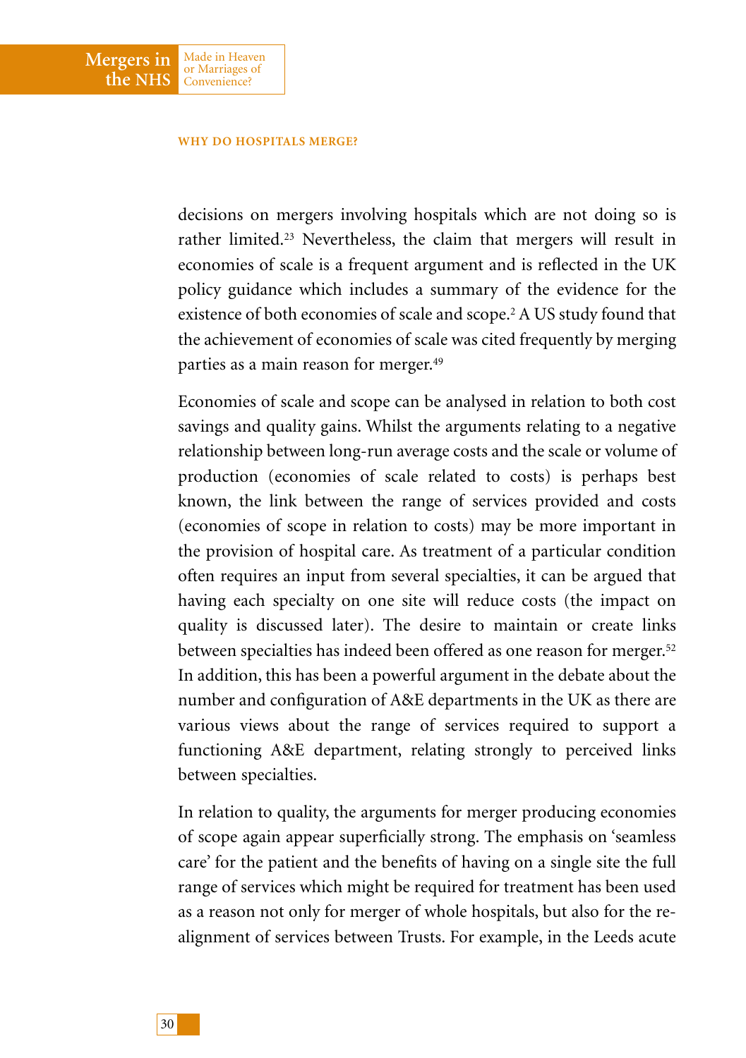decisions on mergers involving hospitals which are not doing so is rather limited.[23] Nevertheless, the claim that mergers will result in economies of scale is a frequent argument and is reflected in the UK policy guidance which includes a summary of the evidence for the existence of both economies of scale and scope.[2] A US study found that the achievement of economies of scale was cited frequently by merging parties as a main reason for merger.[49]

Economies of scale and scope can be analysed in relation to both cost savings and quality gains. Whilst the arguments relating to a negative relationship between long-run average costs and the scale or volume of production (economies of scale related to costs) is perhaps best known, the link between the range of services provided and costs (economies of scope in relation to costs) may be more important in the provision of hospital care. As treatment of a particular condition often requires an input from several specialties, it can be argued that having each specialty on one site will reduce costs (the impact on quality is discussed later). The desire to maintain or create links between specialties has indeed been offered as one reason for merger.[52] In addition, this has been a powerful argument in the debate about the number and configuration of A&E departments in the UK as there are various views about the range of services required to support a functioning A&E department, relating strongly to perceived links between specialties.

In relation to quality, the arguments for merger producing economies of scope again appear superficially strong. The emphasis on 'seamless care' for the patient and the benefits of having on a single site the full range of services which might be required for treatment has been used as a reason not only for merger of whole hospitals, but also for the re-alignment of services between Trusts. For example, in the Leeds acute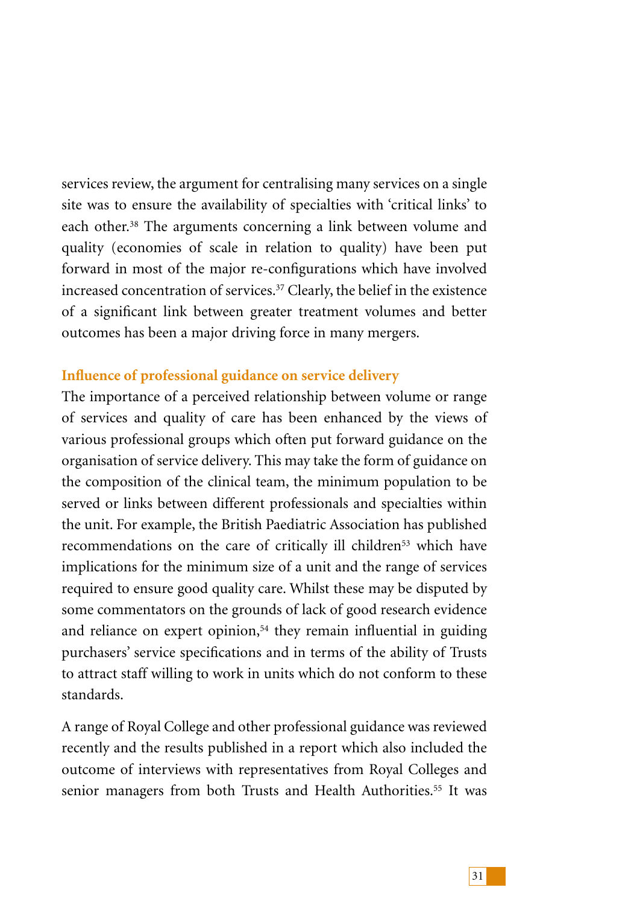services review, the argument for centralising many services on a single site was to ensure the availability of specialties with 'critical links' to each other.[38] The arguments concerning a link between volume and quality (economies of scale in relation to quality) have been put forward in most of the major re-configurations which have involved increased concentration of services.[37] Clearly, the belief in the existence of a significant link between greater treatment volumes and better outcomes has been a major driving force in many mergers.

### Influence of professional guidance on service delivery

The importance of a perceived relationship between volume or range of services and quality of care has been enhanced by the views of various professional groups which often put forward guidance on the organisation of service delivery. This may take the form of guidance on the composition of the clinical team, the minimum population to be served or links between different professionals and specialties within the unit. For example, the British Paediatric Association has published recommendations on the care of critically ill children[53] which have implications for the minimum size of a unit and the range of services required to ensure good quality care. Whilst these may be disputed by some commentators on the grounds of lack of good research evidence and reliance on expert opinion,[54] they remain influential in guiding purchasers' service specifications and in terms of the ability of Trusts to attract staff willing to work in units which do not conform to these standards.

A range of Royal College and other professional guidance was reviewed recently and the results published in a report which also included the outcome of interviews with representatives from Royal Colleges and senior managers from both Trusts and Health Authorities.[55] It was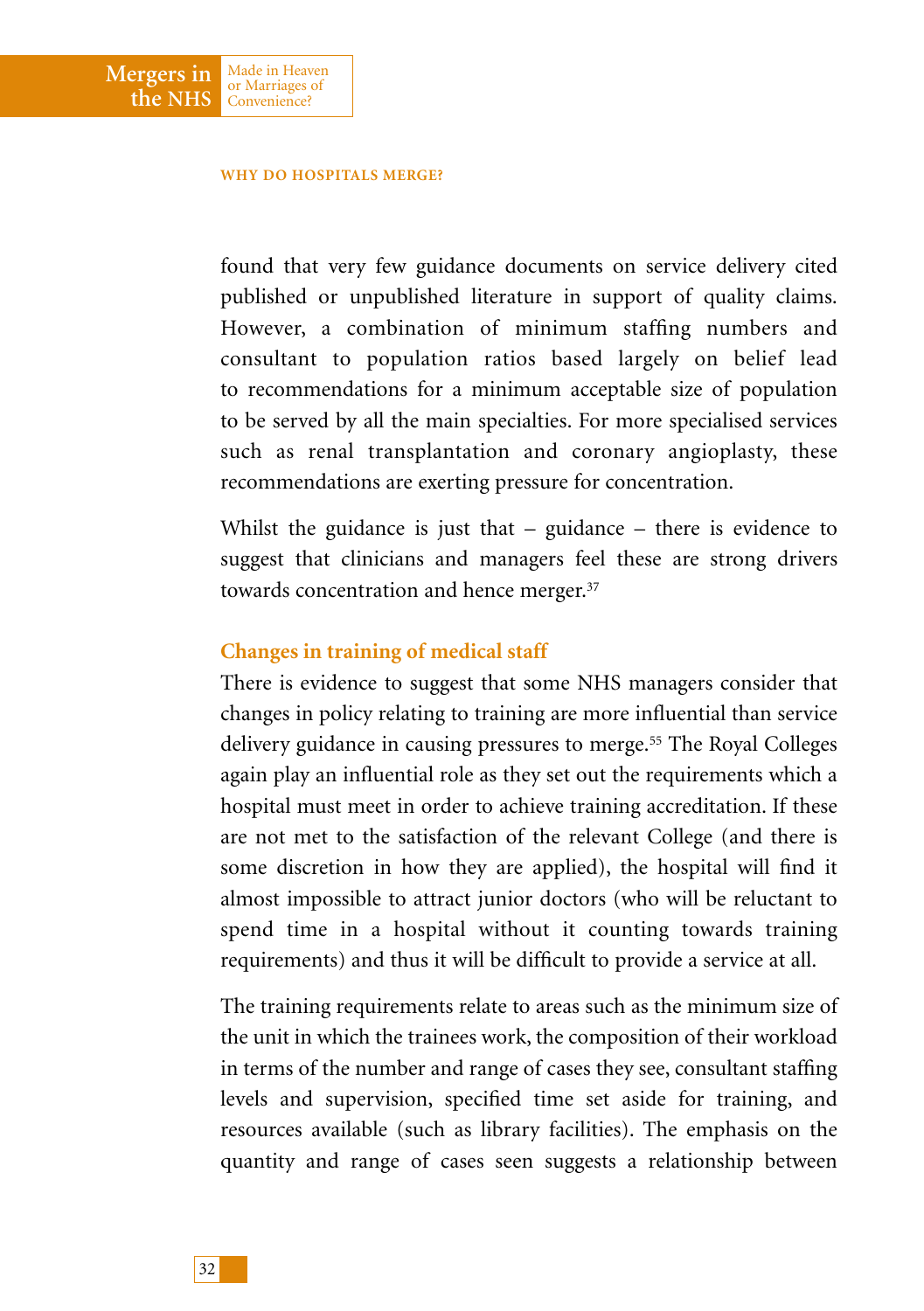found that very few guidance documents on service delivery cited published or unpublished literature in support of quality claims. However, a combination of minimum staffing numbers and consultant to population ratios based largely on belief lead to recommendations for a minimum acceptable size of population to be served by all the main specialties. For more specialised services such as renal transplantation and coronary angioplasty, these recommendations are exerting pressure for concentration.

Whilst the guidance is just that – guidance – there is evidence to suggest that clinicians and managers feel these are strong drivers towards concentration and hence merger.[37]

### Changes in training of medical staff

There is evidence to suggest that some NHS managers consider that changes in policy relating to training are more influential than service delivery guidance in causing pressures to merge.[55] The Royal Colleges again play an influential role as they set out the requirements which a hospital must meet in order to achieve training accreditation. If these are not met to the satisfaction of the relevant College (and there is some discretion in how they are applied), the hospital will find it almost impossible to attract junior doctors (who will be reluctant to spend time in a hospital without it counting towards training requirements) and thus it will be difficult to provide a service at all.

The training requirements relate to areas such as the minimum size of the unit in which the trainees work, the composition of their workload in terms of the number and range of cases they see, consultant staffing levels and supervision, specified time set aside for training, and resources available (such as library facilities). The emphasis on the quantity and range of cases seen suggests a relationship between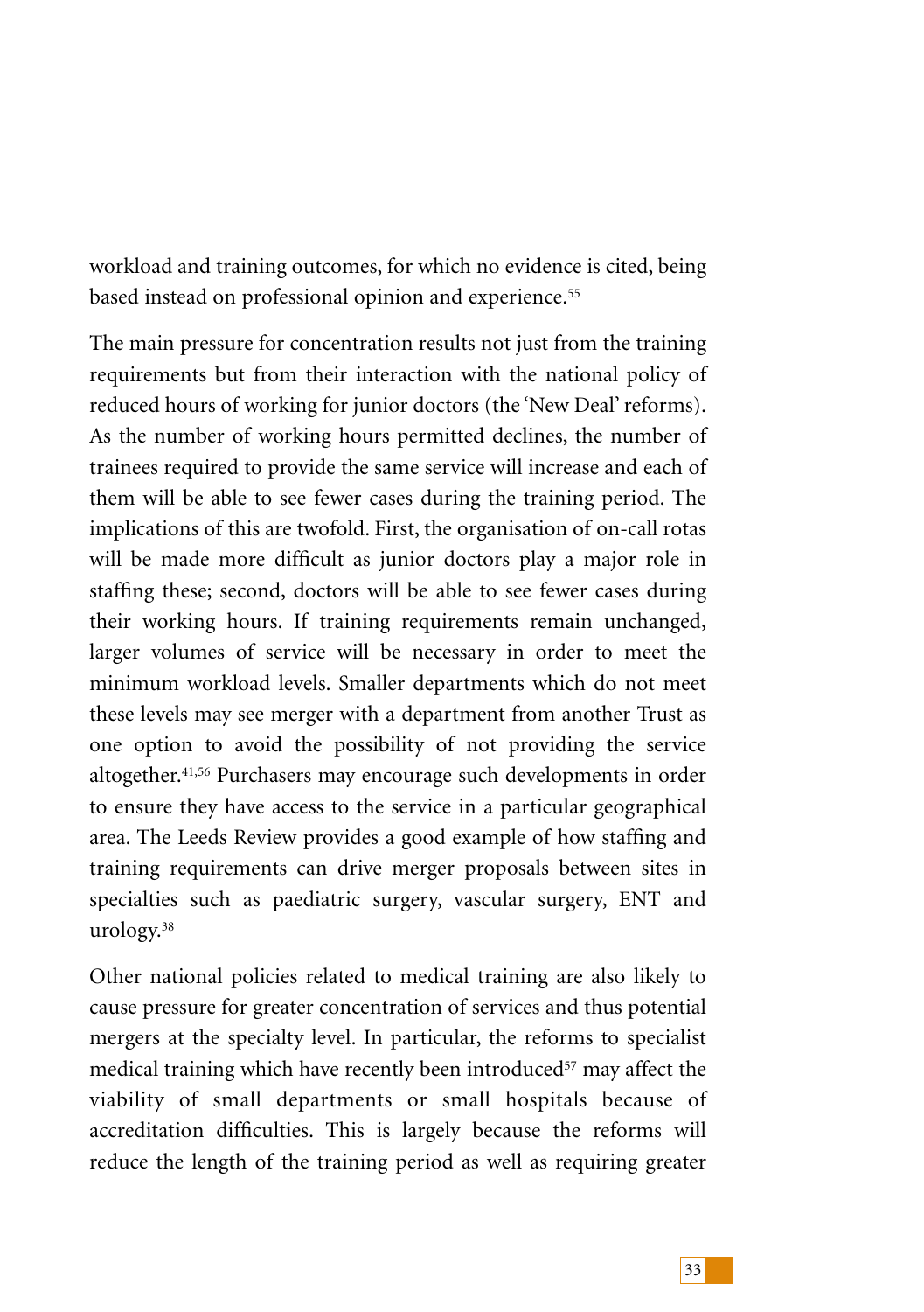workload and training outcomes, for which no evidence is cited, being based instead on professional opinion and experience.[55]

The main pressure for concentration results not just from the training requirements but from their interaction with the national policy of reduced hours of working for junior doctors (the 'New Deal' reforms). As the number of working hours permitted declines, the number of trainees required to provide the same service will increase and each of them will be able to see fewer cases during the training period. The implications of this are twofold. First, the organisation of on-call rotas will be made more difficult as junior doctors play a major role in staffing these; second, doctors will be able to see fewer cases during their working hours. If training requirements remain unchanged, larger volumes of service will be necessary in order to meet the minimum workload levels. Smaller departments which do not meet these levels may see merger with a department from another Trust as one option to avoid the possibility of not providing the service altogether.[41,56] Purchasers may encourage such developments in order to ensure they have access to the service in a particular geographical area. The Leeds Review provides a good example of how staffing and training requirements can drive merger proposals between sites in specialties such as paediatric surgery, vascular surgery, ENT and urology.[38]

Other national policies related to medical training are also likely to cause pressure for greater concentration of services and thus potential mergers at the specialty level. In particular, the reforms to specialist medical training which have recently been introduced[57] may affect the viability of small departments or small hospitals because of accreditation difficulties. This is largely because the reforms will reduce the length of the training period as well as requiring greater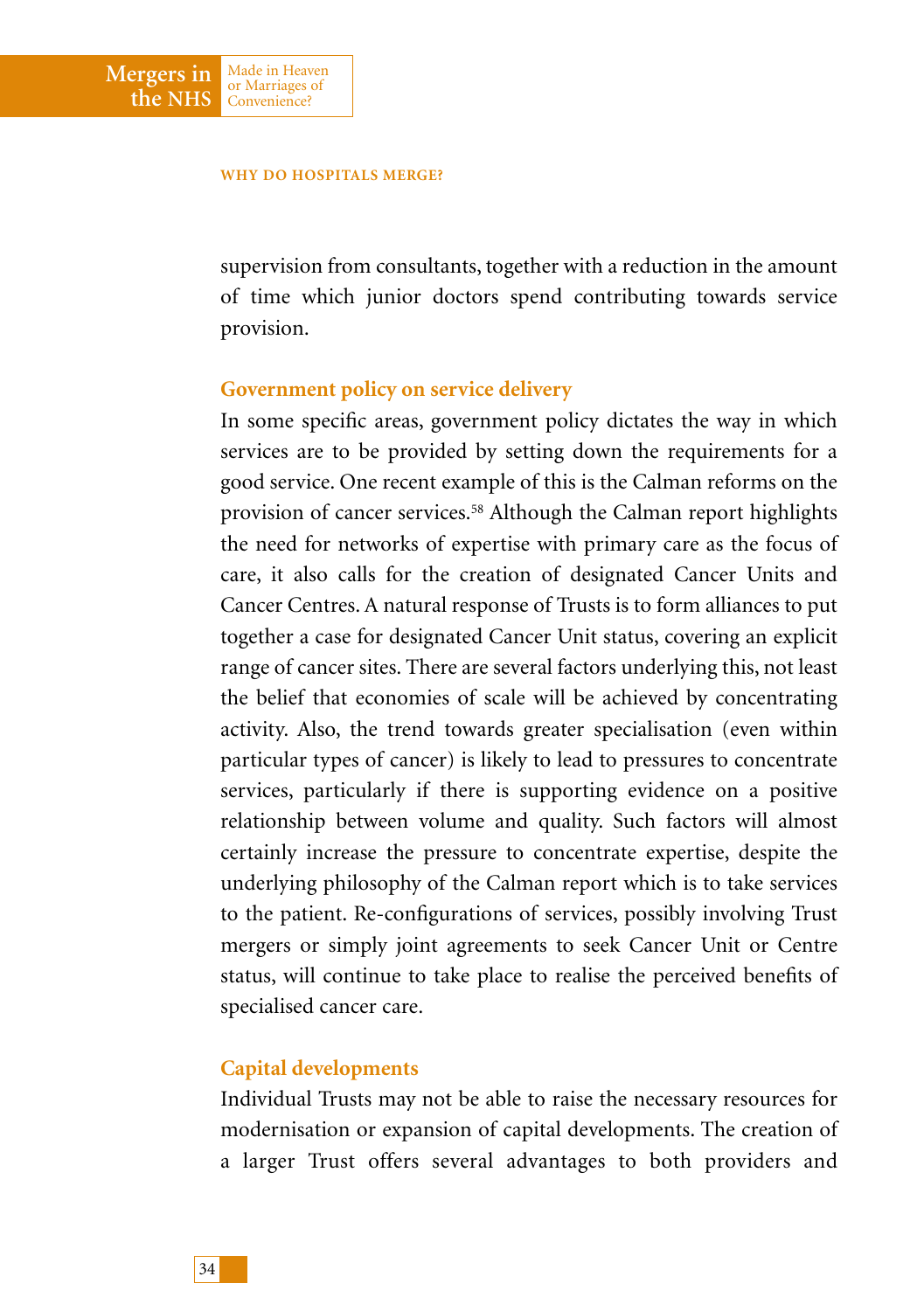supervision from consultants, together with a reduction in the amount of time which junior doctors spend contributing towards service provision.

### Government policy on service delivery

In some specific areas, government policy dictates the way in which services are to be provided by setting down the requirements for a good service. One recent example of this is the Calman reforms on the provision of cancer services.[58] Although the Calman report highlights the need for networks of expertise with primary care as the focus of care, it also calls for the creation of designated Cancer Units and Cancer Centres. A natural response of Trusts is to form alliances to put together a case for designated Cancer Unit status, covering an explicit range of cancer sites. There are several factors underlying this, not least the belief that economies of scale will be achieved by concentrating activity. Also, the trend towards greater specialisation (even within particular types of cancer) is likely to lead to pressures to concentrate services, particularly if there is supporting evidence on a positive relationship between volume and quality. Such factors will almost certainly increase the pressure to concentrate expertise, despite the underlying philosophy of the Calman report which is to take services to the patient. Re-configurations of services, possibly involving Trust mergers or simply joint agreements to seek Cancer Unit or Centre status, will continue to take place to realise the perceived benefits of specialised cancer care.

### Capital developments

Individual Trusts may not be able to raise the necessary resources for modernisation or expansion of capital developments. The creation of a larger Trust offers several advantages to both providers and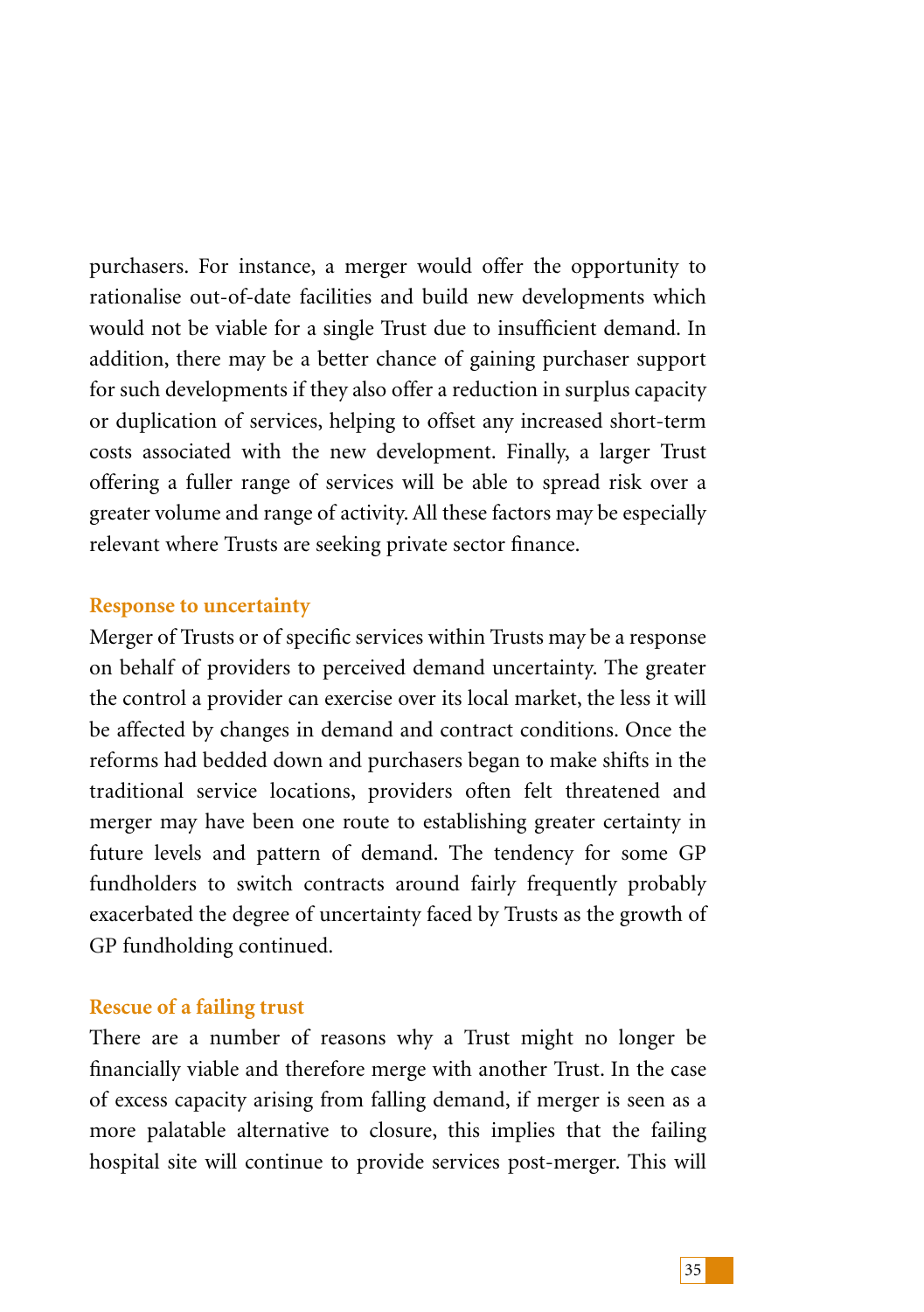purchasers. For instance, a merger would offer the opportunity to rationalise out-of-date facilities and build new developments which would not be viable for a single Trust due to insufficient demand. In addition, there may be a better chance of gaining purchaser support for such developments if they also offer a reduction in surplus capacity or duplication of services, helping to offset any increased short-term costs associated with the new development. Finally, a larger Trust offering a fuller range of services will be able to spread risk over a greater volume and range of activity. All these factors may be especially relevant where Trusts are seeking private sector finance.

### Response to uncertainty

Merger of Trusts or of specific services within Trusts may be a response on behalf of providers to perceived demand uncertainty. The greater the control a provider can exercise over its local market, the less it will be affected by changes in demand and contract conditions. Once the reforms had bedded down and purchasers began to make shifts in the traditional service locations, providers often felt threatened and merger may have been one route to establishing greater certainty in future levels and pattern of demand. The tendency for some GP fundholders to switch contracts around fairly frequently probably exacerbated the degree of uncertainty faced by Trusts as the growth of GP fundholding continued.

### Rescue of a failing trust

There are a number of reasons why a Trust might no longer be financially viable and therefore merge with another Trust. In the case of excess capacity arising from falling demand, if merger is seen as a more palatable alternative to closure, this implies that the failing hospital site will continue to provide services post-merger. This will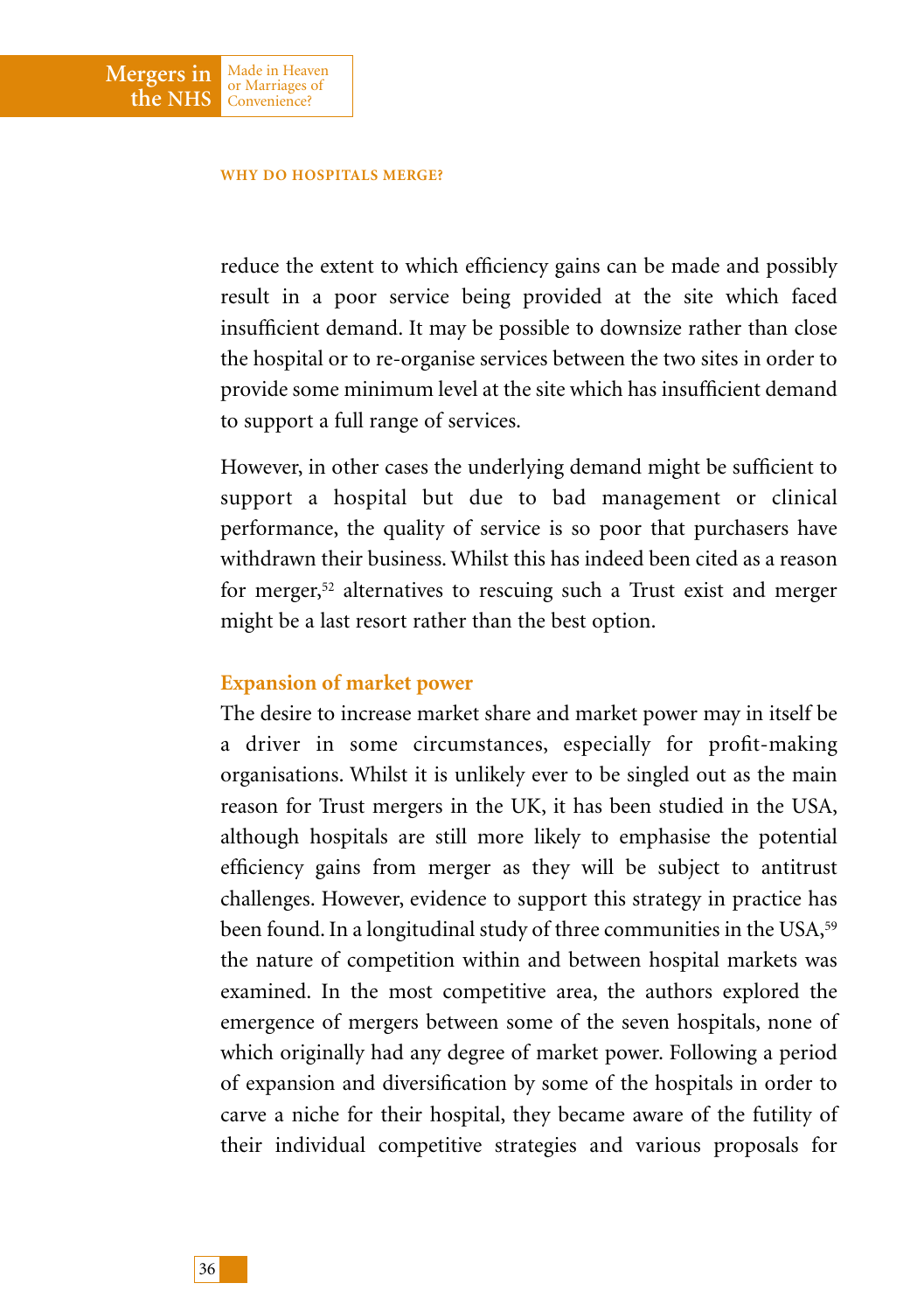reduce the extent to which efficiency gains can be made and possibly result in a poor service being provided at the site which faced insufficient demand. It may be possible to downsize rather than close the hospital or to re-organise services between the two sites in order to provide some minimum level at the site which has insufficient demand to support a full range of services.

However, in other cases the underlying demand might be sufficient to support a hospital but due to bad management or clinical performance, the quality of service is so poor that purchasers have withdrawn their business. Whilst this has indeed been cited as a reason for merger,[52] alternatives to rescuing such a Trust exist and merger might be a last resort rather than the best option.

### Expansion of market power

The desire to increase market share and market power may in itself be a driver in some circumstances, especially for profit-making organisations. Whilst it is unlikely ever to be singled out as the main reason for Trust mergers in the UK, it has been studied in the USA, although hospitals are still more likely to emphasise the potential efficiency gains from merger as they will be subject to antitrust challenges. However, evidence to support this strategy in practice has been found. In a longitudinal study of three communities in the USA,[59] the nature of competition within and between hospital markets was examined. In the most competitive area, the authors explored the emergence of mergers between some of the seven hospitals, none of which originally had any degree of market power. Following a period of expansion and diversification by some of the hospitals in order to carve a niche for their hospital, they became aware of the futility of their individual competitive strategies and various proposals for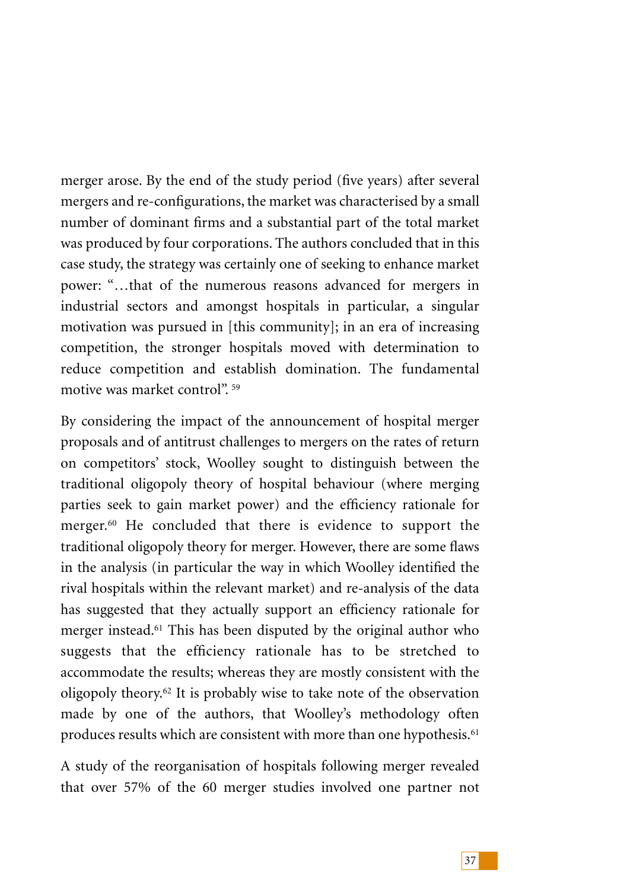merger arose. By the end of the study period (five years) after several mergers and re-configurations, the market was characterised by a small number of dominant firms and a substantial part of the total market was produced by four corporations. The authors concluded that in this case study, the strategy was certainly one of seeking to enhance market power: "…that of the numerous reasons advanced for mergers in industrial sectors and amongst hospitals in particular, a singular motivation was pursued in [this community]; in an era of increasing competition, the stronger hospitals moved with determination to reduce competition and establish domination. The fundamental motive was market control". [59]

By considering the impact of the announcement of hospital merger proposals and of antitrust challenges to mergers on the rates of return on competitors' stock, Woolley sought to distinguish between the traditional oligopoly theory of hospital behaviour (where merging parties seek to gain market power) and the efficiency rationale for merger.[60] He concluded that there is evidence to support the traditional oligopoly theory for merger. However, there are some flaws in the analysis (in particular the way in which Woolley identified the rival hospitals within the relevant market) and re-analysis of the data has suggested that they actually support an efficiency rationale for merger instead.[61] This has been disputed by the original author who suggests that the efficiency rationale has to be stretched to accommodate the results; whereas they are mostly consistent with the oligopoly theory.[62] It is probably wise to take note of the observation made by one of the authors, that Woolley's methodology often produces results which are consistent with more than one hypothesis.[61]

A study of the reorganisation of hospitals following merger revealed that over 57% of the 60 merger studies involved one partner not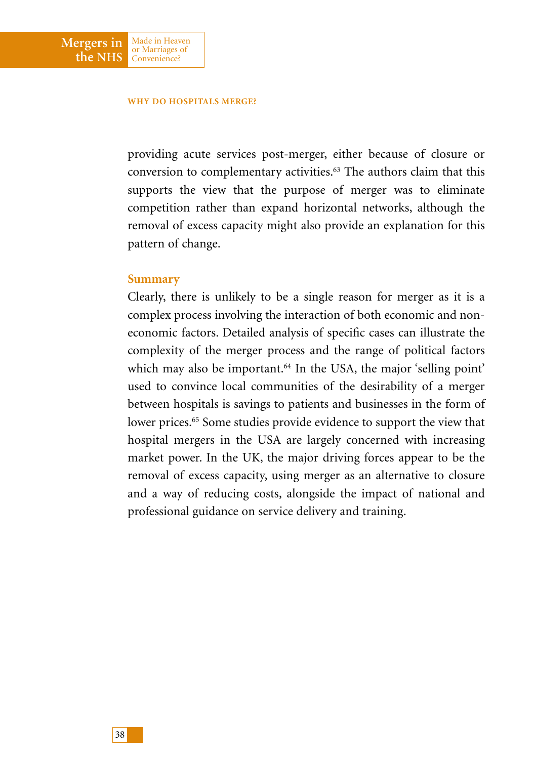providing acute services post-merger, either because of closure or conversion to complementary activities.[63] The authors claim that this supports the view that the purpose of merger was to eliminate competition rather than expand horizontal networks, although the removal of excess capacity might also provide an explanation for this pattern of change.

### Summary

Clearly, there is unlikely to be a single reason for merger as it is a complex process involving the interaction of both economic and non-economic factors. Detailed analysis of specific cases can illustrate the complexity of the merger process and the range of political factors which may also be important.[64] In the USA, the major 'selling point' used to convince local communities of the desirability of a merger between hospitals is savings to patients and businesses in the form of lower prices.[65] Some studies provide evidence to support the view that hospital mergers in the USA are largely concerned with increasing market power. In the UK, the major driving forces appear to be the removal of excess capacity, using merger as an alternative to closure and a way of reducing costs, alongside the impact of national and professional guidance on service delivery and training.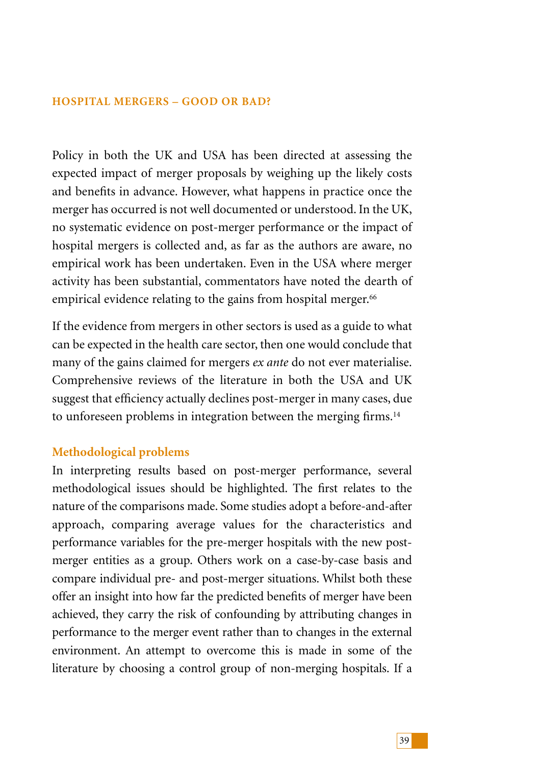Policy in both the UK and USA has been directed at assessing the expected impact of merger proposals by weighing up the likely costs and benefits in advance. However, what happens in practice once the merger has occurred is not well documented or understood. In the UK, no systematic evidence on post-merger performance or the impact of hospital mergers is collected and, as far as the authors are aware, no empirical work has been undertaken. Even in the USA where merger activity has been substantial, commentators have noted the dearth of empirical evidence relating to the gains from hospital merger.[66]

If the evidence from mergers in other sectors is used as a guide to what can be expected in the health care sector, then one would conclude that many of the gains claimed for mergers *ex ante* do not ever materialise. Comprehensive reviews of the literature in both the USA and UK suggest that efficiency actually declines post-merger in many cases, due to unforeseen problems in integration between the merging firms.[14]

## Methodological problems

In interpreting results based on post-merger performance, several methodological issues should be highlighted. The first relates to the nature of the comparisons made. Some studies adopt a before-and-after approach, comparing average values for the characteristics and performance variables for the pre-merger hospitals with the new post-merger entities as a group. Others work on a case-by-case basis and compare individual pre- and post-merger situations. Whilst both these offer an insight into how far the predicted benefits of merger have been achieved, they carry the risk of confounding by attributing changes in performance to the merger event rather than to changes in the external environment. An attempt to overcome this is made in some of the literature by choosing a control group of non-merging hospitals. If a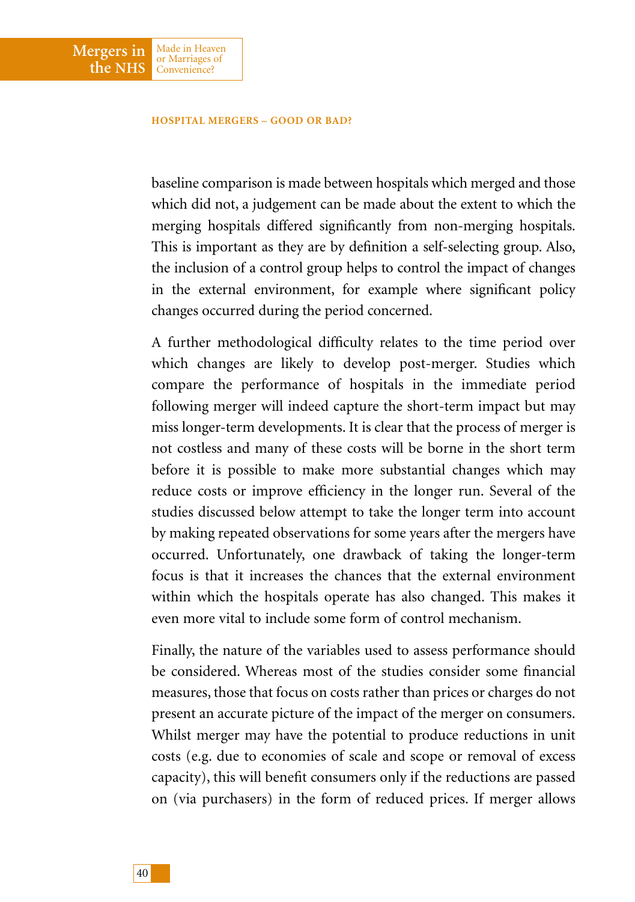baseline comparison is made between hospitals which merged and those which did not, a judgement can be made about the extent to which the merging hospitals differed significantly from non-merging hospitals. This is important as they are by definition a self-selecting group. Also, the inclusion of a control group helps to control the impact of changes in the external environment, for example where significant policy changes occurred during the period concerned.

A further methodological difficulty relates to the time period over which changes are likely to develop post-merger. Studies which compare the performance of hospitals in the immediate period following merger will indeed capture the short-term impact but may miss longer-term developments. It is clear that the process of merger is not costless and many of these costs will be borne in the short term before it is possible to make more substantial changes which may reduce costs or improve efficiency in the longer run. Several of the studies discussed below attempt to take the longer term into account by making repeated observations for some years after the mergers have occurred. Unfortunately, one drawback of taking the longer-term focus is that it increases the chances that the external environment within which the hospitals operate has also changed. This makes it even more vital to include some form of control mechanism.

Finally, the nature of the variables used to assess performance should be considered. Whereas most of the studies consider some financial measures, those that focus on costs rather than prices or charges do not present an accurate picture of the impact of the merger on consumers. Whilst merger may have the potential to produce reductions in unit costs (e.g. due to economies of scale and scope or removal of excess capacity), this will benefit consumers only if the reductions are passed on (via purchasers) in the form of reduced prices. If merger allows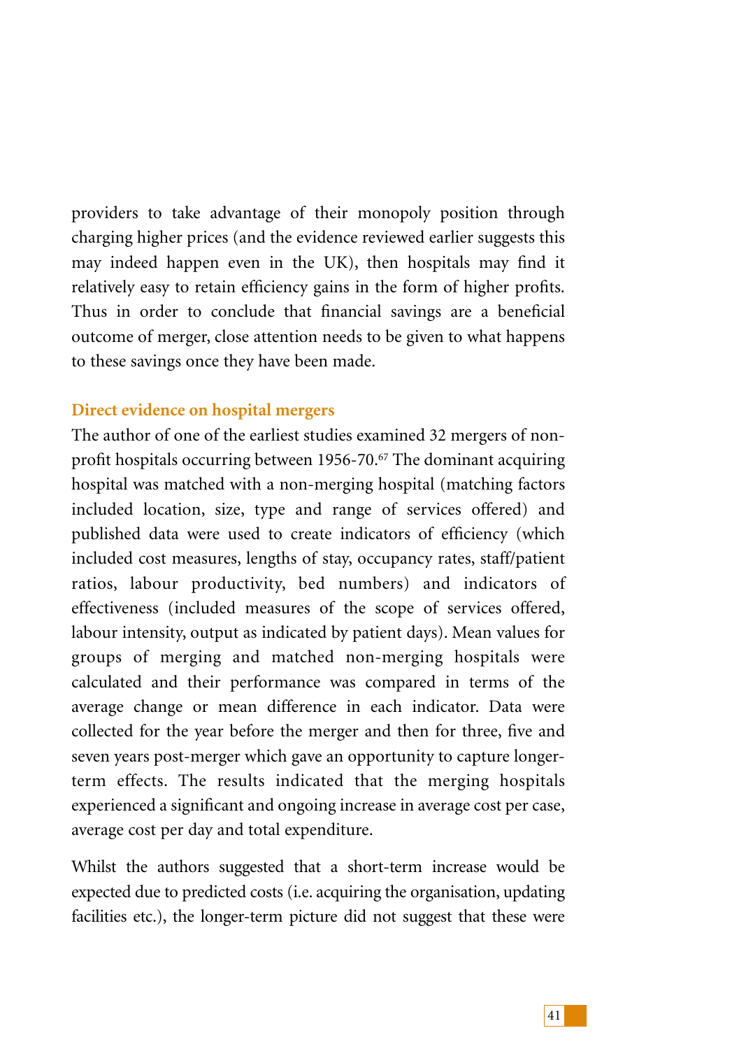providers to take advantage of their monopoly position through charging higher prices (and the evidence reviewed earlier suggests this may indeed happen even in the UK), then hospitals may find it relatively easy to retain efficiency gains in the form of higher profits. Thus in order to conclude that financial savings are a beneficial outcome of merger, close attention needs to be given to what happens to these savings once they have been made.

## Direct evidence on hospital mergers

The author of one of the earliest studies examined 32 mergers of non-profit hospitals occurring between 1956-70.[67] The dominant acquiring hospital was matched with a non-merging hospital (matching factors included location, size, type and range of services offered) and published data were used to create indicators of efficiency (which included cost measures, lengths of stay, occupancy rates, staff/patient ratios, labour productivity, bed numbers) and indicators of effectiveness (included measures of the scope of services offered, labour intensity, output as indicated by patient days). Mean values for groups of merging and matched non-merging hospitals were calculated and their performance was compared in terms of the average change or mean difference in each indicator. Data were collected for the year before the merger and then for three, five and seven years post-merger which gave an opportunity to capture longer-term effects. The results indicated that the merging hospitals experienced a significant and ongoing increase in average cost per case, average cost per day and total expenditure.

Whilst the authors suggested that a short-term increase would be expected due to predicted costs (i.e. acquiring the organisation, updating facilities etc.), the longer-term picture did not suggest that these were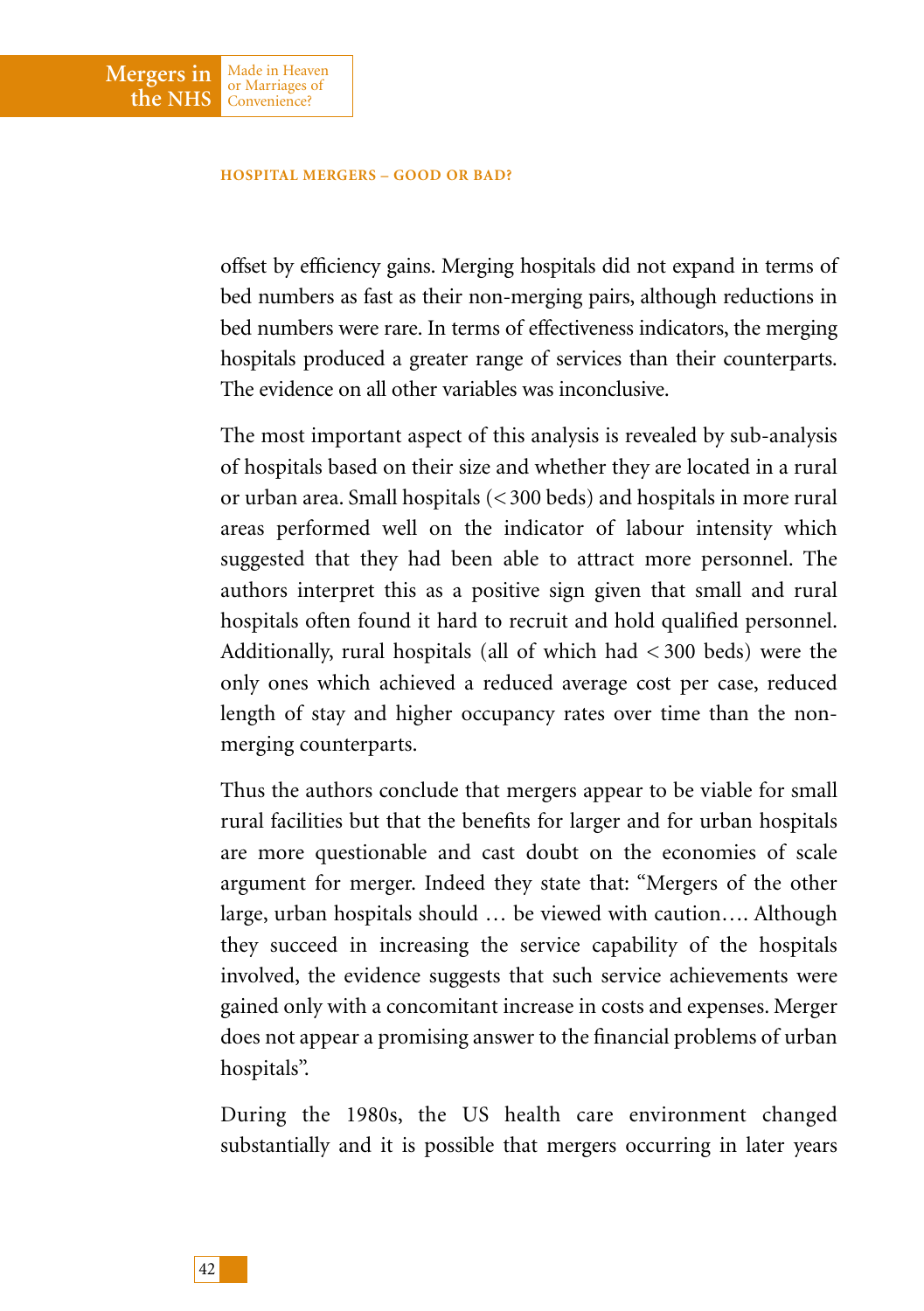offset by efficiency gains. Merging hospitals did not expand in terms of bed numbers as fast as their non-merging pairs, although reductions in bed numbers were rare. In terms of effectiveness indicators, the merging hospitals produced a greater range of services than their counterparts. The evidence on all other variables was inconclusive.

The most important aspect of this analysis is revealed by sub-analysis of hospitals based on their size and whether they are located in a rural or urban area. Small hospitals (< 300 beds) and hospitals in more rural areas performed well on the indicator of labour intensity which suggested that they had been able to attract more personnel. The authors interpret this as a positive sign given that small and rural hospitals often found it hard to recruit and hold qualified personnel. Additionally, rural hospitals (all of which had < 300 beds) were the only ones which achieved a reduced average cost per case, reduced length of stay and higher occupancy rates over time than the non-merging counterparts.

Thus the authors conclude that mergers appear to be viable for small rural facilities but that the benefits for larger and for urban hospitals are more questionable and cast doubt on the economies of scale argument for merger. Indeed they state that: "Mergers of the other large, urban hospitals should … be viewed with caution…. Although they succeed in increasing the service capability of the hospitals involved, the evidence suggests that such service achievements were gained only with a concomitant increase in costs and expenses. Merger does not appear a promising answer to the financial problems of urban hospitals".

During the 1980s, the US health care environment changed substantially and it is possible that mergers occurring in later years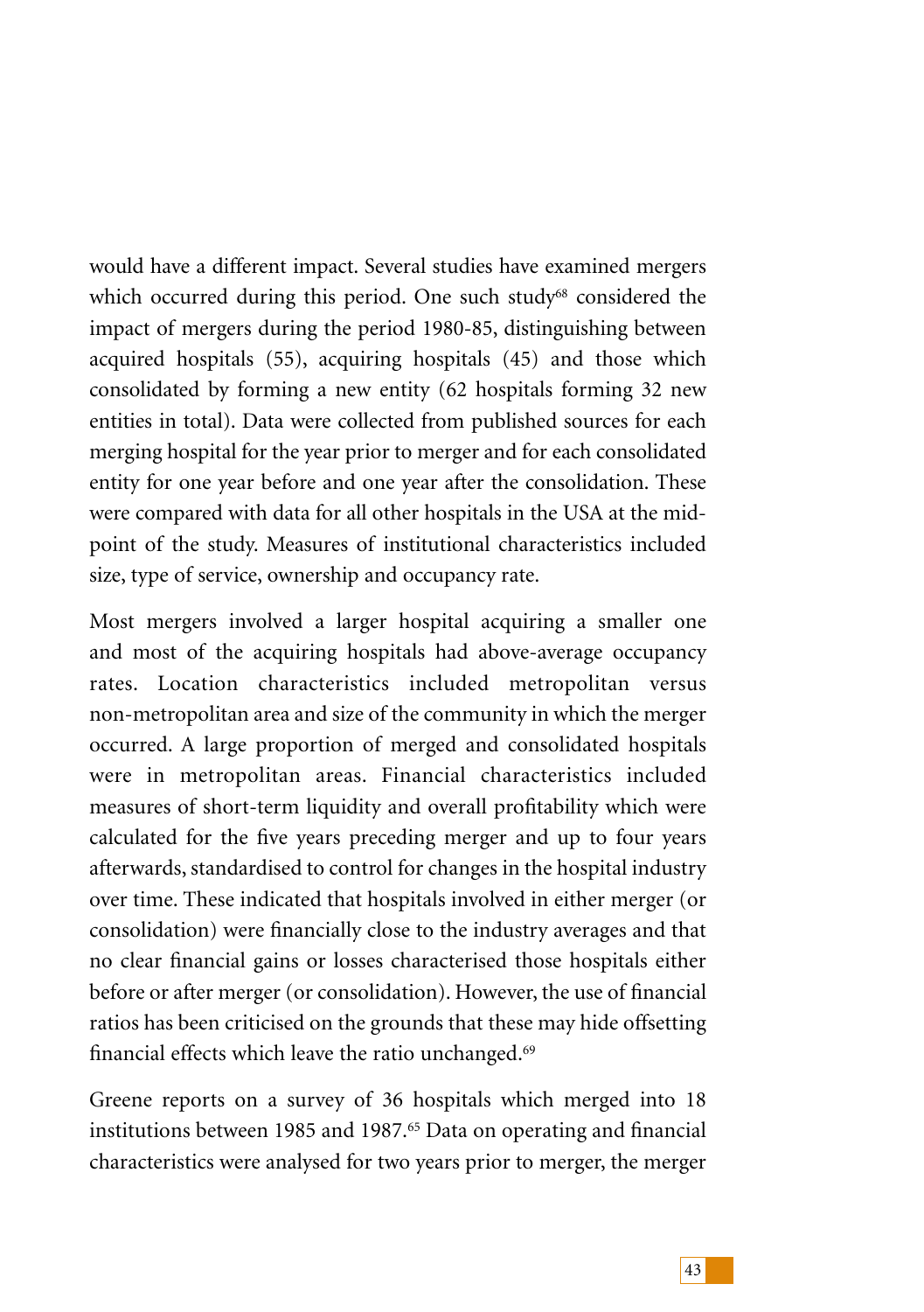would have a different impact. Several studies have examined mergers which occurred during this period. One such study[68] considered the impact of mergers during the period 1980-85, distinguishing between acquired hospitals (55), acquiring hospitals (45) and those which consolidated by forming a new entity (62 hospitals forming 32 new entities in total). Data were collected from published sources for each merging hospital for the year prior to merger and for each consolidated entity for one year before and one year after the consolidation. These were compared with data for all other hospitals in the USA at the mid-point of the study. Measures of institutional characteristics included size, type of service, ownership and occupancy rate.

Most mergers involved a larger hospital acquiring a smaller one and most of the acquiring hospitals had above-average occupancy rates. Location characteristics included metropolitan versus non-metropolitan area and size of the community in which the merger occurred. A large proportion of merged and consolidated hospitals were in metropolitan areas. Financial characteristics included measures of short-term liquidity and overall profitability which were calculated for the five years preceding merger and up to four years afterwards, standardised to control for changes in the hospital industry over time. These indicated that hospitals involved in either merger (or consolidation) were financially close to the industry averages and that no clear financial gains or losses characterised those hospitals either before or after merger (or consolidation). However, the use of financial ratios has been criticised on the grounds that these may hide offsetting financial effects which leave the ratio unchanged.[69]

Greene reports on a survey of 36 hospitals which merged into 18 institutions between 1985 and 1987.[65] Data on operating and financial characteristics were analysed for two years prior to merger, the merger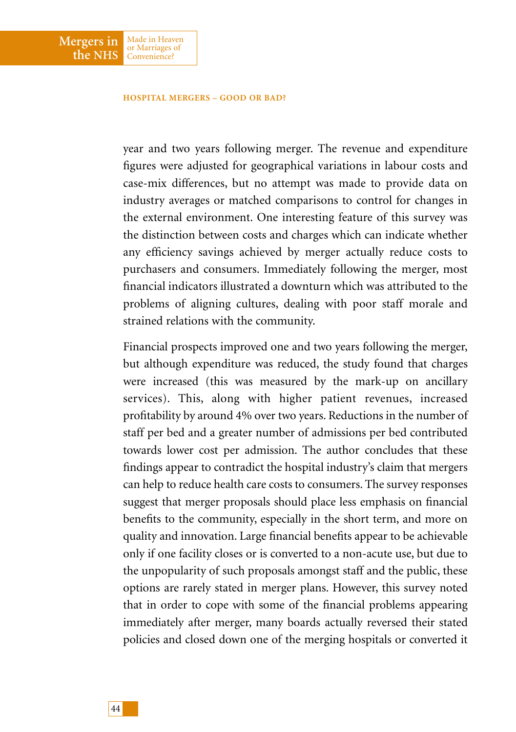year and two years following merger. The revenue and expenditure figures were adjusted for geographical variations in labour costs and case-mix differences, but no attempt was made to provide data on industry averages or matched comparisons to control for changes in the external environment. One interesting feature of this survey was the distinction between costs and charges which can indicate whether any efficiency savings achieved by merger actually reduce costs to purchasers and consumers. Immediately following the merger, most financial indicators illustrated a downturn which was attributed to the problems of aligning cultures, dealing with poor staff morale and strained relations with the community.

Financial prospects improved one and two years following the merger, but although expenditure was reduced, the study found that charges were increased (this was measured by the mark-up on ancillary services). This, along with higher patient revenues, increased profitability by around 4% over two years. Reductions in the number of staff per bed and a greater number of admissions per bed contributed towards lower cost per admission. The author concludes that these findings appear to contradict the hospital industry's claim that mergers can help to reduce health care costs to consumers. The survey responses suggest that merger proposals should place less emphasis on financial benefits to the community, especially in the short term, and more on quality and innovation. Large financial benefits appear to be achievable only if one facility closes or is converted to a non-acute use, but due to the unpopularity of such proposals amongst staff and the public, these options are rarely stated in merger plans. However, this survey noted that in order to cope with some of the financial problems appearing immediately after merger, many boards actually reversed their stated policies and closed down one of the merging hospitals or converted it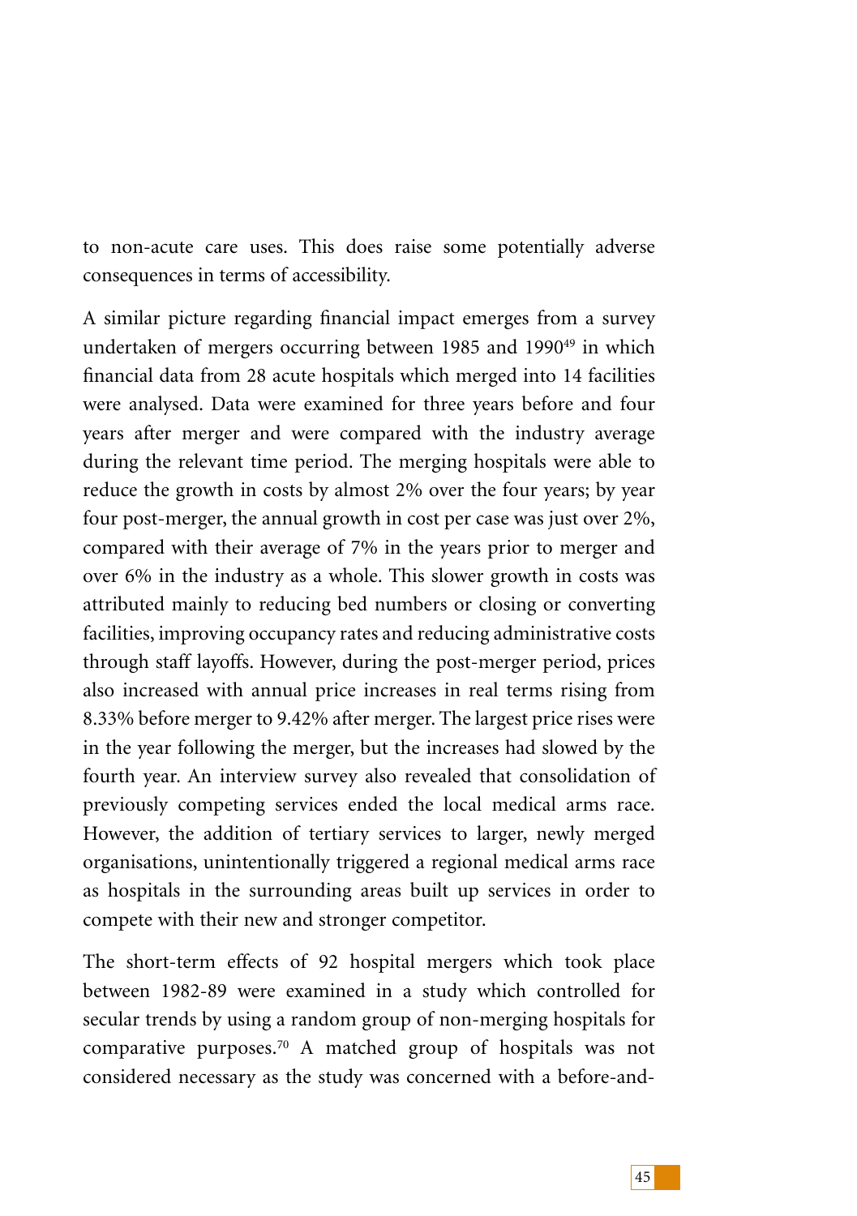to non-acute care uses. This does raise some potentially adverse consequences in terms of accessibility.

A similar picture regarding financial impact emerges from a survey undertaken of mergers occurring between 1985 and 1990[49] in which financial data from 28 acute hospitals which merged into 14 facilities were analysed. Data were examined for three years before and four years after merger and were compared with the industry average during the relevant time period. The merging hospitals were able to reduce the growth in costs by almost 2% over the four years; by year four post-merger, the annual growth in cost per case was just over 2%, compared with their average of 7% in the years prior to merger and over 6% in the industry as a whole. This slower growth in costs was attributed mainly to reducing bed numbers or closing or converting facilities, improving occupancy rates and reducing administrative costs through staff layoffs. However, during the post-merger period, prices also increased with annual price increases in real terms rising from 8.33% before merger to 9.42% after merger. The largest price rises were in the year following the merger, but the increases had slowed by the fourth year. An interview survey also revealed that consolidation of previously competing services ended the local medical arms race. However, the addition of tertiary services to larger, newly merged organisations, unintentionally triggered a regional medical arms race as hospitals in the surrounding areas built up services in order to compete with their new and stronger competitor.

The short-term effects of 92 hospital mergers which took place between 1982-89 were examined in a study which controlled for secular trends by using a random group of non-merging hospitals for comparative purposes.[70] A matched group of hospitals was not considered necessary as the study was concerned with a before-and-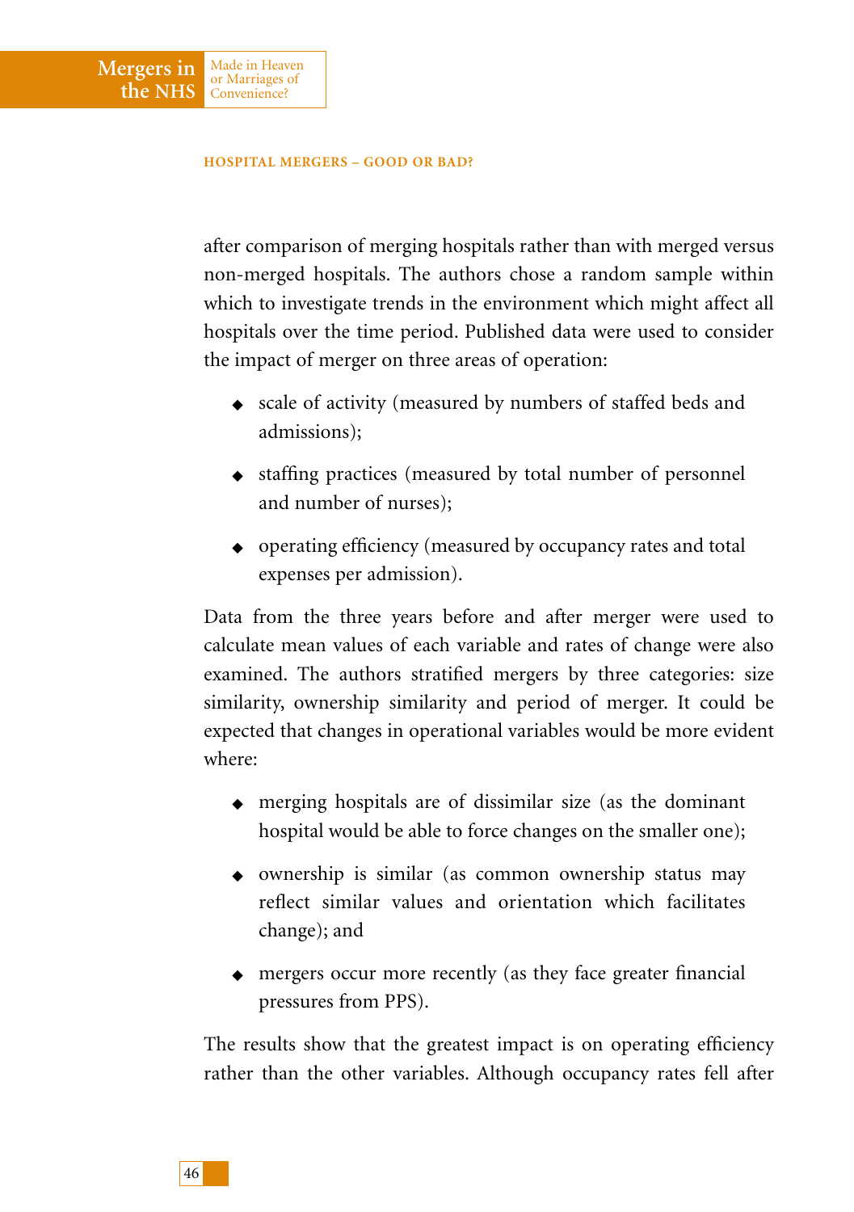after comparison of merging hospitals rather than with merged versus non-merged hospitals. The authors chose a random sample within which to investigate trends in the environment which might affect all hospitals over the time period. Published data were used to consider the impact of merger on three areas of operation:

- scale of activity (measured by numbers of staffed beds and admissions);
- staffing practices (measured by total number of personnel and number of nurses);
- operating efficiency (measured by occupancy rates and total expenses per admission).

Data from the three years before and after merger were used to calculate mean values of each variable and rates of change were also examined. The authors stratified mergers by three categories: size similarity, ownership similarity and period of merger. It could be expected that changes in operational variables would be more evident where:

- merging hospitals are of dissimilar size (as the dominant hospital would be able to force changes on the smaller one);
- ownership is similar (as common ownership status may reflect similar values and orientation which facilitates change); and
- mergers occur more recently (as they face greater financial pressures from PPS).

The results show that the greatest impact is on operating efficiency rather than the other variables. Although occupancy rates fell after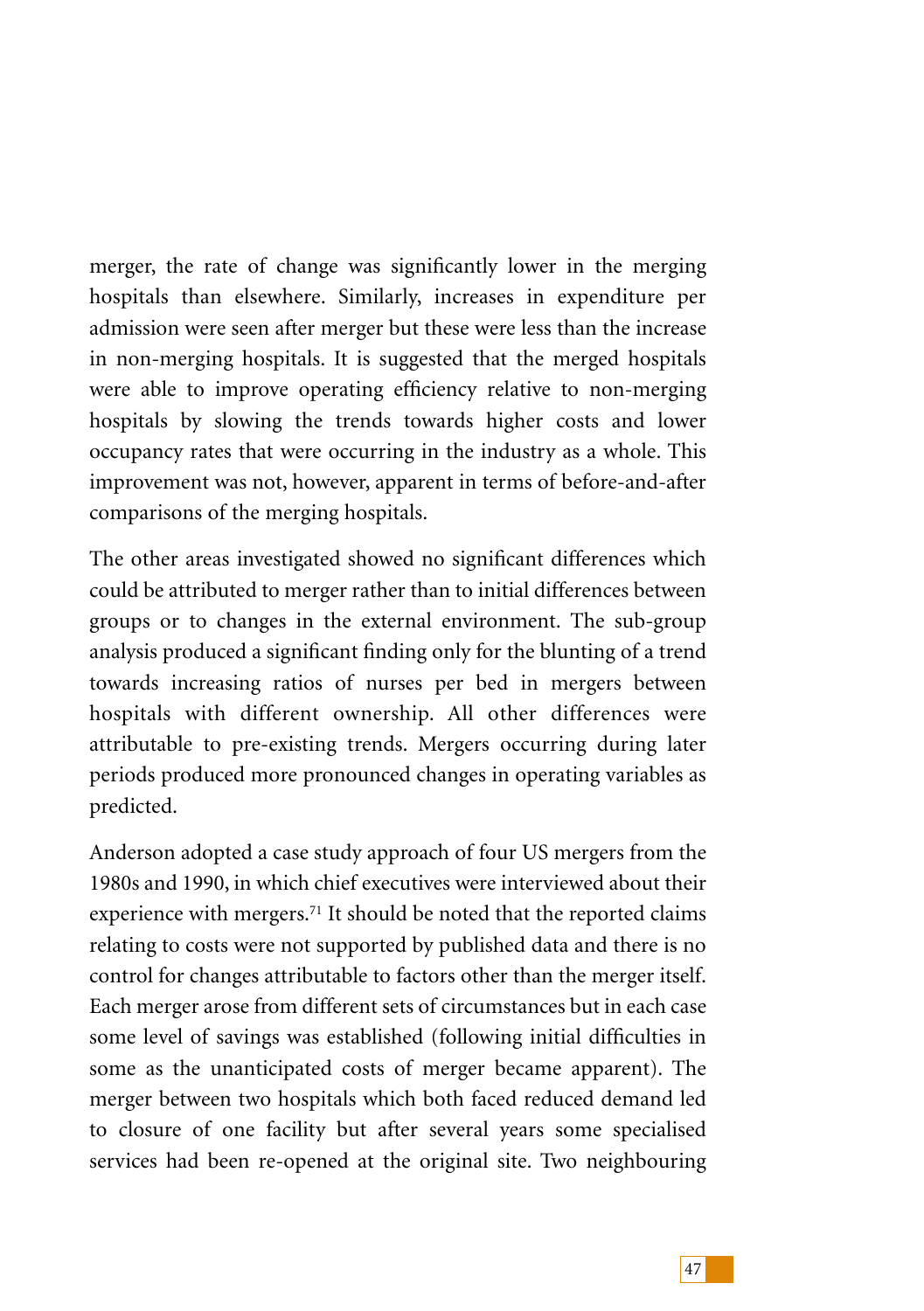merger, the rate of change was significantly lower in the merging hospitals than elsewhere. Similarly, increases in expenditure per admission were seen after merger but these were less than the increase in non-merging hospitals. It is suggested that the merged hospitals were able to improve operating efficiency relative to non-merging hospitals by slowing the trends towards higher costs and lower occupancy rates that were occurring in the industry as a whole. This improvement was not, however, apparent in terms of before-and-after comparisons of the merging hospitals.

The other areas investigated showed no significant differences which could be attributed to merger rather than to initial differences between groups or to changes in the external environment. The sub-group analysis produced a significant finding only for the blunting of a trend towards increasing ratios of nurses per bed in mergers between hospitals with different ownership. All other differences were attributable to pre-existing trends. Mergers occurring during later periods produced more pronounced changes in operating variables as predicted.

Anderson adopted a case study approach of four US mergers from the 1980s and 1990, in which chief executives were interviewed about their experience with mergers.[71] It should be noted that the reported claims relating to costs were not supported by published data and there is no control for changes attributable to factors other than the merger itself. Each merger arose from different sets of circumstances but in each case some level of savings was established (following initial difficulties in some as the unanticipated costs of merger became apparent). The merger between two hospitals which both faced reduced demand led to closure of one facility but after several years some specialised services had been re-opened at the original site. Two neighbouring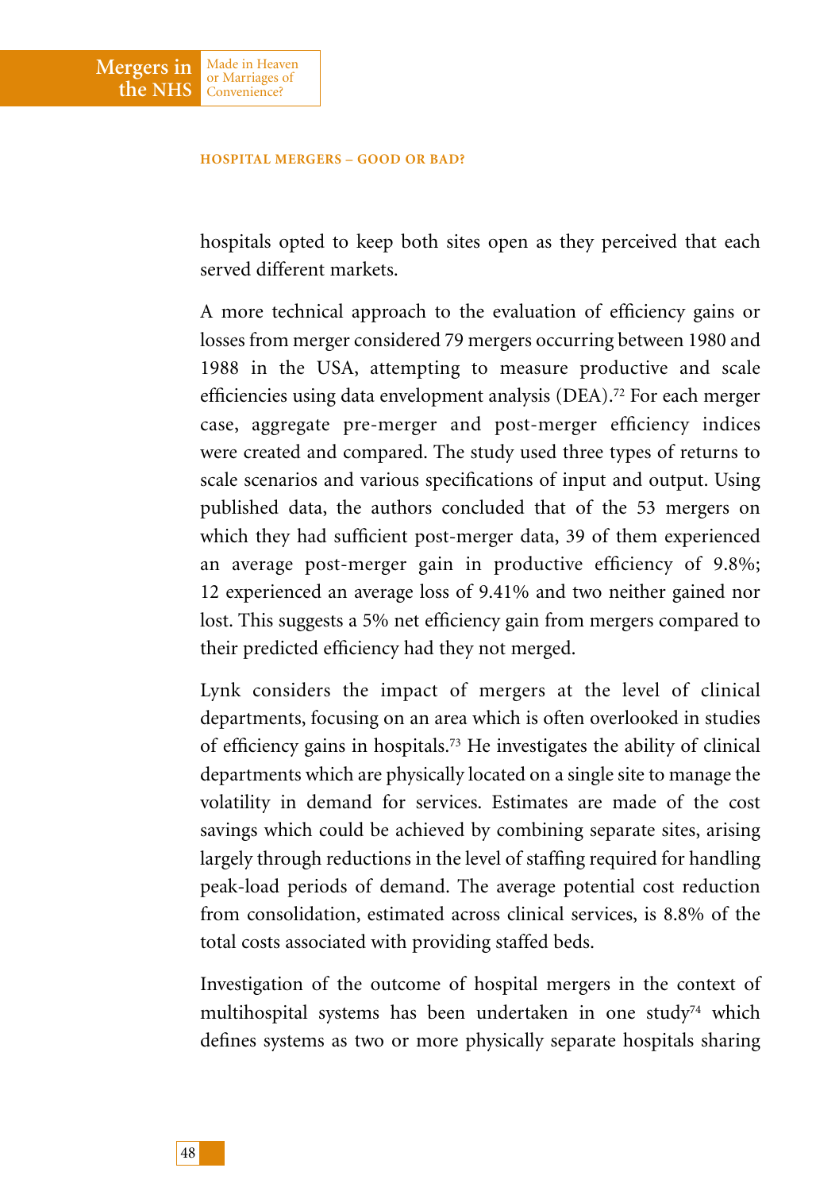hospitals opted to keep both sites open as they perceived that each served different markets.

A more technical approach to the evaluation of efficiency gains or losses from merger considered 79 mergers occurring between 1980 and 1988 in the USA, attempting to measure productive and scale efficiencies using data envelopment analysis (DEA).[72] For each merger case, aggregate pre-merger and post-merger efficiency indices were created and compared. The study used three types of returns to scale scenarios and various specifications of input and output. Using published data, the authors concluded that of the 53 mergers on which they had sufficient post-merger data, 39 of them experienced an average post-merger gain in productive efficiency of 9.8%; 12 experienced an average loss of 9.41% and two neither gained nor lost. This suggests a 5% net efficiency gain from mergers compared to their predicted efficiency had they not merged.

Lynk considers the impact of mergers at the level of clinical departments, focusing on an area which is often overlooked in studies of efficiency gains in hospitals.[73] He investigates the ability of clinical departments which are physically located on a single site to manage the volatility in demand for services. Estimates are made of the cost savings which could be achieved by combining separate sites, arising largely through reductions in the level of staffing required for handling peak-load periods of demand. The average potential cost reduction from consolidation, estimated across clinical services, is 8.8% of the total costs associated with providing staffed beds.

Investigation of the outcome of hospital mergers in the context of multihospital systems has been undertaken in one study[74] which defines systems as two or more physically separate hospitals sharing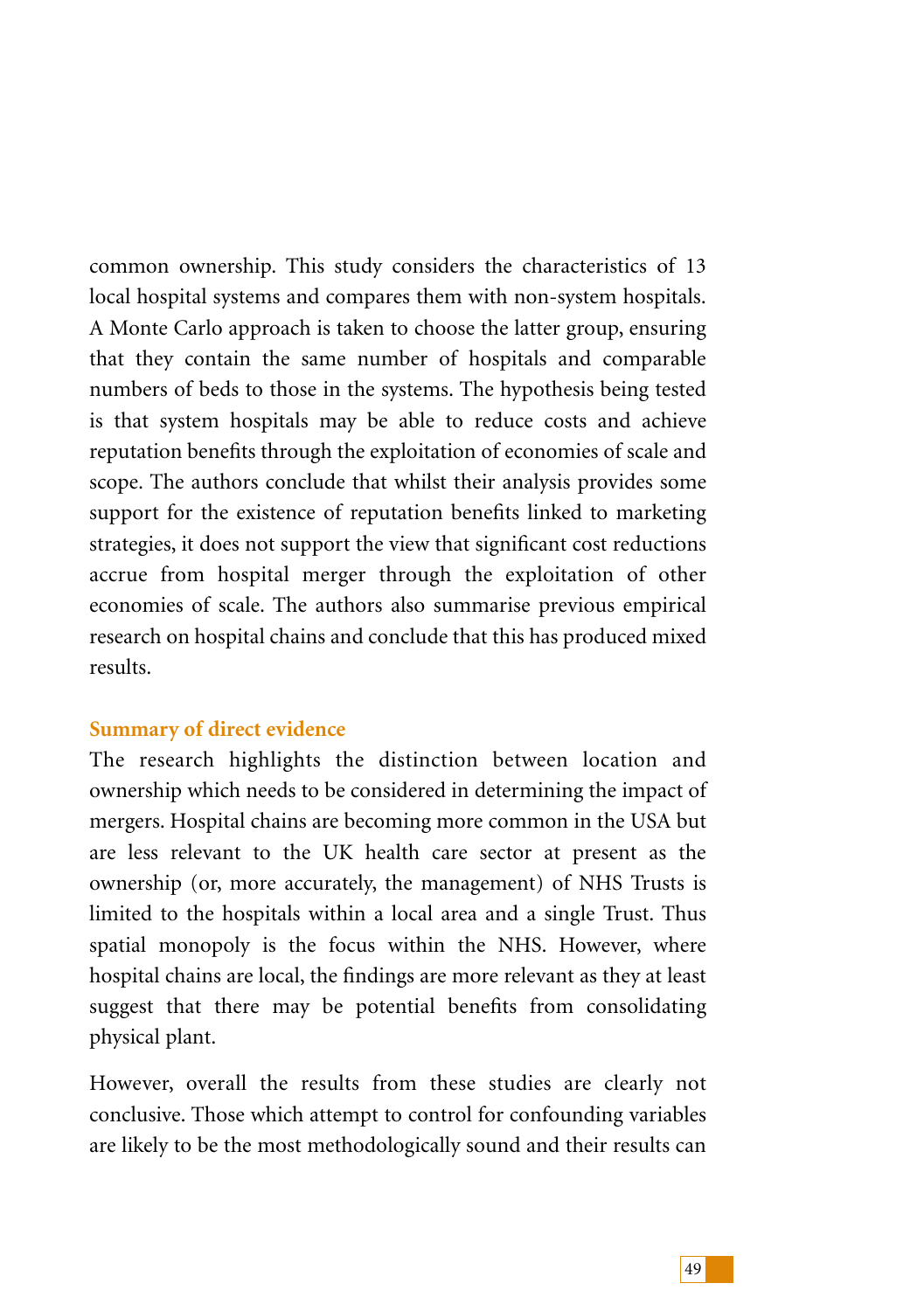common ownership. This study considers the characteristics of 13 local hospital systems and compares them with non-system hospitals. A Monte Carlo approach is taken to choose the latter group, ensuring that they contain the same number of hospitals and comparable numbers of beds to those in the systems. The hypothesis being tested is that system hospitals may be able to reduce costs and achieve reputation benefits through the exploitation of economies of scale and scope. The authors conclude that whilst their analysis provides some support for the existence of reputation benefits linked to marketing strategies, it does not support the view that significant cost reductions accrue from hospital merger through the exploitation of other economies of scale. The authors also summarise previous empirical research on hospital chains and conclude that this has produced mixed results.

### Summary of direct evidence

The research highlights the distinction between location and ownership which needs to be considered in determining the impact of mergers. Hospital chains are becoming more common in the USA but are less relevant to the UK health care sector at present as the ownership (or, more accurately, the management) of NHS Trusts is limited to the hospitals within a local area and a single Trust. Thus spatial monopoly is the focus within the NHS. However, where hospital chains are local, the findings are more relevant as they at least suggest that there may be potential benefits from consolidating physical plant.

However, overall the results from these studies are clearly not conclusive. Those which attempt to control for confounding variables are likely to be the most methodologically sound and their results can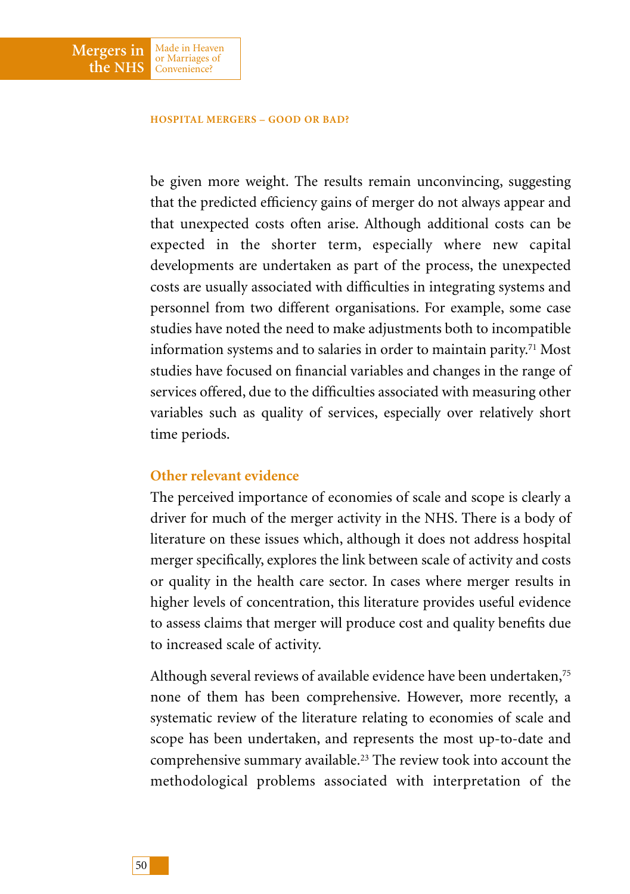be given more weight. The results remain unconvincing, suggesting that the predicted efficiency gains of merger do not always appear and that unexpected costs often arise. Although additional costs can be expected in the shorter term, especially where new capital developments are undertaken as part of the process, the unexpected costs are usually associated with difficulties in integrating systems and personnel from two different organisations. For example, some case studies have noted the need to make adjustments both to incompatible information systems and to salaries in order to maintain parity.[71] Most studies have focused on financial variables and changes in the range of services offered, due to the difficulties associated with measuring other variables such as quality of services, especially over relatively short time periods.

### Other relevant evidence

The perceived importance of economies of scale and scope is clearly a driver for much of the merger activity in the NHS. There is a body of literature on these issues which, although it does not address hospital merger specifically, explores the link between scale of activity and costs or quality in the health care sector. In cases where merger results in higher levels of concentration, this literature provides useful evidence to assess claims that merger will produce cost and quality benefits due to increased scale of activity.

Although several reviews of available evidence have been undertaken,[75] none of them has been comprehensive. However, more recently, a systematic review of the literature relating to economies of scale and scope has been undertaken, and represents the most up-to-date and comprehensive summary available.[23] The review took into account the methodological problems associated with interpretation of the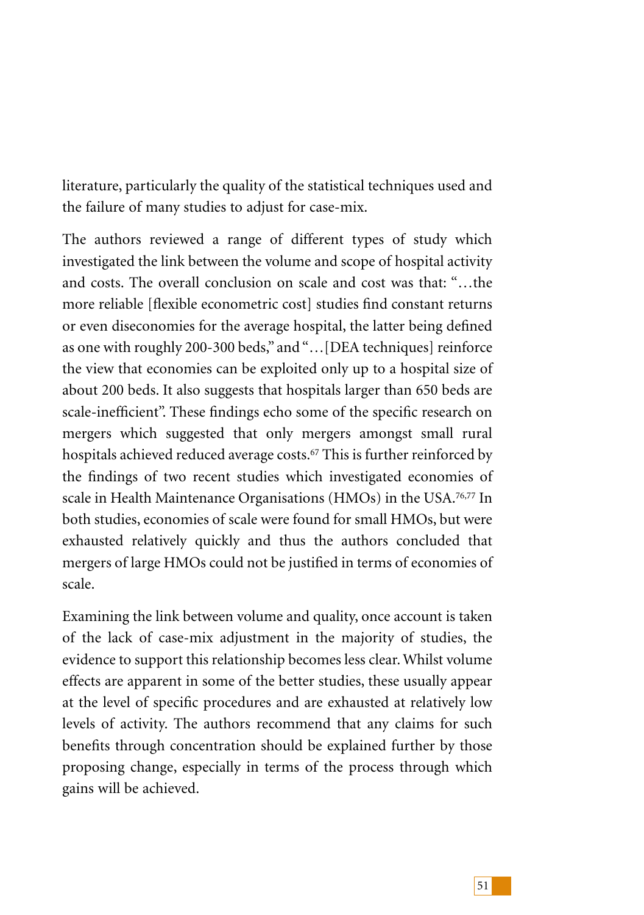literature, particularly the quality of the statistical techniques used and the failure of many studies to adjust for case-mix.

The authors reviewed a range of different types of study which investigated the link between the volume and scope of hospital activity and costs. The overall conclusion on scale and cost was that: "…the more reliable [flexible econometric cost] studies find constant returns or even diseconomies for the average hospital, the latter being defined as one with roughly 200-300 beds," and "…[DEA techniques] reinforce the view that economies can be exploited only up to a hospital size of about 200 beds. It also suggests that hospitals larger than 650 beds are scale-inefficient". These findings echo some of the specific research on mergers which suggested that only mergers amongst small rural hospitals achieved reduced average costs.[67] This is further reinforced by the findings of two recent studies which investigated economies of scale in Health Maintenance Organisations (HMOs) in the USA.[76,77] In both studies, economies of scale were found for small HMOs, but were exhausted relatively quickly and thus the authors concluded that mergers of large HMOs could not be justified in terms of economies of scale.

Examining the link between volume and quality, once account is taken of the lack of case-mix adjustment in the majority of studies, the evidence to support this relationship becomes less clear. Whilst volume effects are apparent in some of the better studies, these usually appear at the level of specific procedures and are exhausted at relatively low levels of activity. The authors recommend that any claims for such benefits through concentration should be explained further by those proposing change, especially in terms of the process through which gains will be achieved.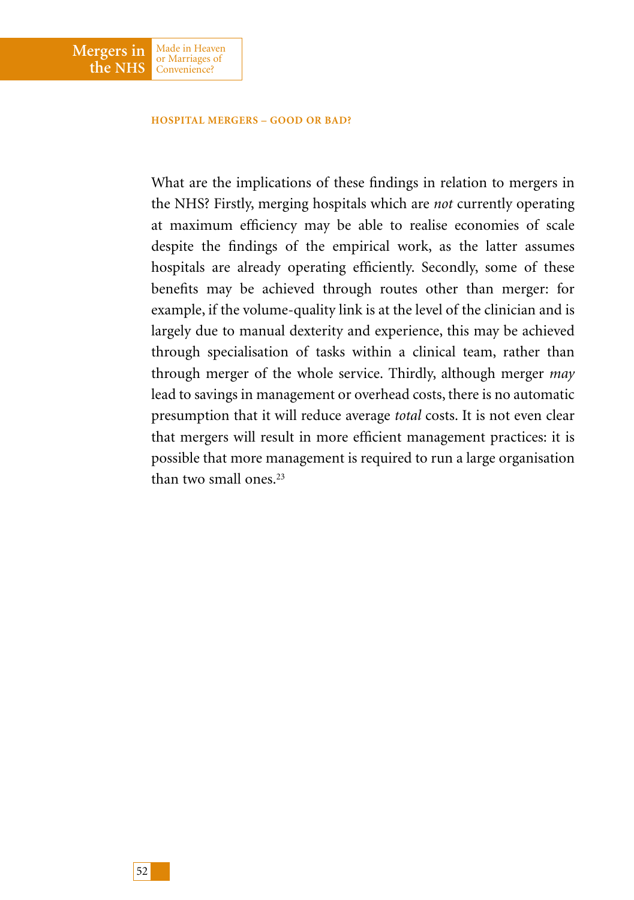What are the implications of these findings in relation to mergers in the NHS? Firstly, merging hospitals which are *not* currently operating at maximum efficiency may be able to realise economies of scale despite the findings of the empirical work, as the latter assumes hospitals are already operating efficiently. Secondly, some of these benefits may be achieved through routes other than merger: for example, if the volume-quality link is at the level of the clinician and is largely due to manual dexterity and experience, this may be achieved through specialisation of tasks within a clinical team, rather than through merger of the whole service. Thirdly, although merger *may* lead to savings in management or overhead costs, there is no automatic presumption that it will reduce average *total* costs. It is not even clear that mergers will result in more efficient management practices: it is possible that more management is required to run a large organisation than two small ones.[23]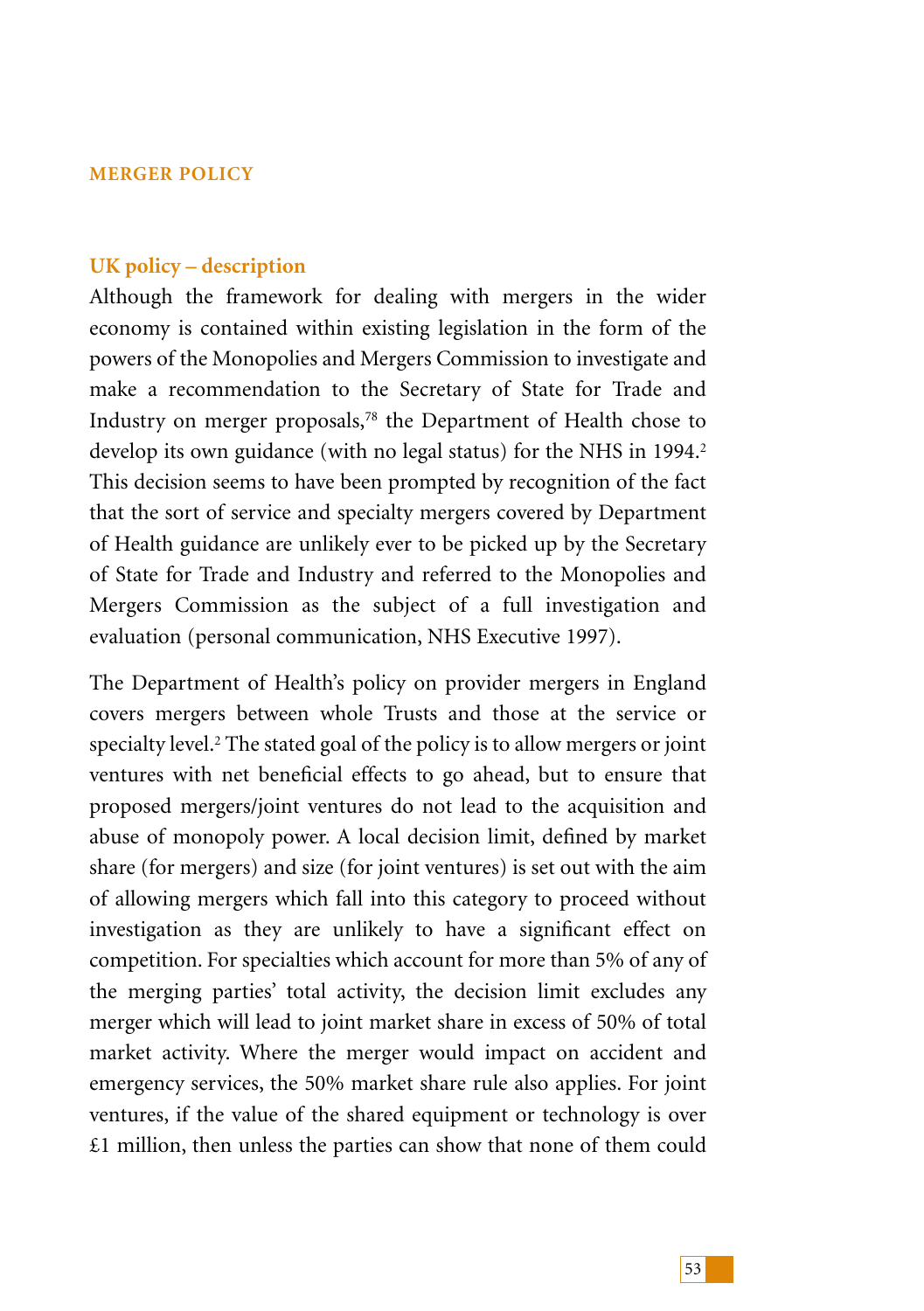## MERGER POLICY

### UK policy – description

Although the framework for dealing with mergers in the wider economy is contained within existing legislation in the form of the powers of the Monopolies and Mergers Commission to investigate and make a recommendation to the Secretary of State for Trade and Industry on merger proposals,[78] the Department of Health chose to develop its own guidance (with no legal status) for the NHS in 1994.[2] This decision seems to have been prompted by recognition of the fact that the sort of service and specialty mergers covered by Department of Health guidance are unlikely ever to be picked up by the Secretary of State for Trade and Industry and referred to the Monopolies and Mergers Commission as the subject of a full investigation and evaluation (personal communication, NHS Executive 1997).

The Department of Health's policy on provider mergers in England covers mergers between whole Trusts and those at the service or specialty level.[2] The stated goal of the policy is to allow mergers or joint ventures with net beneficial effects to go ahead, but to ensure that proposed mergers/joint ventures do not lead to the acquisition and abuse of monopoly power. A local decision limit, defined by market share (for mergers) and size (for joint ventures) is set out with the aim of allowing mergers which fall into this category to proceed without investigation as they are unlikely to have a significant effect on competition. For specialties which account for more than 5% of any of the merging parties' total activity, the decision limit excludes any merger which will lead to joint market share in excess of 50% of total market activity. Where the merger would impact on accident and emergency services, the 50% market share rule also applies. For joint ventures, if the value of the shared equipment or technology is over £1 million, then unless the parties can show that none of them could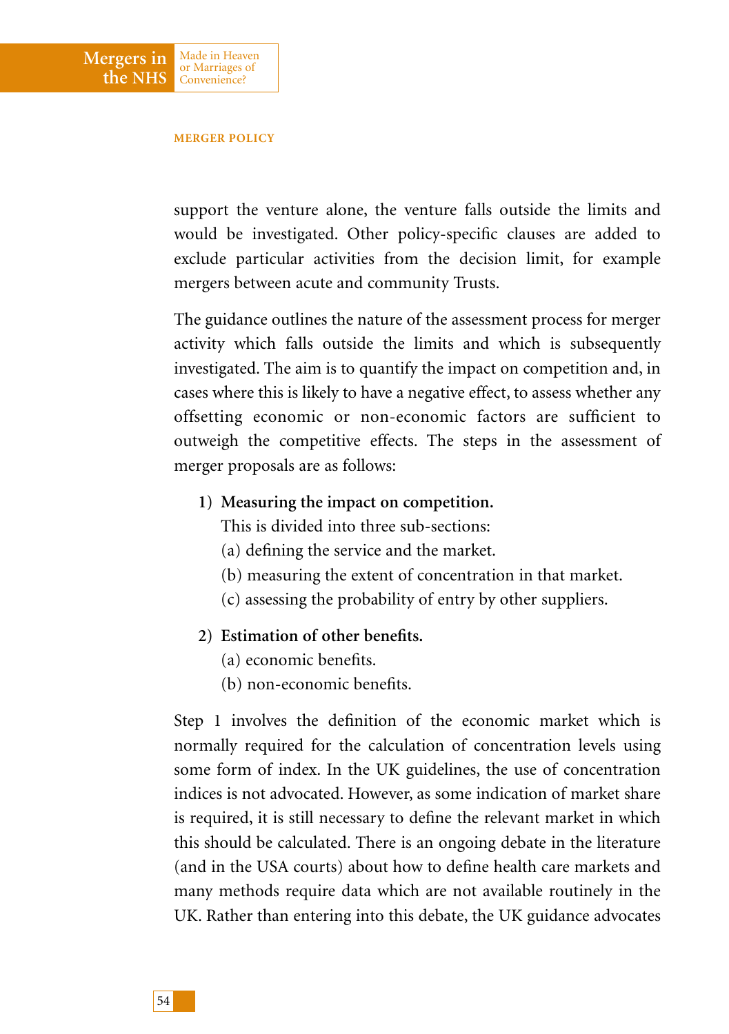support the venture alone, the venture falls outside the limits and would be investigated. Other policy-specific clauses are added to exclude particular activities from the decision limit, for example mergers between acute and community Trusts.

The guidance outlines the nature of the assessment process for merger activity which falls outside the limits and which is subsequently investigated. The aim is to quantify the impact on competition and, in cases where this is likely to have a negative effect, to assess whether any offsetting economic or non-economic factors are sufficient to outweigh the competitive effects. The steps in the assessment of merger proposals are as follows:

1) **Measuring the impact on competition.**
   This is divided into three sub-sections:
   (a) defining the service and the market.
   (b) measuring the extent of concentration in that market.
   (c) assessing the probability of entry by other suppliers.

2) **Estimation of other benefits.**
   (a) economic benefits.
   (b) non-economic benefits.

Step 1 involves the definition of the economic market which is normally required for the calculation of concentration levels using some form of index. In the UK guidelines, the use of concentration indices is not advocated. However, as some indication of market share is required, it is still necessary to define the relevant market in which this should be calculated. There is an ongoing debate in the literature (and in the USA courts) about how to define health care markets and many methods require data which are not available routinely in the UK. Rather than entering into this debate, the UK guidance advocates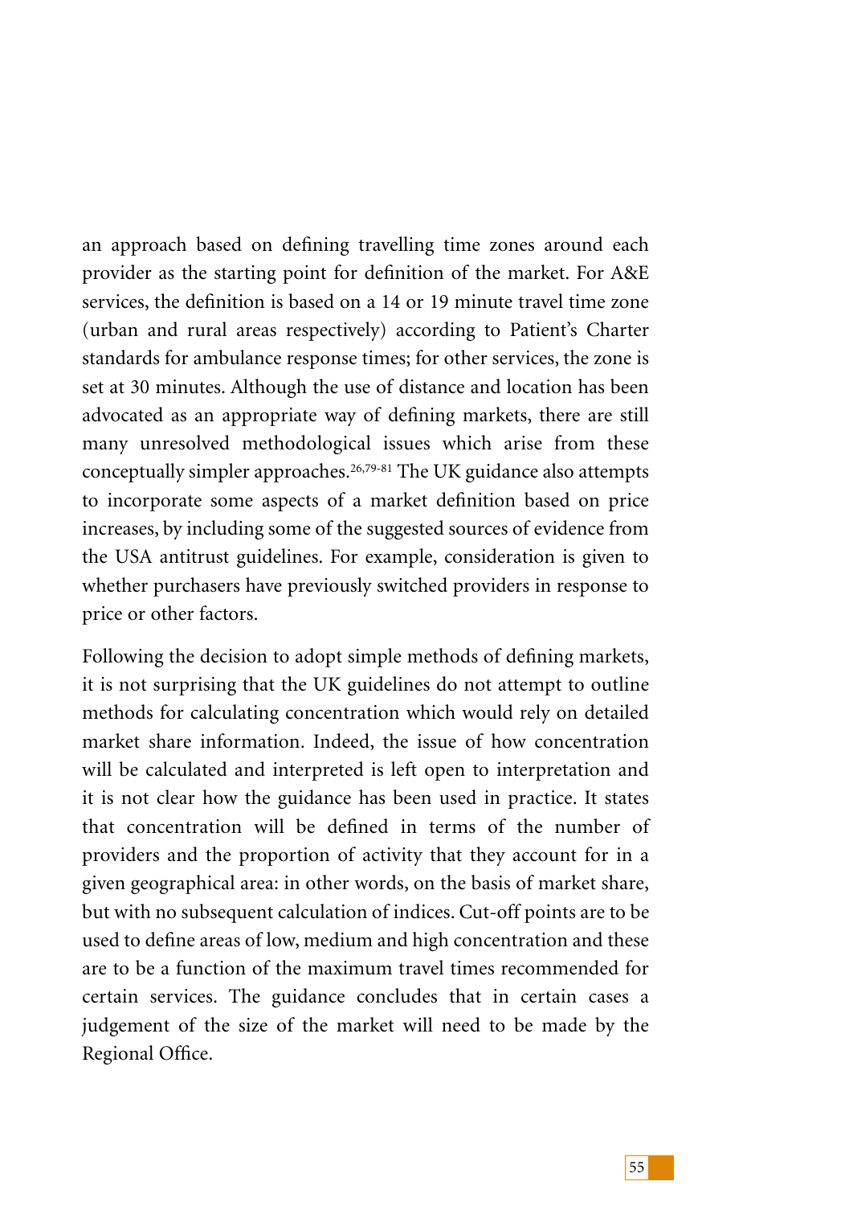an approach based on defining travelling time zones around each provider as the starting point for definition of the market. For A&E services, the definition is based on a 14 or 19 minute travel time zone (urban and rural areas respectively) according to Patient's Charter standards for ambulance response times; for other services, the zone is set at 30 minutes. Although the use of distance and location has been advocated as an appropriate way of defining markets, there are still many unresolved methodological issues which arise from these conceptually simpler approaches.[26,79-81] The UK guidance also attempts to incorporate some aspects of a market definition based on price increases, by including some of the suggested sources of evidence from the USA antitrust guidelines. For example, consideration is given to whether purchasers have previously switched providers in response to price or other factors.

Following the decision to adopt simple methods of defining markets, it is not surprising that the UK guidelines do not attempt to outline methods for calculating concentration which would rely on detailed market share information. Indeed, the issue of how concentration will be calculated and interpreted is left open to interpretation and it is not clear how the guidance has been used in practice. It states that concentration will be defined in terms of the number of providers and the proportion of activity that they account for in a given geographical area: in other words, on the basis of market share, but with no subsequent calculation of indices. Cut-off points are to be used to define areas of low, medium and high concentration and these are to be a function of the maximum travel times recommended for certain services. The guidance concludes that in certain cases a judgement of the size of the market will need to be made by the Regional Office.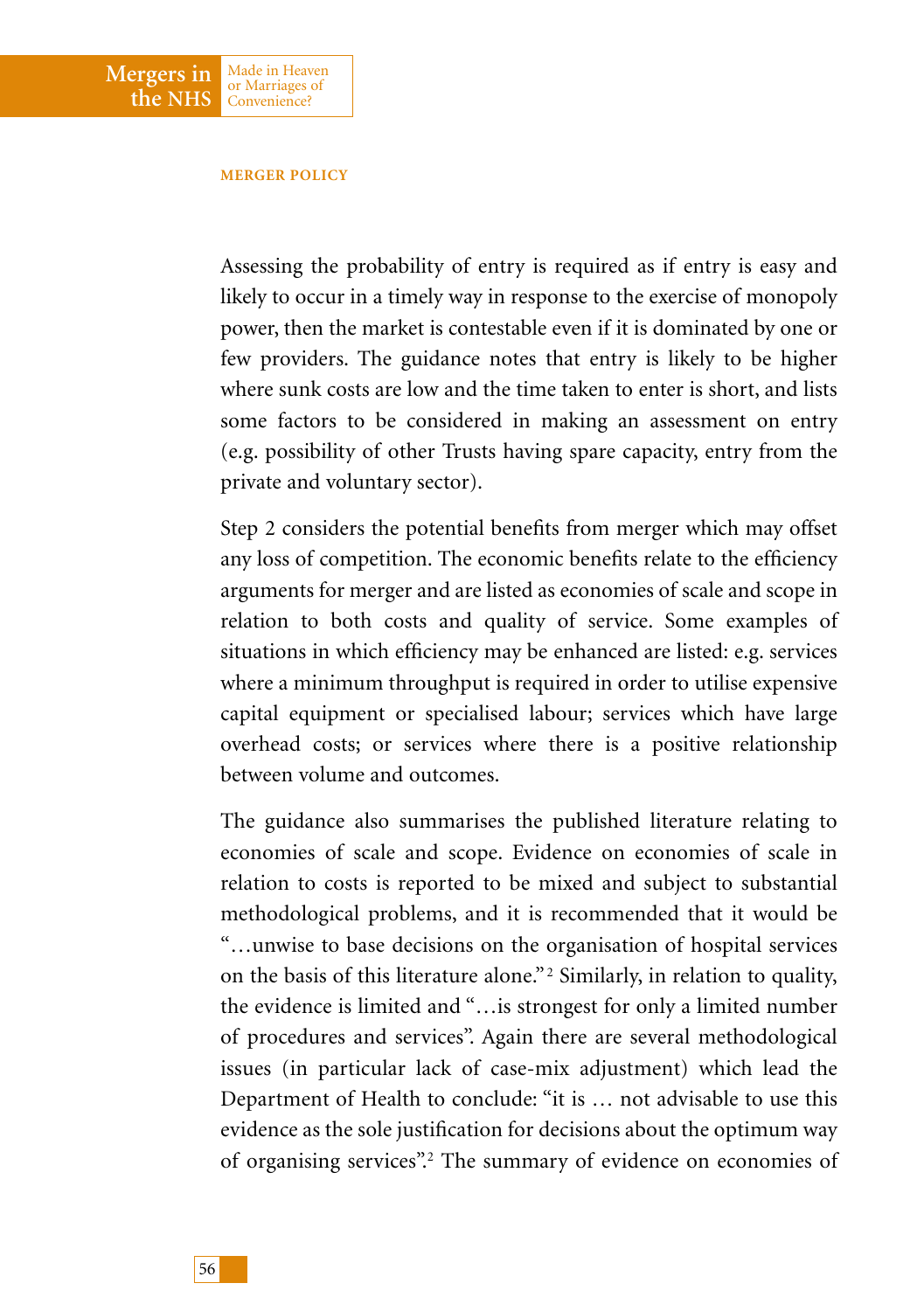Assessing the probability of entry is required as if entry is easy and likely to occur in a timely way in response to the exercise of monopoly power, then the market is contestable even if it is dominated by one or few providers. The guidance notes that entry is likely to be higher where sunk costs are low and the time taken to enter is short, and lists some factors to be considered in making an assessment on entry (e.g. possibility of other Trusts having spare capacity, entry from the private and voluntary sector).

Step 2 considers the potential benefits from merger which may offset any loss of competition. The economic benefits relate to the efficiency arguments for merger and are listed as economies of scale and scope in relation to both costs and quality of service. Some examples of situations in which efficiency may be enhanced are listed: e.g. services where a minimum throughput is required in order to utilise expensive capital equipment or specialised labour; services which have large overhead costs; or services where there is a positive relationship between volume and outcomes.

The guidance also summarises the published literature relating to economies of scale and scope. Evidence on economies of scale in relation to costs is reported to be mixed and subject to substantial methodological problems, and it is recommended that it would be "…unwise to base decisions on the organisation of hospital services on the basis of this literature alone."[2] Similarly, in relation to quality, the evidence is limited and "…is strongest for only a limited number of procedures and services". Again there are several methodological issues (in particular lack of case-mix adjustment) which lead the Department of Health to conclude: "it is … not advisable to use this evidence as the sole justification for decisions about the optimum way of organising services".[2] The summary of evidence on economies of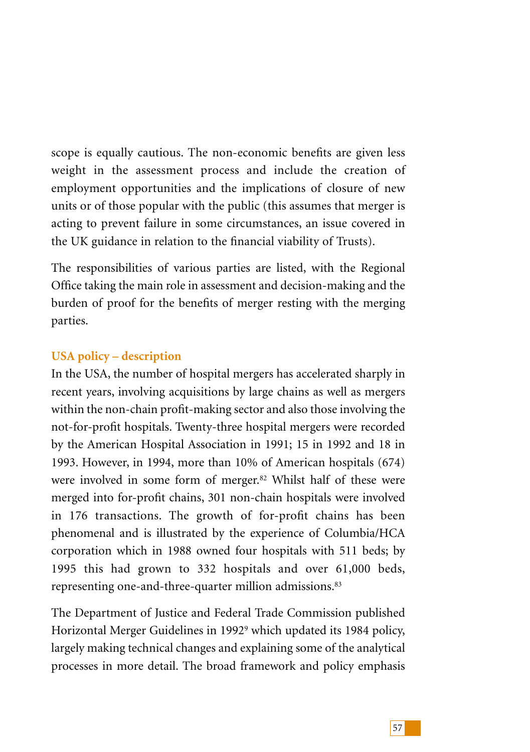scope is equally cautious. The non-economic benefits are given less weight in the assessment process and include the creation of employment opportunities and the implications of closure of new units or of those popular with the public (this assumes that merger is acting to prevent failure in some circumstances, an issue covered in the UK guidance in relation to the financial viability of Trusts).

The responsibilities of various parties are listed, with the Regional Office taking the main role in assessment and decision-making and the burden of proof for the benefits of merger resting with the merging parties.

### USA policy – description

In the USA, the number of hospital mergers has accelerated sharply in recent years, involving acquisitions by large chains as well as mergers within the non-chain profit-making sector and also those involving the not-for-profit hospitals. Twenty-three hospital mergers were recorded by the American Hospital Association in 1991; 15 in 1992 and 18 in 1993. However, in 1994, more than 10% of American hospitals (674) were involved in some form of merger.[82] Whilst half of these were merged into for-profit chains, 301 non-chain hospitals were involved in 176 transactions. The growth of for-profit chains has been phenomenal and is illustrated by the experience of Columbia/HCA corporation which in 1988 owned four hospitals with 511 beds; by 1995 this had grown to 332 hospitals and over 61,000 beds, representing one-and-three-quarter million admissions.[83]

The Department of Justice and Federal Trade Commission published Horizontal Merger Guidelines in 1992[9] which updated its 1984 policy, largely making technical changes and explaining some of the analytical processes in more detail. The broad framework and policy emphasis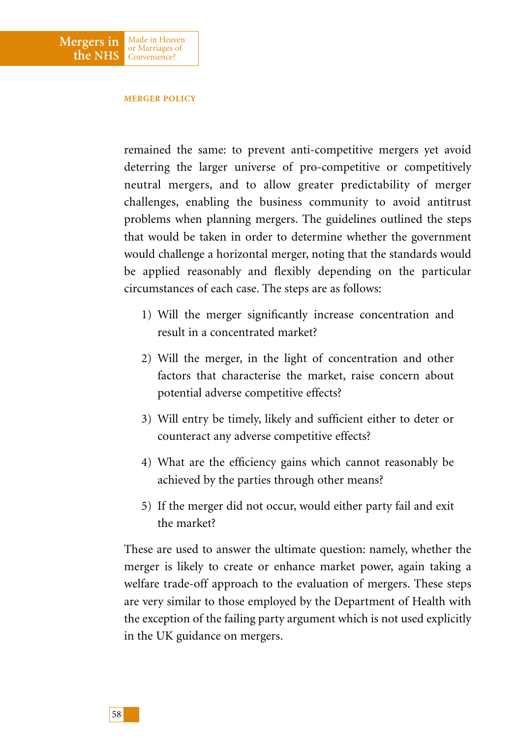remained the same: to prevent anti-competitive mergers yet avoid deterring the larger universe of pro-competitive or competitively neutral mergers, and to allow greater predictability of merger challenges, enabling the business community to avoid antitrust problems when planning mergers. The guidelines outlined the steps that would be taken in order to determine whether the government would challenge a horizontal merger, noting that the standards would be applied reasonably and flexibly depending on the particular circumstances of each case. The steps are as follows:

1) Will the merger significantly increase concentration and result in a concentrated market?

2) Will the merger, in the light of concentration and other factors that characterise the market, raise concern about potential adverse competitive effects?

3) Will entry be timely, likely and sufficient either to deter or counteract any adverse competitive effects?

4) What are the efficiency gains which cannot reasonably be achieved by the parties through other means?

5) If the merger did not occur, would either party fail and exit the market?

These are used to answer the ultimate question: namely, whether the merger is likely to create or enhance market power, again taking a welfare trade-off approach to the evaluation of mergers. These steps are very similar to those employed by the Department of Health with the exception of the failing party argument which is not used explicitly in the UK guidance on mergers.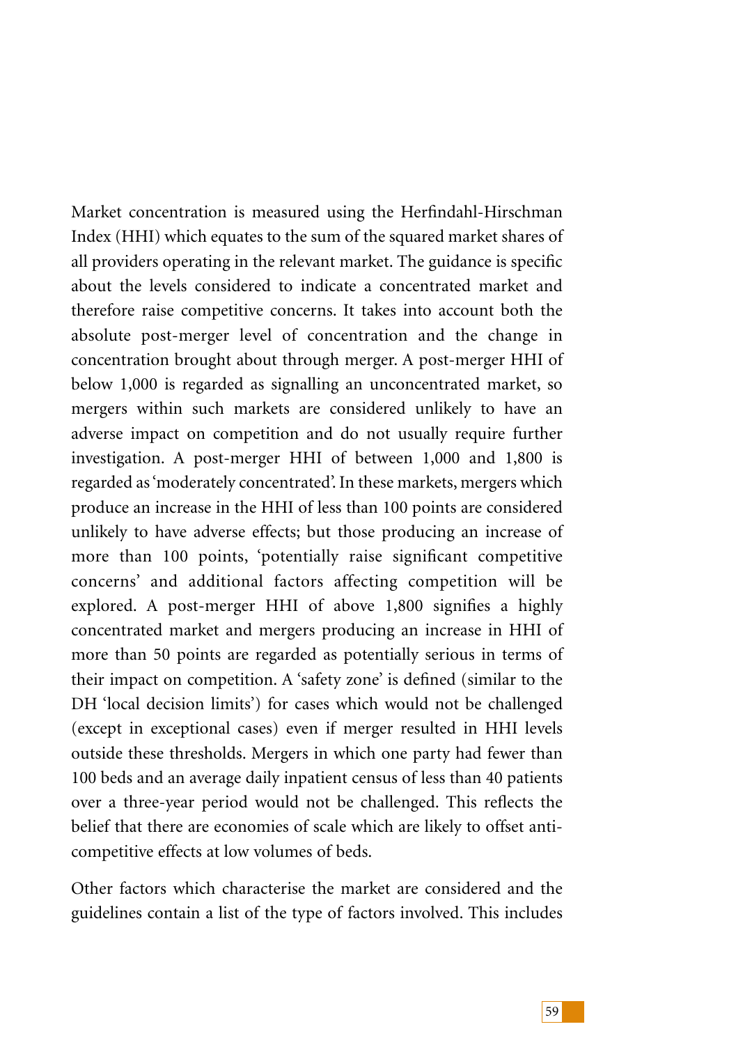Market concentration is measured using the Herfindahl-Hirschman Index (HHI) which equates to the sum of the squared market shares of all providers operating in the relevant market. The guidance is specific about the levels considered to indicate a concentrated market and therefore raise competitive concerns. It takes into account both the absolute post-merger level of concentration and the change in concentration brought about through merger. A post-merger HHI of below 1,000 is regarded as signalling an unconcentrated market, so mergers within such markets are considered unlikely to have an adverse impact on competition and do not usually require further investigation. A post-merger HHI of between 1,000 and 1,800 is regarded as 'moderately concentrated'. In these markets, mergers which produce an increase in the HHI of less than 100 points are considered unlikely to have adverse effects; but those producing an increase of more than 100 points, 'potentially raise significant competitive concerns' and additional factors affecting competition will be explored. A post-merger HHI of above 1,800 signifies a highly concentrated market and mergers producing an increase in HHI of more than 50 points are regarded as potentially serious in terms of their impact on competition. A 'safety zone' is defined (similar to the DH 'local decision limits') for cases which would not be challenged (except in exceptional cases) even if merger resulted in HHI levels outside these thresholds. Mergers in which one party had fewer than 100 beds and an average daily inpatient census of less than 40 patients over a three-year period would not be challenged. This reflects the belief that there are economies of scale which are likely to offset anti-competitive effects at low volumes of beds.

Other factors which characterise the market are considered and the guidelines contain a list of the type of factors involved. This includes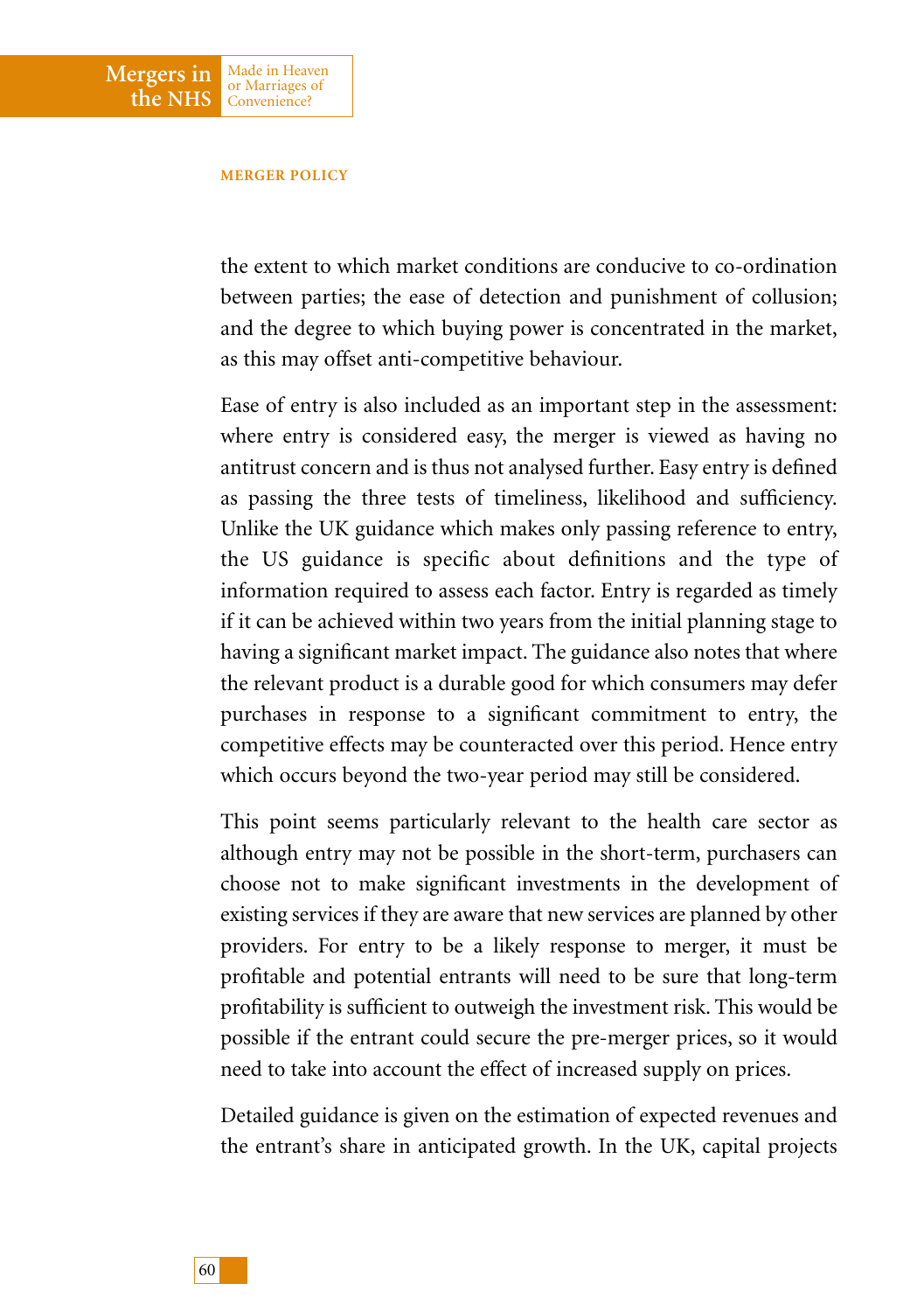the extent to which market conditions are conducive to co-ordination between parties; the ease of detection and punishment of collusion; and the degree to which buying power is concentrated in the market, as this may offset anti-competitive behaviour.

Ease of entry is also included as an important step in the assessment: where entry is considered easy, the merger is viewed as having no antitrust concern and is thus not analysed further. Easy entry is defined as passing the three tests of timeliness, likelihood and sufficiency. Unlike the UK guidance which makes only passing reference to entry, the US guidance is specific about definitions and the type of information required to assess each factor. Entry is regarded as timely if it can be achieved within two years from the initial planning stage to having a significant market impact. The guidance also notes that where the relevant product is a durable good for which consumers may defer purchases in response to a significant commitment to entry, the competitive effects may be counteracted over this period. Hence entry which occurs beyond the two-year period may still be considered.

This point seems particularly relevant to the health care sector as although entry may not be possible in the short-term, purchasers can choose not to make significant investments in the development of existing services if they are aware that new services are planned by other providers. For entry to be a likely response to merger, it must be profitable and potential entrants will need to be sure that long-term profitability is sufficient to outweigh the investment risk. This would be possible if the entrant could secure the pre-merger prices, so it would need to take into account the effect of increased supply on prices.

Detailed guidance is given on the estimation of expected revenues and the entrant's share in anticipated growth. In the UK, capital projects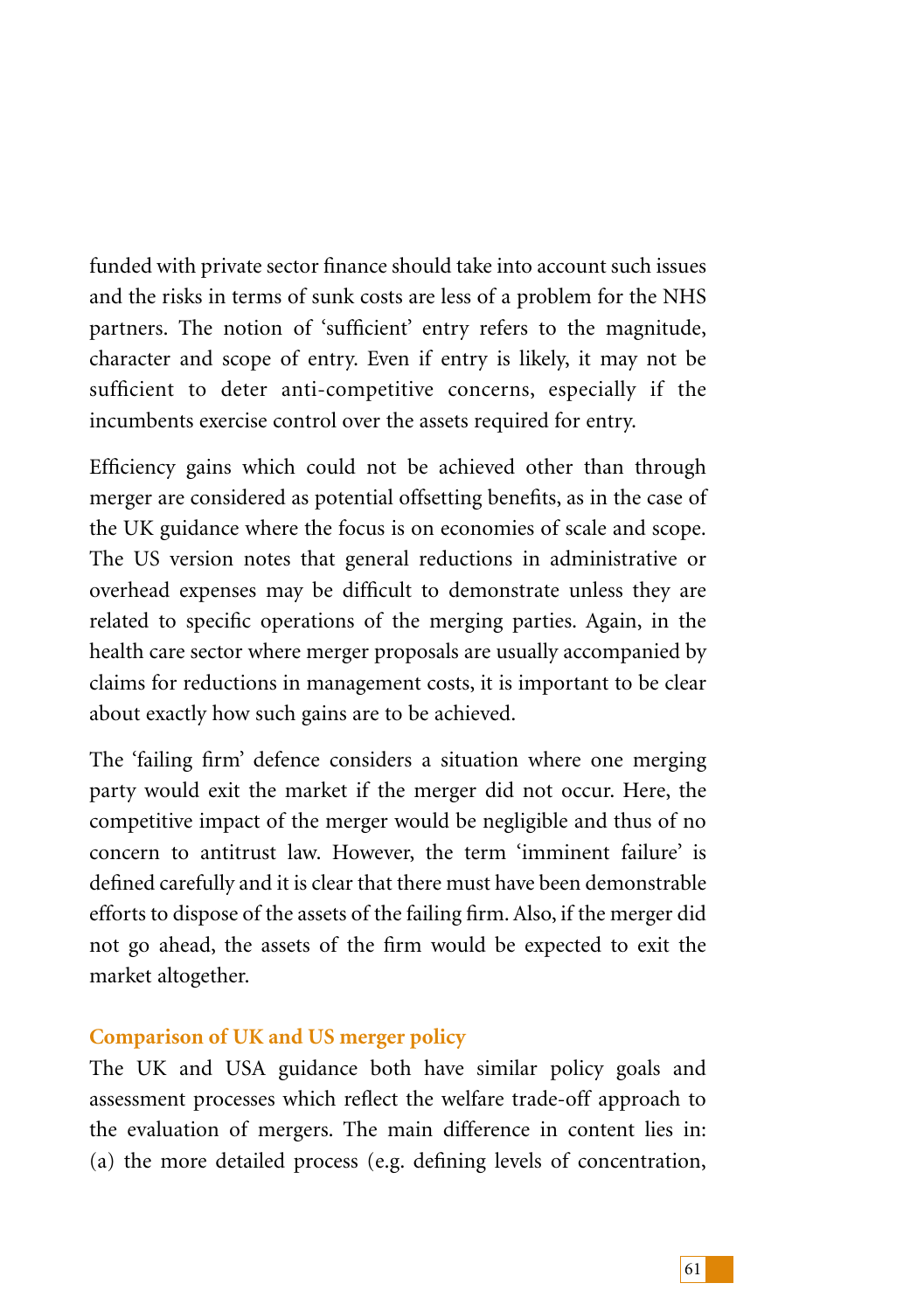funded with private sector finance should take into account such issues and the risks in terms of sunk costs are less of a problem for the NHS partners. The notion of 'sufficient' entry refers to the magnitude, character and scope of entry. Even if entry is likely, it may not be sufficient to deter anti-competitive concerns, especially if the incumbents exercise control over the assets required for entry.

Efficiency gains which could not be achieved other than through merger are considered as potential offsetting benefits, as in the case of the UK guidance where the focus is on economies of scale and scope. The US version notes that general reductions in administrative or overhead expenses may be difficult to demonstrate unless they are related to specific operations of the merging parties. Again, in the health care sector where merger proposals are usually accompanied by claims for reductions in management costs, it is important to be clear about exactly how such gains are to be achieved.

The 'failing firm' defence considers a situation where one merging party would exit the market if the merger did not occur. Here, the competitive impact of the merger would be negligible and thus of no concern to antitrust law. However, the term 'imminent failure' is defined carefully and it is clear that there must have been demonstrable efforts to dispose of the assets of the failing firm. Also, if the merger did not go ahead, the assets of the firm would be expected to exit the market altogether.

### Comparison of UK and US merger policy

The UK and USA guidance both have similar policy goals and assessment processes which reflect the welfare trade-off approach to the evaluation of mergers. The main difference in content lies in: (a) the more detailed process (e.g. defining levels of concentration,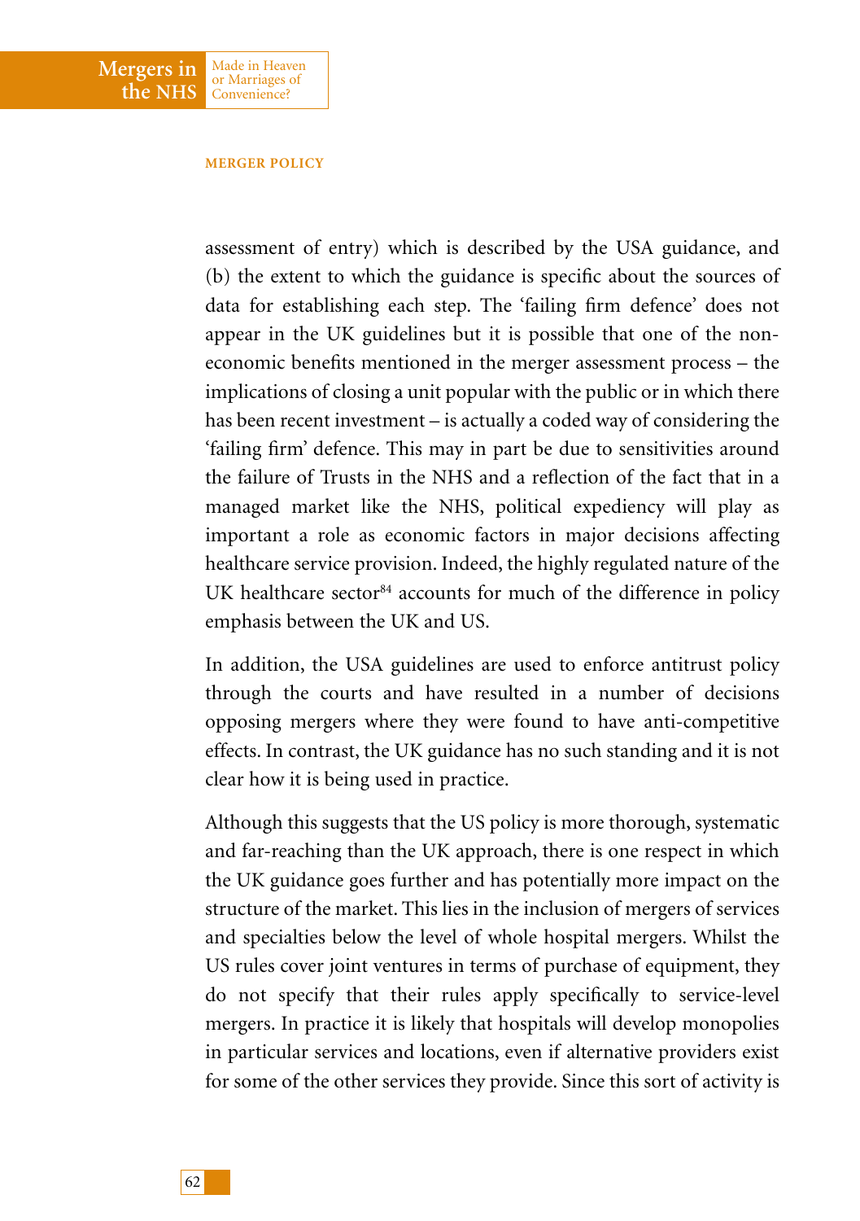assessment of entry) which is described by the USA guidance, and (b) the extent to which the guidance is specific about the sources of data for establishing each step. The 'failing firm defence' does not appear in the UK guidelines but it is possible that one of the non-economic benefits mentioned in the merger assessment process – the implications of closing a unit popular with the public or in which there has been recent investment – is actually a coded way of considering the 'failing firm' defence. This may in part be due to sensitivities around the failure of Trusts in the NHS and a reflection of the fact that in a managed market like the NHS, political expediency will play as important a role as economic factors in major decisions affecting healthcare service provision. Indeed, the highly regulated nature of the UK healthcare sector[84] accounts for much of the difference in policy emphasis between the UK and US.

In addition, the USA guidelines are used to enforce antitrust policy through the courts and have resulted in a number of decisions opposing mergers where they were found to have anti-competitive effects. In contrast, the UK guidance has no such standing and it is not clear how it is being used in practice.

Although this suggests that the US policy is more thorough, systematic and far-reaching than the UK approach, there is one respect in which the UK guidance goes further and has potentially more impact on the structure of the market. This lies in the inclusion of mergers of services and specialties below the level of whole hospital mergers. Whilst the US rules cover joint ventures in terms of purchase of equipment, they do not specify that their rules apply specifically to service-level mergers. In practice it is likely that hospitals will develop monopolies in particular services and locations, even if alternative providers exist for some of the other services they provide. Since this sort of activity is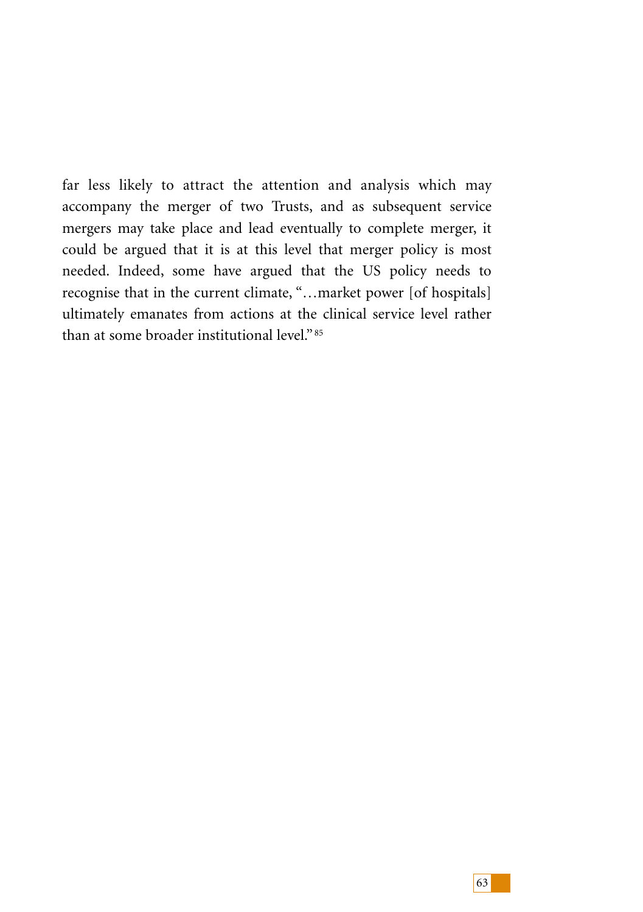far less likely to attract the attention and analysis which may accompany the merger of two Trusts, and as subsequent service mergers may take place and lead eventually to complete merger, it could be argued that it is at this level that merger policy is most needed. Indeed, some have argued that the US policy needs to recognise that in the current climate, "…market power [of hospitals] ultimately emanates from actions at the clinical service level rather than at some broader institutional level." [85]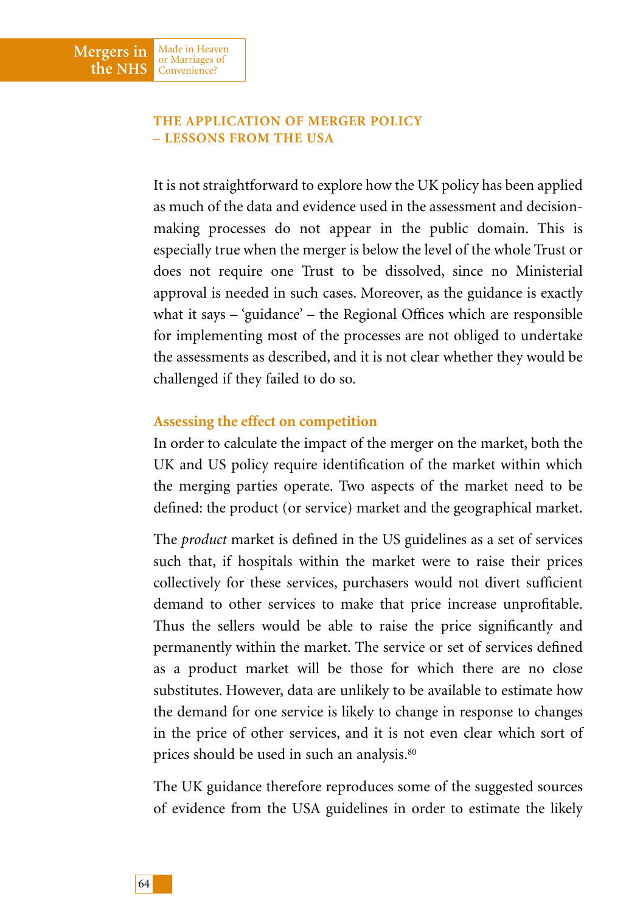## THE APPLICATION OF MERGER POLICY – LESSONS FROM THE USA

It is not straightforward to explore how the UK policy has been applied as much of the data and evidence used in the assessment and decision-making processes do not appear in the public domain. This is especially true when the merger is below the level of the whole Trust or does not require one Trust to be dissolved, since no Ministerial approval is needed in such cases. Moreover, as the guidance is exactly what it says – 'guidance' – the Regional Offices which are responsible for implementing most of the processes are not obliged to undertake the assessments as described, and it is not clear whether they would be challenged if they failed to do so.

### Assessing the effect on competition

In order to calculate the impact of the merger on the market, both the UK and US policy require identification of the market within which the merging parties operate. Two aspects of the market need to be defined: the product (or service) market and the geographical market.

The *product* market is defined in the US guidelines as a set of services such that, if hospitals within the market were to raise their prices collectively for these services, purchasers would not divert sufficient demand to other services to make that price increase unprofitable. Thus the sellers would be able to raise the price significantly and permanently within the market. The service or set of services defined as a product market will be those for which there are no close substitutes. However, data are unlikely to be available to estimate how the demand for one service is likely to change in response to changes in the price of other services, and it is not even clear which sort of prices should be used in such an analysis.[80]

The UK guidance therefore reproduces some of the suggested sources of evidence from the USA guidelines in order to estimate the likely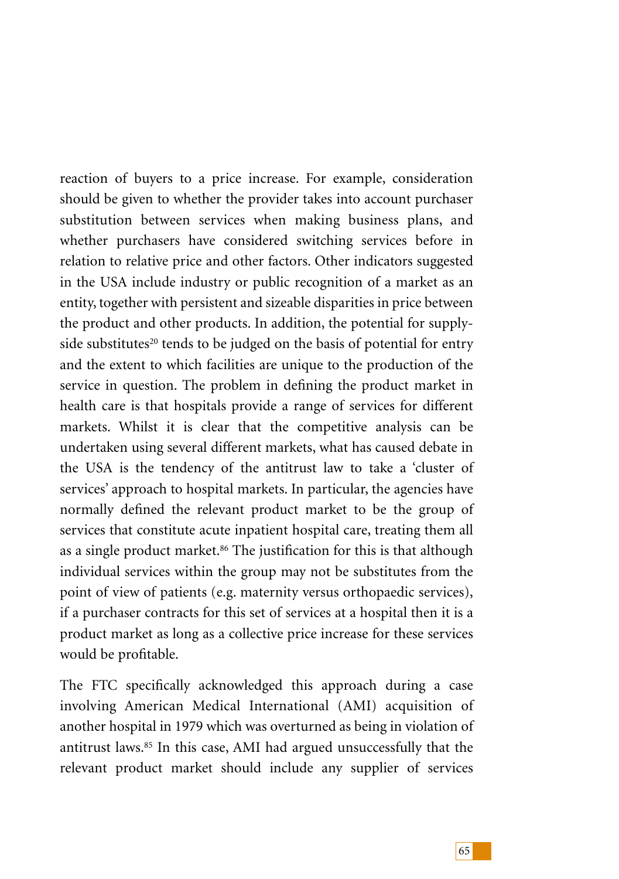reaction of buyers to a price increase. For example, consideration should be given to whether the provider takes into account purchaser substitution between services when making business plans, and whether purchasers have considered switching services before in relation to relative price and other factors. Other indicators suggested in the USA include industry or public recognition of a market as an entity, together with persistent and sizeable disparities in price between the product and other products. In addition, the potential for supply-side substitutes[20] tends to be judged on the basis of potential for entry and the extent to which facilities are unique to the production of the service in question. The problem in defining the product market in health care is that hospitals provide a range of services for different markets. Whilst it is clear that the competitive analysis can be undertaken using several different markets, what has caused debate in the USA is the tendency of the antitrust law to take a 'cluster of services' approach to hospital markets. In particular, the agencies have normally defined the relevant product market to be the group of services that constitute acute inpatient hospital care, treating them all as a single product market.[86] The justification for this is that although individual services within the group may not be substitutes from the point of view of patients (e.g. maternity versus orthopaedic services), if a purchaser contracts for this set of services at a hospital then it is a product market as long as a collective price increase for these services would be profitable.

The FTC specifically acknowledged this approach during a case involving American Medical International (AMI) acquisition of another hospital in 1979 which was overturned as being in violation of antitrust laws.[85] In this case, AMI had argued unsuccessfully that the relevant product market should include any supplier of services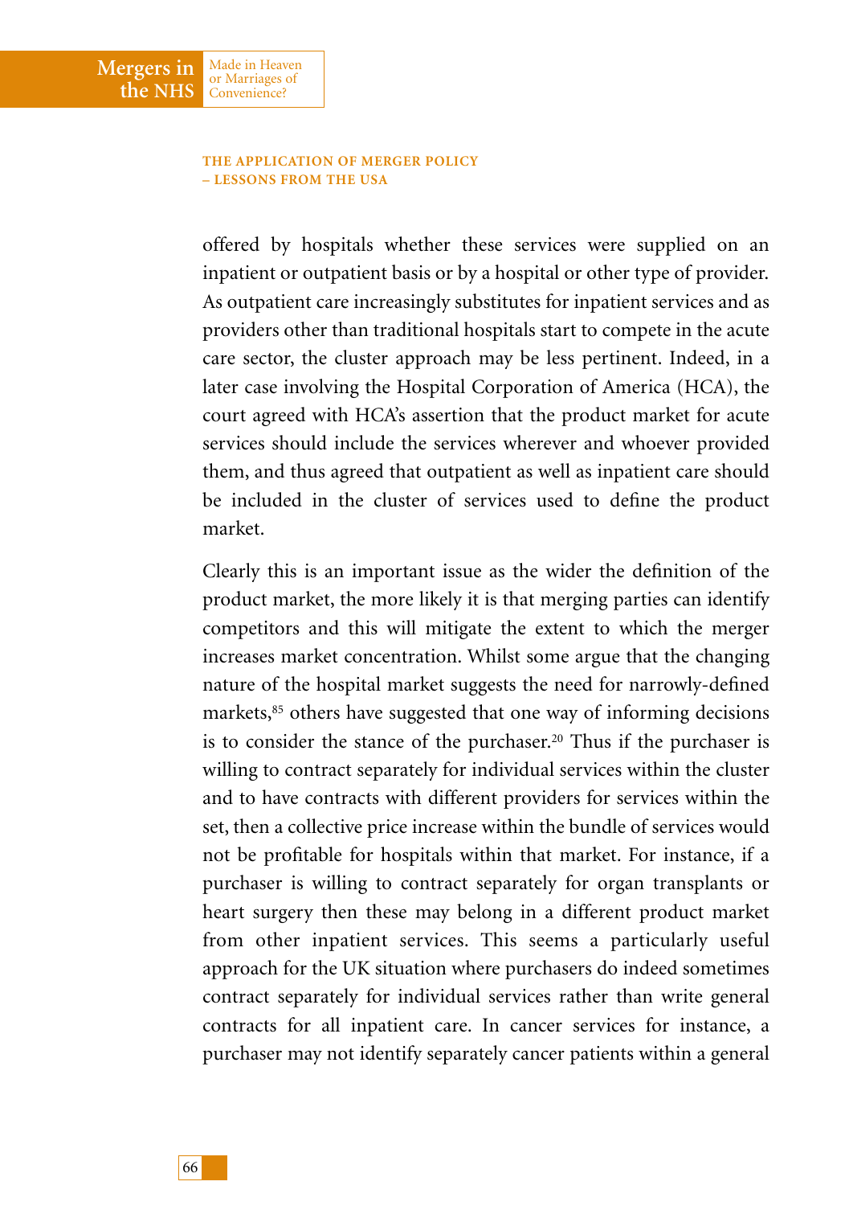offered by hospitals whether these services were supplied on an inpatient or outpatient basis or by a hospital or other type of provider. As outpatient care increasingly substitutes for inpatient services and as providers other than traditional hospitals start to compete in the acute care sector, the cluster approach may be less pertinent. Indeed, in a later case involving the Hospital Corporation of America (HCA), the court agreed with HCA's assertion that the product market for acute services should include the services wherever and whoever provided them, and thus agreed that outpatient as well as inpatient care should be included in the cluster of services used to define the product market.

Clearly this is an important issue as the wider the definition of the product market, the more likely it is that merging parties can identify competitors and this will mitigate the extent to which the merger increases market concentration. Whilst some argue that the changing nature of the hospital market suggests the need for narrowly-defined markets,[85] others have suggested that one way of informing decisions is to consider the stance of the purchaser.[20] Thus if the purchaser is willing to contract separately for individual services within the cluster and to have contracts with different providers for services within the set, then a collective price increase within the bundle of services would not be profitable for hospitals within that market. For instance, if a purchaser is willing to contract separately for organ transplants or heart surgery then these may belong in a different product market from other inpatient services. This seems a particularly useful approach for the UK situation where purchasers do indeed sometimes contract separately for individual services rather than write general contracts for all inpatient care. In cancer services for instance, a purchaser may not identify separately cancer patients within a general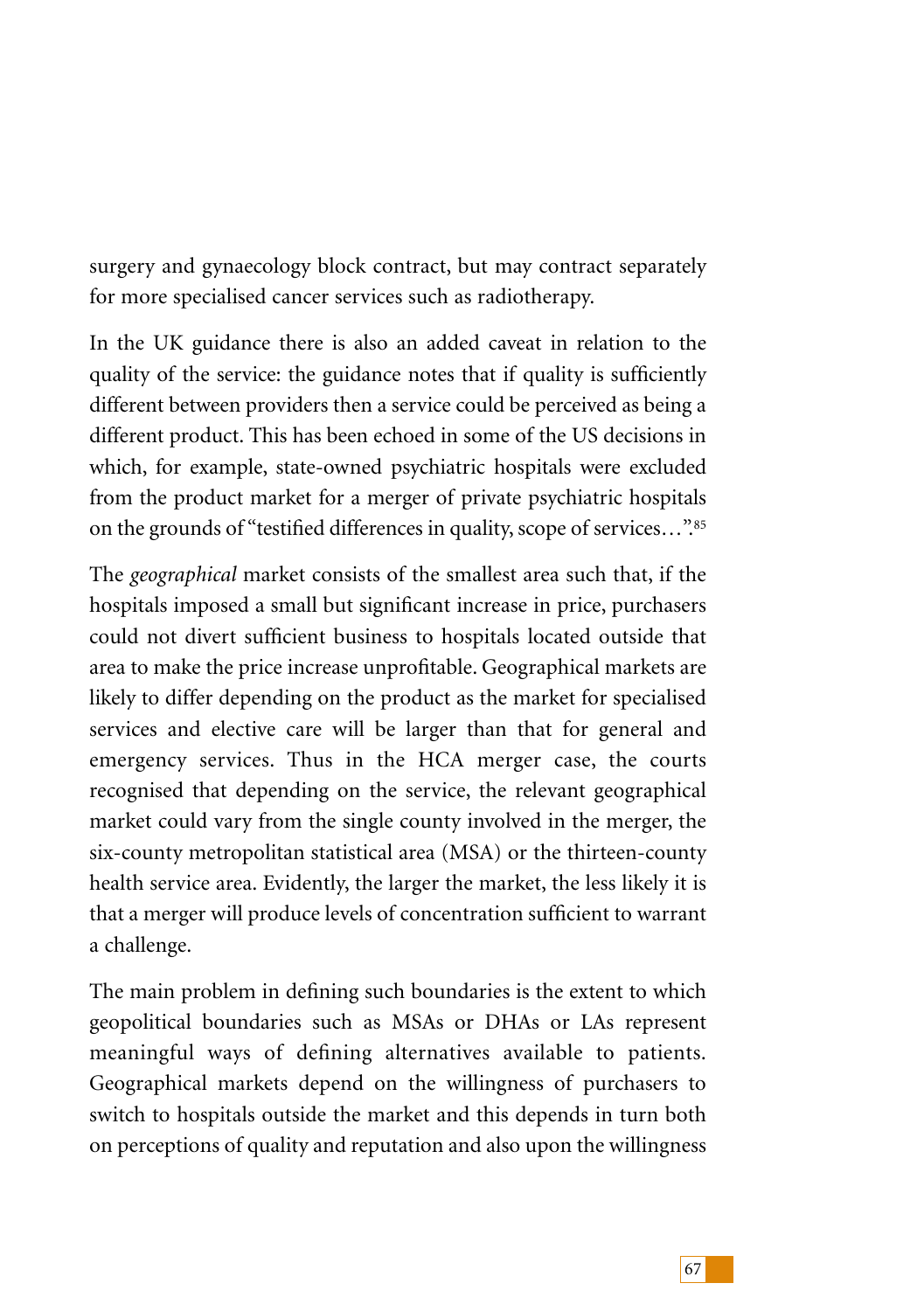surgery and gynaecology block contract, but may contract separately for more specialised cancer services such as radiotherapy.

In the UK guidance there is also an added caveat in relation to the quality of the service: the guidance notes that if quality is sufficiently different between providers then a service could be perceived as being a different product. This has been echoed in some of the US decisions in which, for example, state-owned psychiatric hospitals were excluded from the product market for a merger of private psychiatric hospitals on the grounds of "testified differences in quality, scope of services…".[85]

The *geographical* market consists of the smallest area such that, if the hospitals imposed a small but significant increase in price, purchasers could not divert sufficient business to hospitals located outside that area to make the price increase unprofitable. Geographical markets are likely to differ depending on the product as the market for specialised services and elective care will be larger than that for general and emergency services. Thus in the HCA merger case, the courts recognised that depending on the service, the relevant geographical market could vary from the single county involved in the merger, the six-county metropolitan statistical area (MSA) or the thirteen-county health service area. Evidently, the larger the market, the less likely it is that a merger will produce levels of concentration sufficient to warrant a challenge.

The main problem in defining such boundaries is the extent to which geopolitical boundaries such as MSAs or DHAs or LAs represent meaningful ways of defining alternatives available to patients. Geographical markets depend on the willingness of purchasers to switch to hospitals outside the market and this depends in turn both on perceptions of quality and reputation and also upon the willingness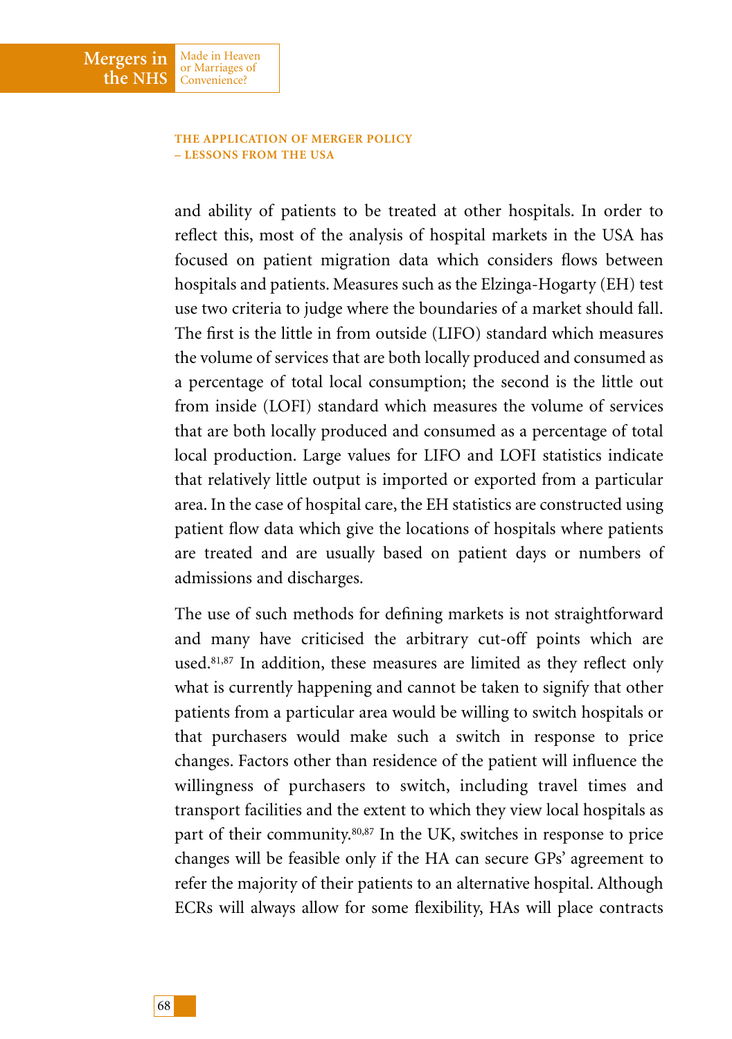and ability of patients to be treated at other hospitals. In order to reflect this, most of the analysis of hospital markets in the USA has focused on patient migration data which considers flows between hospitals and patients. Measures such as the Elzinga-Hogarty (EH) test use two criteria to judge where the boundaries of a market should fall. The first is the little in from outside (LIFO) standard which measures the volume of services that are both locally produced and consumed as a percentage of total local consumption; the second is the little out from inside (LOFI) standard which measures the volume of services that are both locally produced and consumed as a percentage of total local production. Large values for LIFO and LOFI statistics indicate that relatively little output is imported or exported from a particular area. In the case of hospital care, the EH statistics are constructed using patient flow data which give the locations of hospitals where patients are treated and are usually based on patient days or numbers of admissions and discharges.

The use of such methods for defining markets is not straightforward and many have criticised the arbitrary cut-off points which are used.[81,87] In addition, these measures are limited as they reflect only what is currently happening and cannot be taken to signify that other patients from a particular area would be willing to switch hospitals or that purchasers would make such a switch in response to price changes. Factors other than residence of the patient will influence the willingness of purchasers to switch, including travel times and transport facilities and the extent to which they view local hospitals as part of their community.[80,87] In the UK, switches in response to price changes will be feasible only if the HA can secure GPs' agreement to refer the majority of their patients to an alternative hospital. Although ECRs will always allow for some flexibility, HAs will place contracts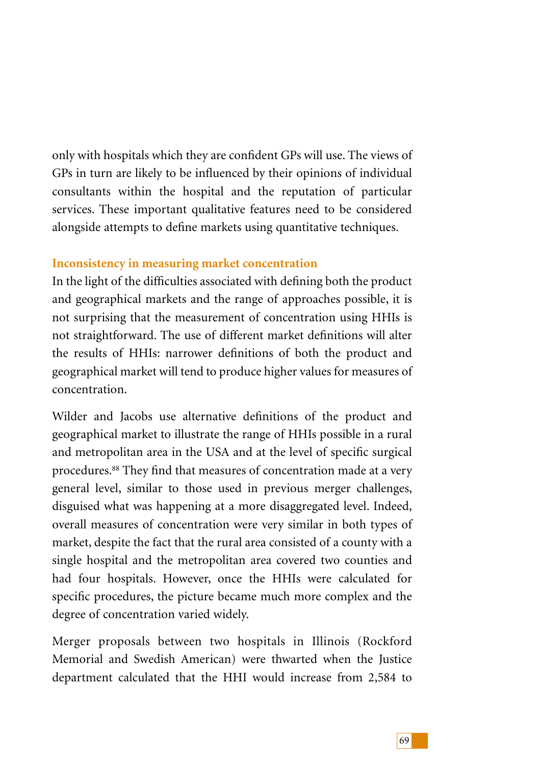only with hospitals which they are confident GPs will use. The views of GPs in turn are likely to be influenced by their opinions of individual consultants within the hospital and the reputation of particular services. These important qualitative features need to be considered alongside attempts to define markets using quantitative techniques.

### Inconsistency in measuring market concentration

In the light of the difficulties associated with defining both the product and geographical markets and the range of approaches possible, it is not surprising that the measurement of concentration using HHIs is not straightforward. The use of different market definitions will alter the results of HHIs: narrower definitions of both the product and geographical market will tend to produce higher values for measures of concentration.

Wilder and Jacobs use alternative definitions of the product and geographical market to illustrate the range of HHIs possible in a rural and metropolitan area in the USA and at the level of specific surgical procedures.[88] They find that measures of concentration made at a very general level, similar to those used in previous merger challenges, disguised what was happening at a more disaggregated level. Indeed, overall measures of concentration were very similar in both types of market, despite the fact that the rural area consisted of a county with a single hospital and the metropolitan area covered two counties and had four hospitals. However, once the HHIs were calculated for specific procedures, the picture became much more complex and the degree of concentration varied widely.

Merger proposals between two hospitals in Illinois (Rockford Memorial and Swedish American) were thwarted when the Justice department calculated that the HHI would increase from 2,584 to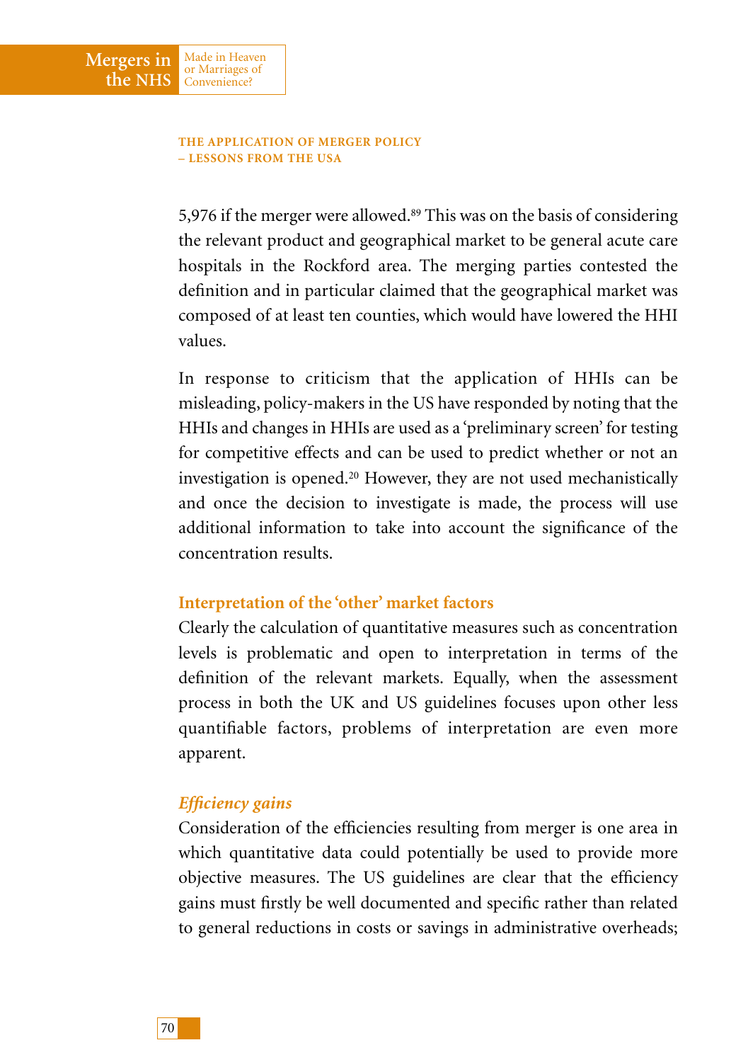5,976 if the merger were allowed.[89] This was on the basis of considering the relevant product and geographical market to be general acute care hospitals in the Rockford area. The merging parties contested the definition and in particular claimed that the geographical market was composed of at least ten counties, which would have lowered the HHI values.

In response to criticism that the application of HHIs can be misleading, policy-makers in the US have responded by noting that the HHIs and changes in HHIs are used as a 'preliminary screen' for testing for competitive effects and can be used to predict whether or not an investigation is opened.[20] However, they are not used mechanistically and once the decision to investigate is made, the process will use additional information to take into account the significance of the concentration results.

### Interpretation of the 'other' market factors

Clearly the calculation of quantitative measures such as concentration levels is problematic and open to interpretation in terms of the definition of the relevant markets. Equally, when the assessment process in both the UK and US guidelines focuses upon other less quantifiable factors, problems of interpretation are even more apparent.

#### *Efficiency gains*

Consideration of the efficiencies resulting from merger is one area in which quantitative data could potentially be used to provide more objective measures. The US guidelines are clear that the efficiency gains must firstly be well documented and specific rather than related to general reductions in costs or savings in administrative overheads;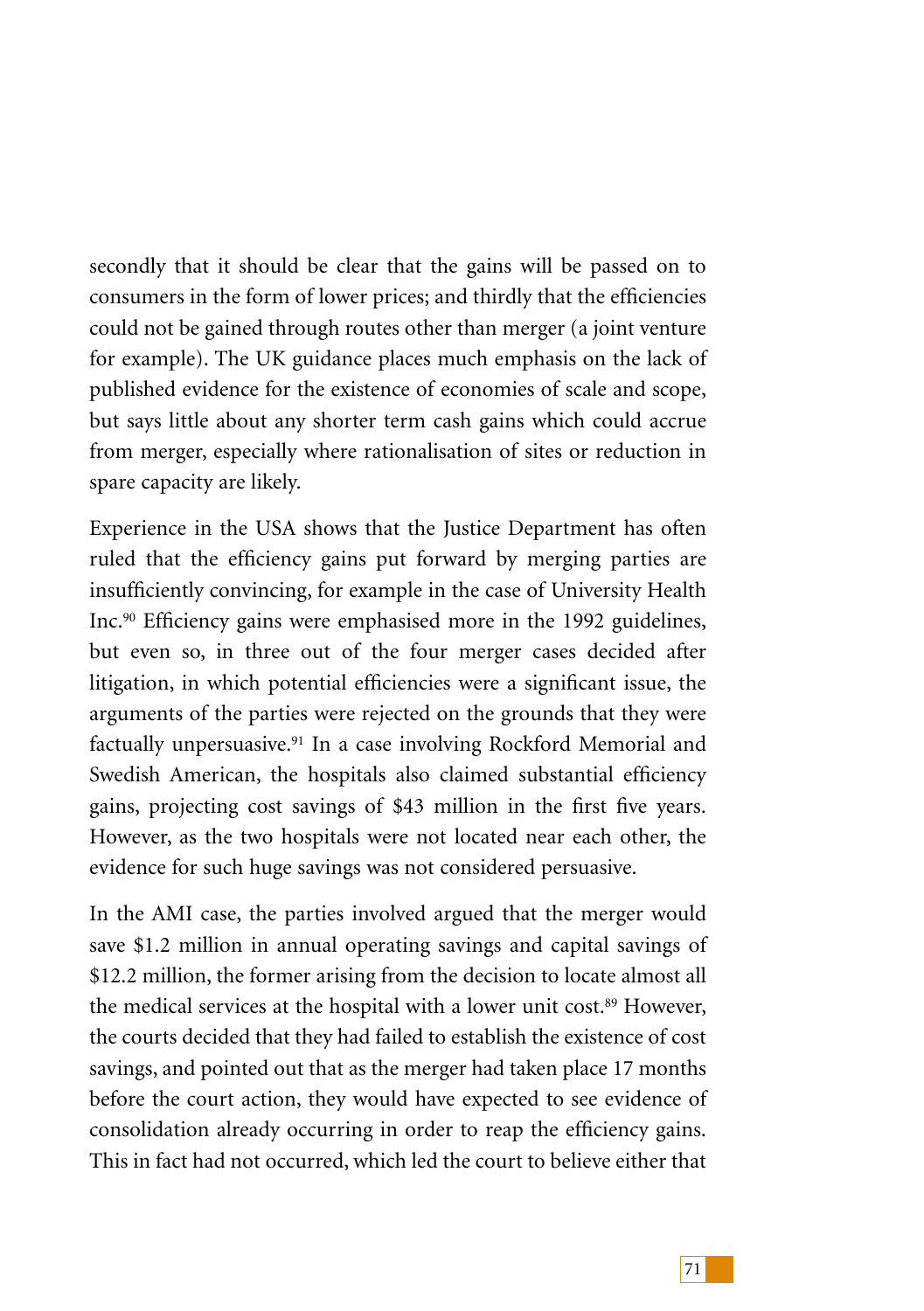secondly that it should be clear that the gains will be passed on to consumers in the form of lower prices; and thirdly that the efficiencies could not be gained through routes other than merger (a joint venture for example). The UK guidance places much emphasis on the lack of published evidence for the existence of economies of scale and scope, but says little about any shorter term cash gains which could accrue from merger, especially where rationalisation of sites or reduction in spare capacity are likely.

Experience in the USA shows that the Justice Department has often ruled that the efficiency gains put forward by merging parties are insufficiently convincing, for example in the case of University Health Inc.[90] Efficiency gains were emphasised more in the 1992 guidelines, but even so, in three out of the four merger cases decided after litigation, in which potential efficiencies were a significant issue, the arguments of the parties were rejected on the grounds that they were factually unpersuasive.[91] In a case involving Rockford Memorial and Swedish American, the hospitals also claimed substantial efficiency gains, projecting cost savings of $43 million in the first five years. However, as the two hospitals were not located near each other, the evidence for such huge savings was not considered persuasive.

In the AMI case, the parties involved argued that the merger would save $1.2 million in annual operating savings and capital savings of $12.2 million, the former arising from the decision to locate almost all the medical services at the hospital with a lower unit cost.[89] However, the courts decided that they had failed to establish the existence of cost savings, and pointed out that as the merger had taken place 17 months before the court action, they would have expected to see evidence of consolidation already occurring in order to reap the efficiency gains. This in fact had not occurred, which led the court to believe either that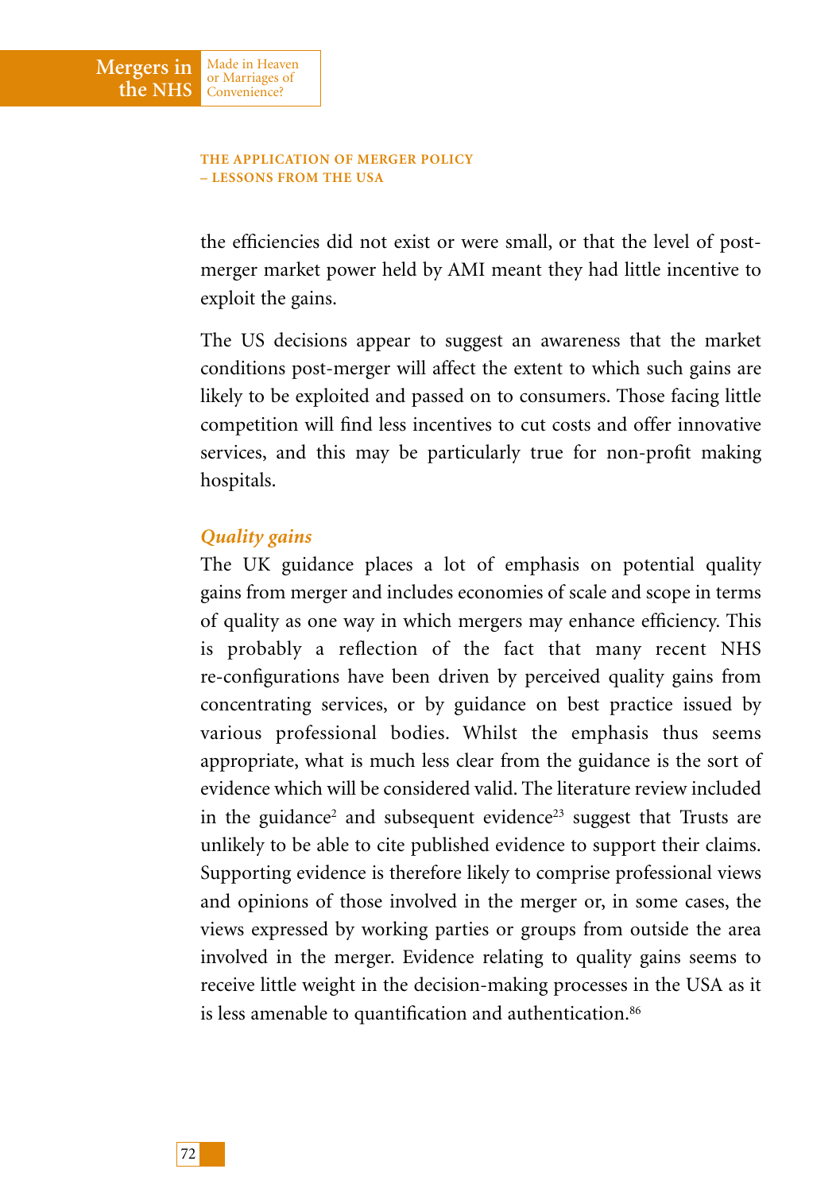the efficiencies did not exist or were small, or that the level of post-merger market power held by AMI meant they had little incentive to exploit the gains.

The US decisions appear to suggest an awareness that the market conditions post-merger will affect the extent to which such gains are likely to be exploited and passed on to consumers. Those facing little competition will find less incentives to cut costs and offer innovative services, and this may be particularly true for non-profit making hospitals.

### *Quality gains*

The UK guidance places a lot of emphasis on potential quality gains from merger and includes economies of scale and scope in terms of quality as one way in which mergers may enhance efficiency. This is probably a reflection of the fact that many recent NHS re-configurations have been driven by perceived quality gains from concentrating services, or by guidance on best practice issued by various professional bodies. Whilst the emphasis thus seems appropriate, what is much less clear from the guidance is the sort of evidence which will be considered valid. The literature review included in the guidance[2] and subsequent evidence[23] suggest that Trusts are unlikely to be able to cite published evidence to support their claims. Supporting evidence is therefore likely to comprise professional views and opinions of those involved in the merger or, in some cases, the views expressed by working parties or groups from outside the area involved in the merger. Evidence relating to quality gains seems to receive little weight in the decision-making processes in the USA as it is less amenable to quantification and authentication.[86]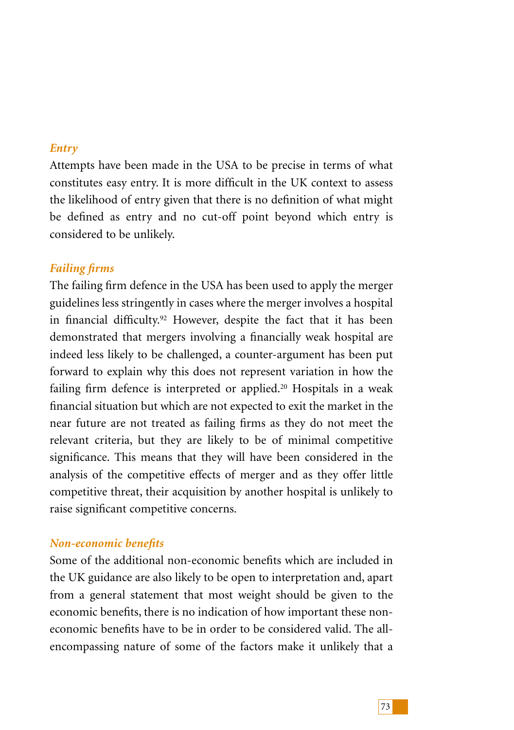### *Entry*

Attempts have been made in the USA to be precise in terms of what constitutes easy entry. It is more difficult in the UK context to assess the likelihood of entry given that there is no definition of what might be defined as entry and no cut-off point beyond which entry is considered to be unlikely.

### *Failing firms*

The failing firm defence in the USA has been used to apply the merger guidelines less stringently in cases where the merger involves a hospital in financial difficulty.[92] However, despite the fact that it has been demonstrated that mergers involving a financially weak hospital are indeed less likely to be challenged, a counter-argument has been put forward to explain why this does not represent variation in how the failing firm defence is interpreted or applied.[20] Hospitals in a weak financial situation but which are not expected to exit the market in the near future are not treated as failing firms as they do not meet the relevant criteria, but they are likely to be of minimal competitive significance. This means that they will have been considered in the analysis of the competitive effects of merger and as they offer little competitive threat, their acquisition by another hospital is unlikely to raise significant competitive concerns.

### *Non-economic benefits*

Some of the additional non-economic benefits which are included in the UK guidance are also likely to be open to interpretation and, apart from a general statement that most weight should be given to the economic benefits, there is no indication of how important these non-economic benefits have to be in order to be considered valid. The all-encompassing nature of some of the factors make it unlikely that a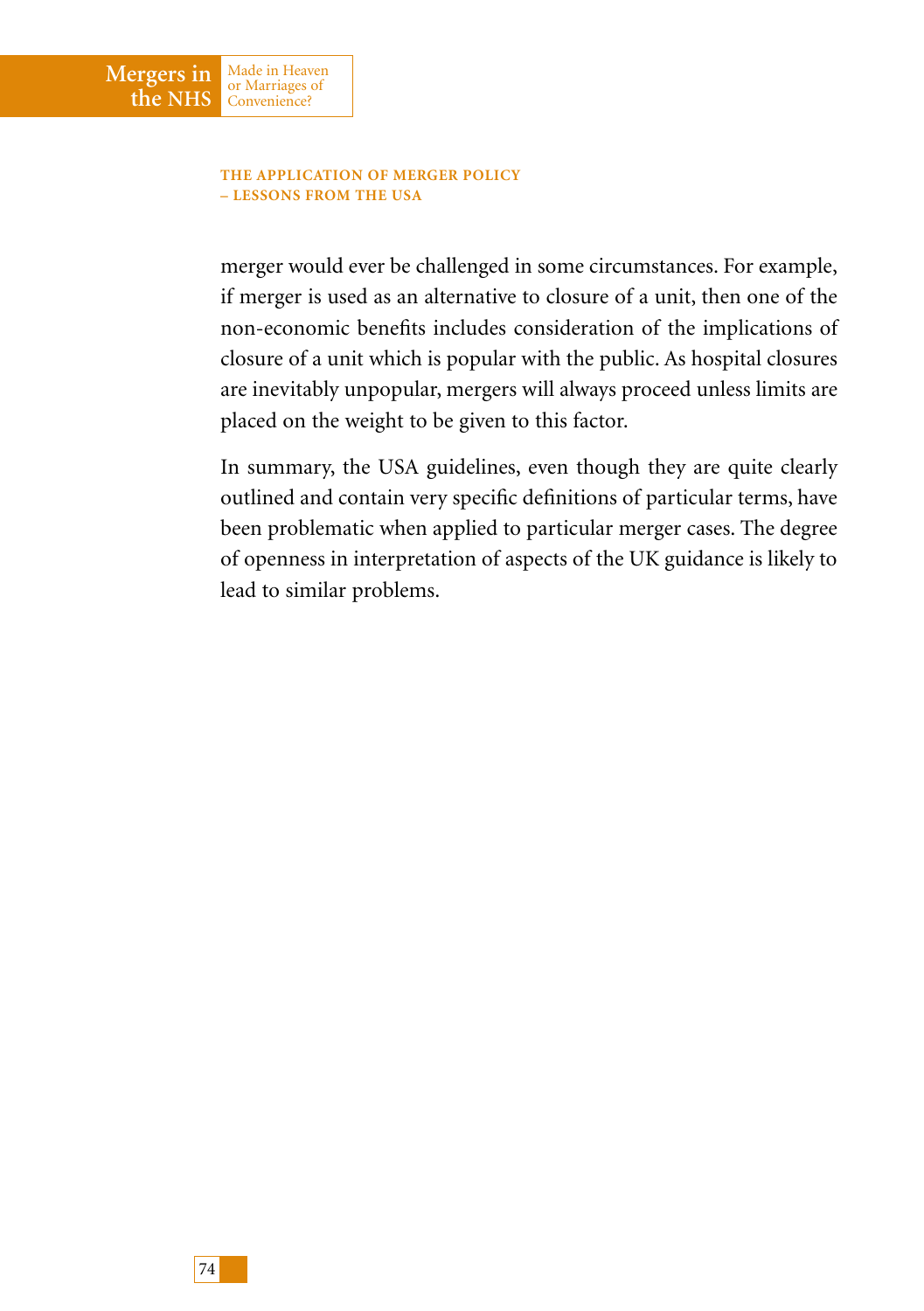merger would ever be challenged in some circumstances. For example, if merger is used as an alternative to closure of a unit, then one of the non-economic benefits includes consideration of the implications of closure of a unit which is popular with the public. As hospital closures are inevitably unpopular, mergers will always proceed unless limits are placed on the weight to be given to this factor.

In summary, the USA guidelines, even though they are quite clearly outlined and contain very specific definitions of particular terms, have been problematic when applied to particular merger cases. The degree of openness in interpretation of aspects of the UK guidance is likely to lead to similar problems.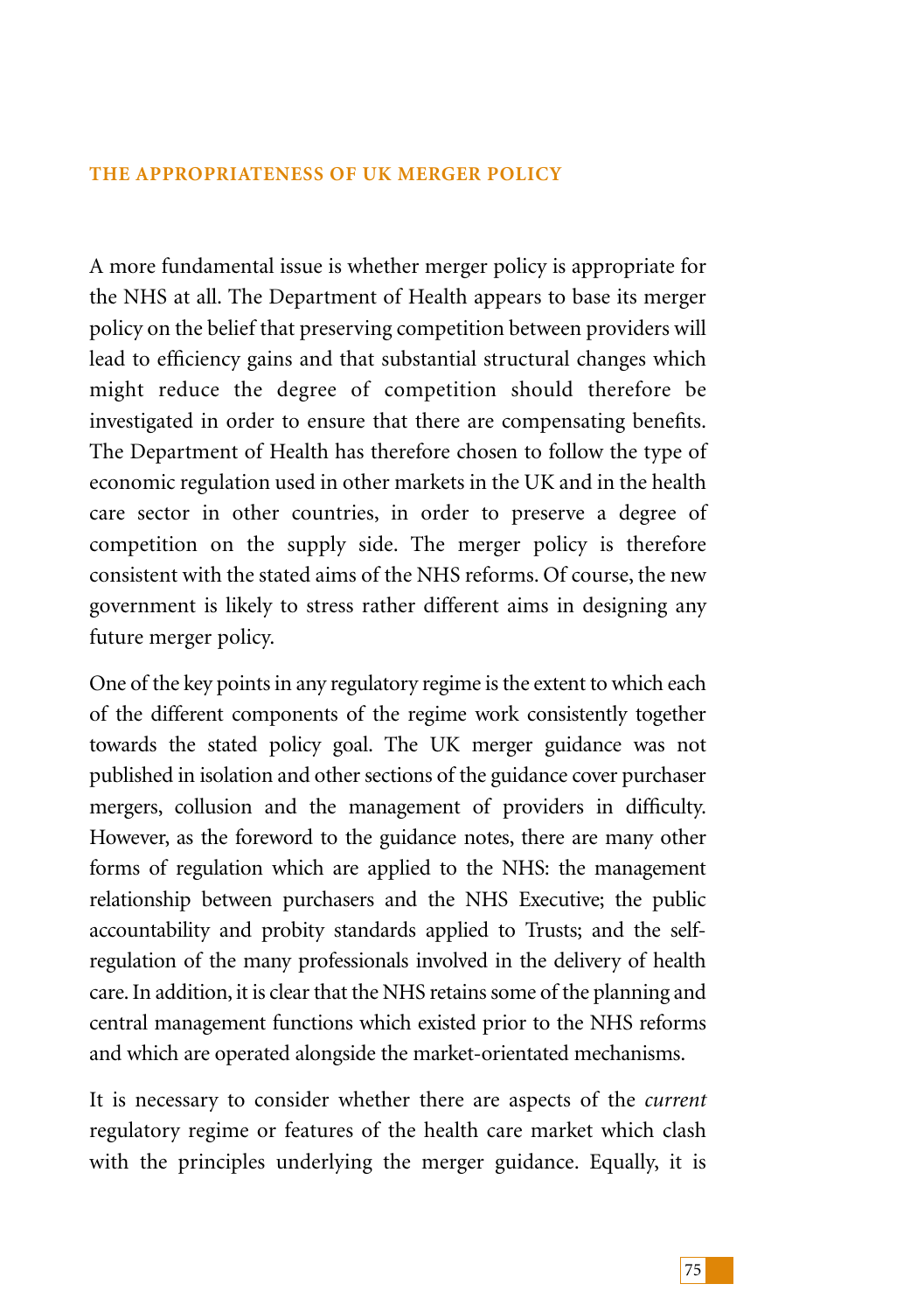## THE APPROPRIATENESS OF UK MERGER POLICY

A more fundamental issue is whether merger policy is appropriate for the NHS at all. The Department of Health appears to base its merger policy on the belief that preserving competition between providers will lead to efficiency gains and that substantial structural changes which might reduce the degree of competition should therefore be investigated in order to ensure that there are compensating benefits. The Department of Health has therefore chosen to follow the type of economic regulation used in other markets in the UK and in the health care sector in other countries, in order to preserve a degree of competition on the supply side. The merger policy is therefore consistent with the stated aims of the NHS reforms. Of course, the new government is likely to stress rather different aims in designing any future merger policy.

One of the key points in any regulatory regime is the extent to which each of the different components of the regime work consistently together towards the stated policy goal. The UK merger guidance was not published in isolation and other sections of the guidance cover purchaser mergers, collusion and the management of providers in difficulty. However, as the foreword to the guidance notes, there are many other forms of regulation which are applied to the NHS: the management relationship between purchasers and the NHS Executive; the public accountability and probity standards applied to Trusts; and the self-regulation of the many professionals involved in the delivery of health care. In addition, it is clear that the NHS retains some of the planning and central management functions which existed prior to the NHS reforms and which are operated alongside the market-orientated mechanisms.

It is necessary to consider whether there are aspects of the *current* regulatory regime or features of the health care market which clash with the principles underlying the merger guidance. Equally, it is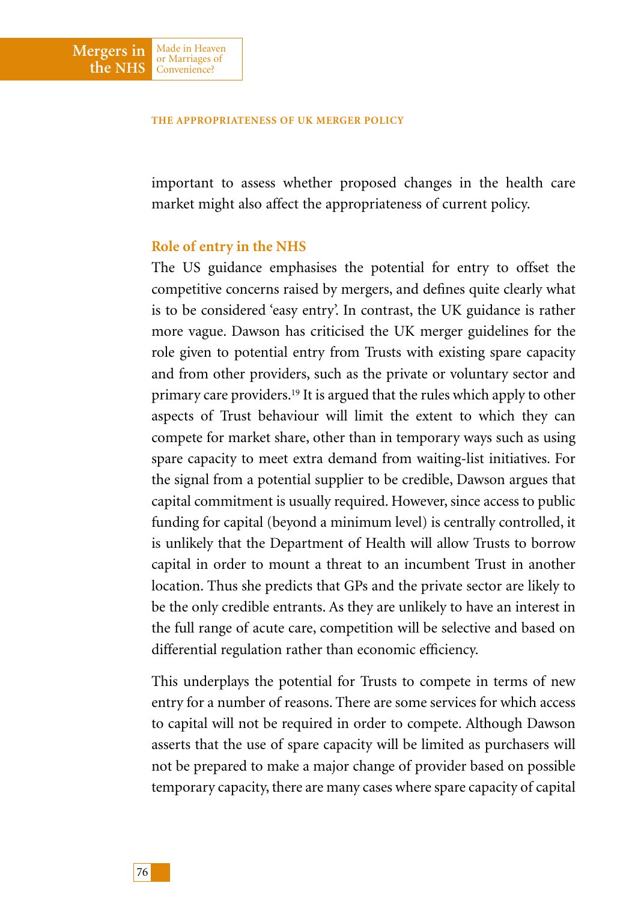important to assess whether proposed changes in the health care market might also affect the appropriateness of current policy.

### Role of entry in the NHS

The US guidance emphasises the potential for entry to offset the competitive concerns raised by mergers, and defines quite clearly what is to be considered 'easy entry'. In contrast, the UK guidance is rather more vague. Dawson has criticised the UK merger guidelines for the role given to potential entry from Trusts with existing spare capacity and from other providers, such as the private or voluntary sector and primary care providers.[19] It is argued that the rules which apply to other aspects of Trust behaviour will limit the extent to which they can compete for market share, other than in temporary ways such as using spare capacity to meet extra demand from waiting-list initiatives. For the signal from a potential supplier to be credible, Dawson argues that capital commitment is usually required. However, since access to public funding for capital (beyond a minimum level) is centrally controlled, it is unlikely that the Department of Health will allow Trusts to borrow capital in order to mount a threat to an incumbent Trust in another location. Thus she predicts that GPs and the private sector are likely to be the only credible entrants. As they are unlikely to have an interest in the full range of acute care, competition will be selective and based on differential regulation rather than economic efficiency.

This underplays the potential for Trusts to compete in terms of new entry for a number of reasons. There are some services for which access to capital will not be required in order to compete. Although Dawson asserts that the use of spare capacity will be limited as purchasers will not be prepared to make a major change of provider based on possible temporary capacity, there are many cases where spare capacity of capital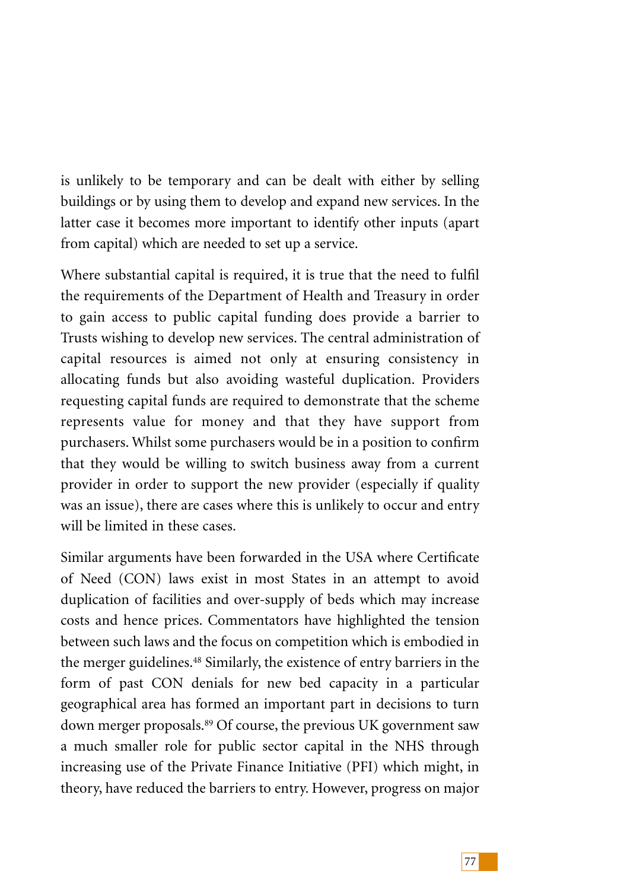is unlikely to be temporary and can be dealt with either by selling buildings or by using them to develop and expand new services. In the latter case it becomes more important to identify other inputs (apart from capital) which are needed to set up a service.

Where substantial capital is required, it is true that the need to fulfil the requirements of the Department of Health and Treasury in order to gain access to public capital funding does provide a barrier to Trusts wishing to develop new services. The central administration of capital resources is aimed not only at ensuring consistency in allocating funds but also avoiding wasteful duplication. Providers requesting capital funds are required to demonstrate that the scheme represents value for money and that they have support from purchasers. Whilst some purchasers would be in a position to confirm that they would be willing to switch business away from a current provider in order to support the new provider (especially if quality was an issue), there are cases where this is unlikely to occur and entry will be limited in these cases.

Similar arguments have been forwarded in the USA where Certificate of Need (CON) laws exist in most States in an attempt to avoid duplication of facilities and over-supply of beds which may increase costs and hence prices. Commentators have highlighted the tension between such laws and the focus on competition which is embodied in the merger guidelines.[48] Similarly, the existence of entry barriers in the form of past CON denials for new bed capacity in a particular geographical area has formed an important part in decisions to turn down merger proposals.[89] Of course, the previous UK government saw a much smaller role for public sector capital in the NHS through increasing use of the Private Finance Initiative (PFI) which might, in theory, have reduced the barriers to entry. However, progress on major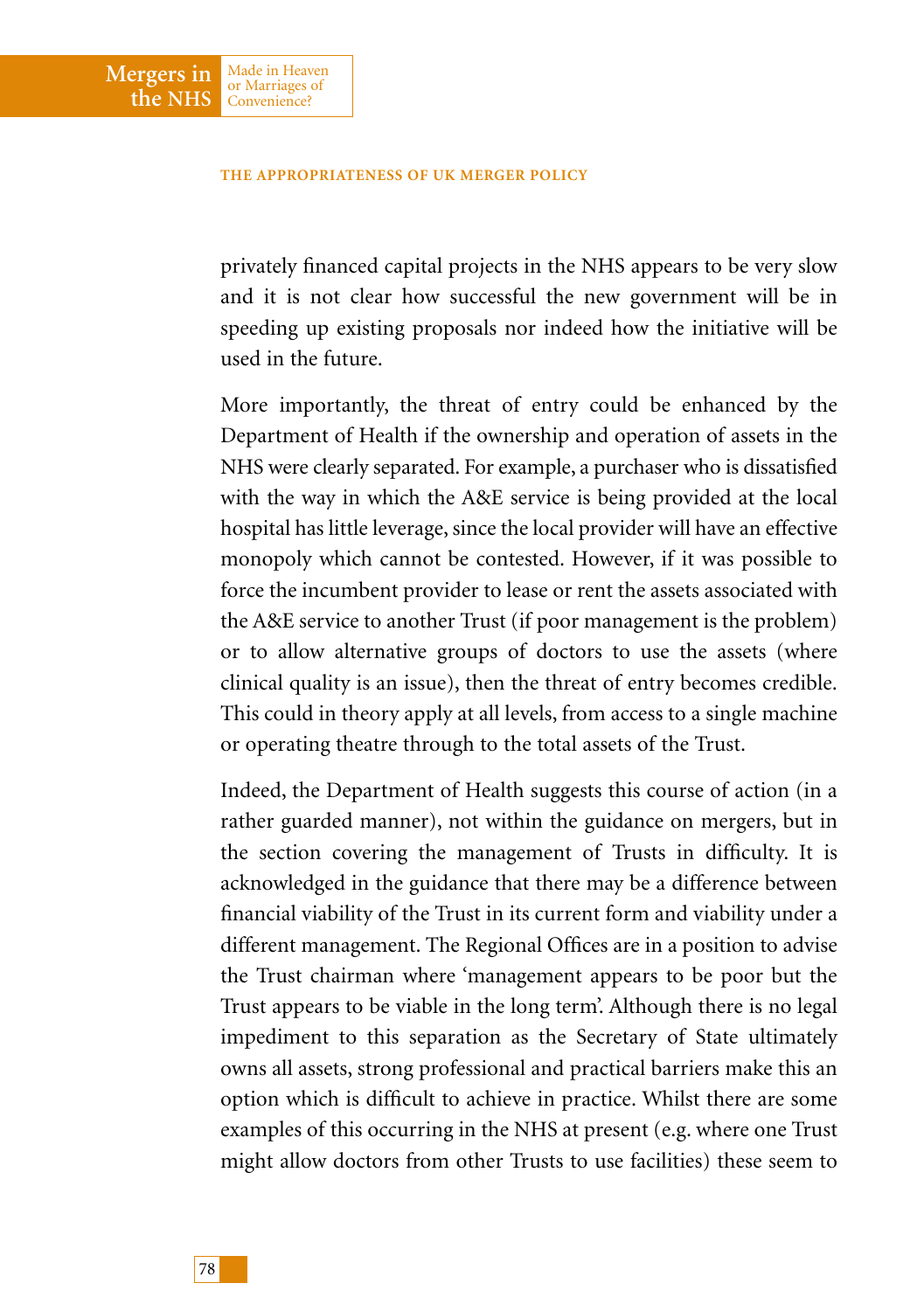privately financed capital projects in the NHS appears to be very slow and it is not clear how successful the new government will be in speeding up existing proposals nor indeed how the initiative will be used in the future.

More importantly, the threat of entry could be enhanced by the Department of Health if the ownership and operation of assets in the NHS were clearly separated. For example, a purchaser who is dissatisfied with the way in which the A&E service is being provided at the local hospital has little leverage, since the local provider will have an effective monopoly which cannot be contested. However, if it was possible to force the incumbent provider to lease or rent the assets associated with the A&E service to another Trust (if poor management is the problem) or to allow alternative groups of doctors to use the assets (where clinical quality is an issue), then the threat of entry becomes credible. This could in theory apply at all levels, from access to a single machine or operating theatre through to the total assets of the Trust.

Indeed, the Department of Health suggests this course of action (in a rather guarded manner), not within the guidance on mergers, but in the section covering the management of Trusts in difficulty. It is acknowledged in the guidance that there may be a difference between financial viability of the Trust in its current form and viability under a different management. The Regional Offices are in a position to advise the Trust chairman where 'management appears to be poor but the Trust appears to be viable in the long term'. Although there is no legal impediment to this separation as the Secretary of State ultimately owns all assets, strong professional and practical barriers make this an option which is difficult to achieve in practice. Whilst there are some examples of this occurring in the NHS at present (e.g. where one Trust might allow doctors from other Trusts to use facilities) these seem to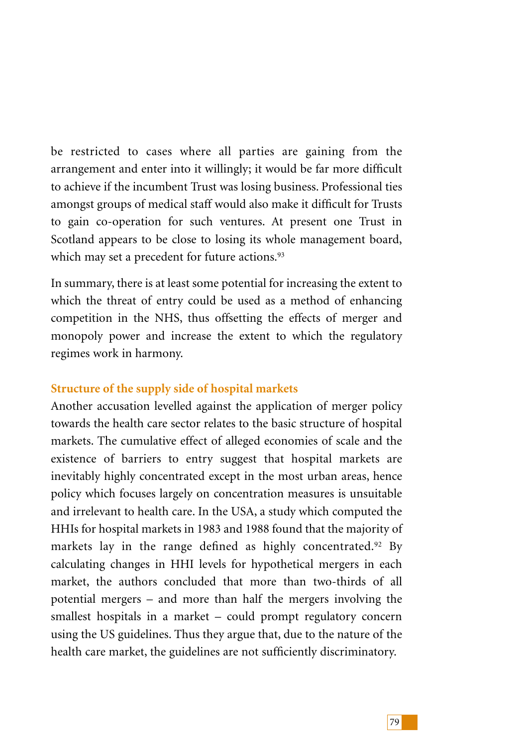be restricted to cases where all parties are gaining from the arrangement and enter into it willingly; it would be far more difficult to achieve if the incumbent Trust was losing business. Professional ties amongst groups of medical staff would also make it difficult for Trusts to gain co-operation for such ventures. At present one Trust in Scotland appears to be close to losing its whole management board, which may set a precedent for future actions.[93]

In summary, there is at least some potential for increasing the extent to which the threat of entry could be used as a method of enhancing competition in the NHS, thus offsetting the effects of merger and monopoly power and increase the extent to which the regulatory regimes work in harmony.

## Structure of the supply side of hospital markets

Another accusation levelled against the application of merger policy towards the health care sector relates to the basic structure of hospital markets. The cumulative effect of alleged economies of scale and the existence of barriers to entry suggest that hospital markets are inevitably highly concentrated except in the most urban areas, hence policy which focuses largely on concentration measures is unsuitable and irrelevant to health care. In the USA, a study which computed the HHIs for hospital markets in 1983 and 1988 found that the majority of markets lay in the range defined as highly concentrated.[92] By calculating changes in HHI levels for hypothetical mergers in each market, the authors concluded that more than two-thirds of all potential mergers – and more than half the mergers involving the smallest hospitals in a market – could prompt regulatory concern using the US guidelines. Thus they argue that, due to the nature of the health care market, the guidelines are not sufficiently discriminatory.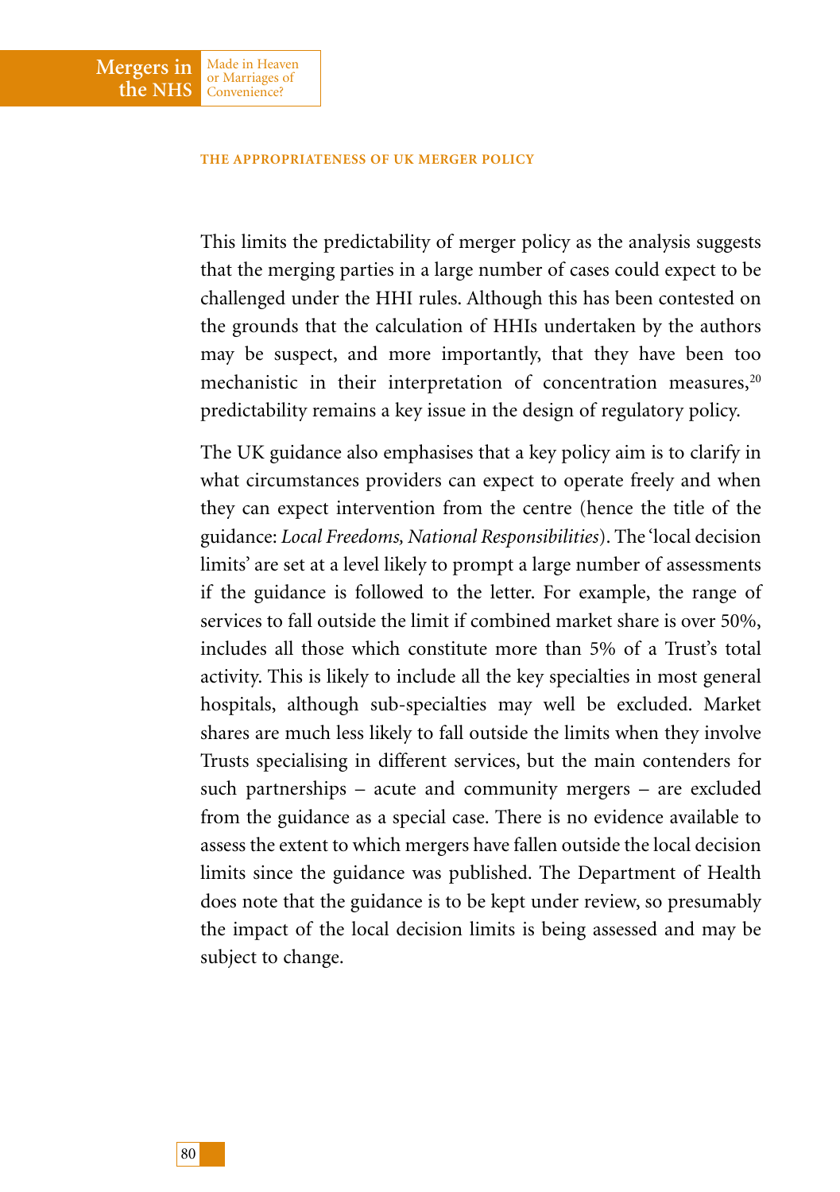This limits the predictability of merger policy as the analysis suggests that the merging parties in a large number of cases could expect to be challenged under the HHI rules. Although this has been contested on the grounds that the calculation of HHIs undertaken by the authors may be suspect, and more importantly, that they have been too mechanistic in their interpretation of concentration measures,[20] predictability remains a key issue in the design of regulatory policy.

The UK guidance also emphasises that a key policy aim is to clarify in what circumstances providers can expect to operate freely and when they can expect intervention from the centre (hence the title of the guidance: *Local Freedoms, National Responsibilities*). The 'local decision limits' are set at a level likely to prompt a large number of assessments if the guidance is followed to the letter. For example, the range of services to fall outside the limit if combined market share is over 50%, includes all those which constitute more than 5% of a Trust's total activity. This is likely to include all the key specialties in most general hospitals, although sub-specialties may well be excluded. Market shares are much less likely to fall outside the limits when they involve Trusts specialising in different services, but the main contenders for such partnerships – acute and community mergers – are excluded from the guidance as a special case. There is no evidence available to assess the extent to which mergers have fallen outside the local decision limits since the guidance was published. The Department of Health does note that the guidance is to be kept under review, so presumably the impact of the local decision limits is being assessed and may be subject to change.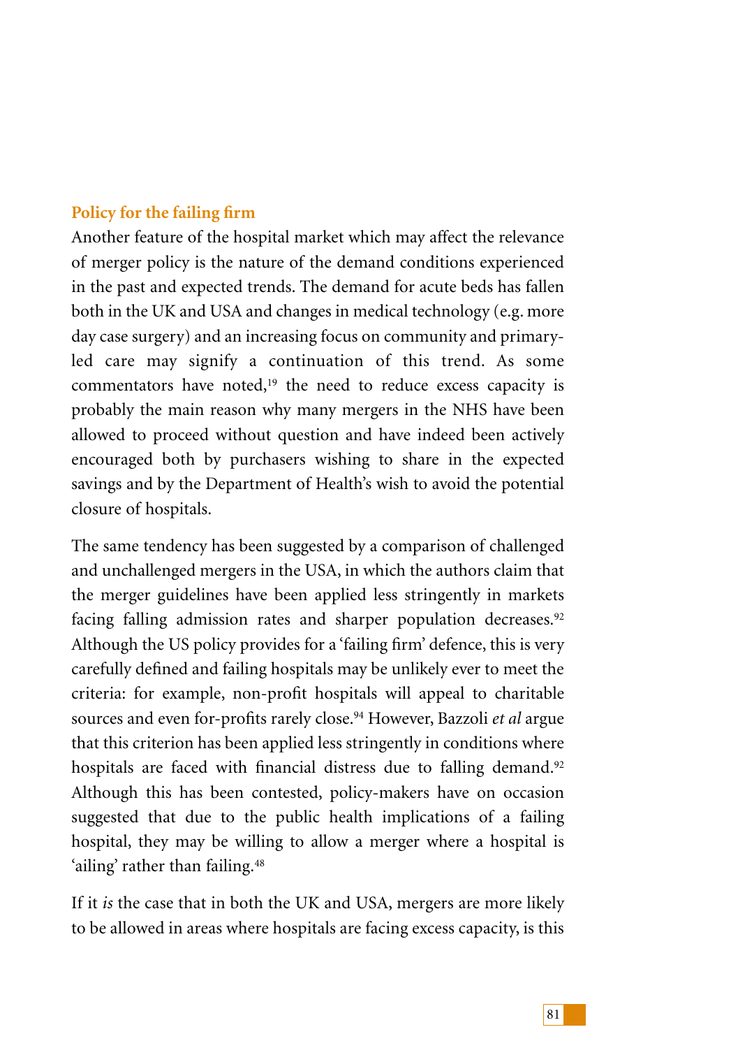## Policy for the failing firm

Another feature of the hospital market which may affect the relevance of merger policy is the nature of the demand conditions experienced in the past and expected trends. The demand for acute beds has fallen both in the UK and USA and changes in medical technology (e.g. more day case surgery) and an increasing focus on community and primary-led care may signify a continuation of this trend. As some commentators have noted,[19] the need to reduce excess capacity is probably the main reason why many mergers in the NHS have been allowed to proceed without question and have indeed been actively encouraged both by purchasers wishing to share in the expected savings and by the Department of Health's wish to avoid the potential closure of hospitals.

The same tendency has been suggested by a comparison of challenged and unchallenged mergers in the USA, in which the authors claim that the merger guidelines have been applied less stringently in markets facing falling admission rates and sharper population decreases.[92] Although the US policy provides for a 'failing firm' defence, this is very carefully defined and failing hospitals may be unlikely ever to meet the criteria: for example, non-profit hospitals will appeal to charitable sources and even for-profits rarely close.[94] However, Bazzoli *et al* argue that this criterion has been applied less stringently in conditions where hospitals are faced with financial distress due to falling demand.[92] Although this has been contested, policy-makers have on occasion suggested that due to the public health implications of a failing hospital, they may be willing to allow a merger where a hospital is 'ailing' rather than failing.[48]

If it *is* the case that in both the UK and USA, mergers are more likely to be allowed in areas where hospitals are facing excess capacity, is this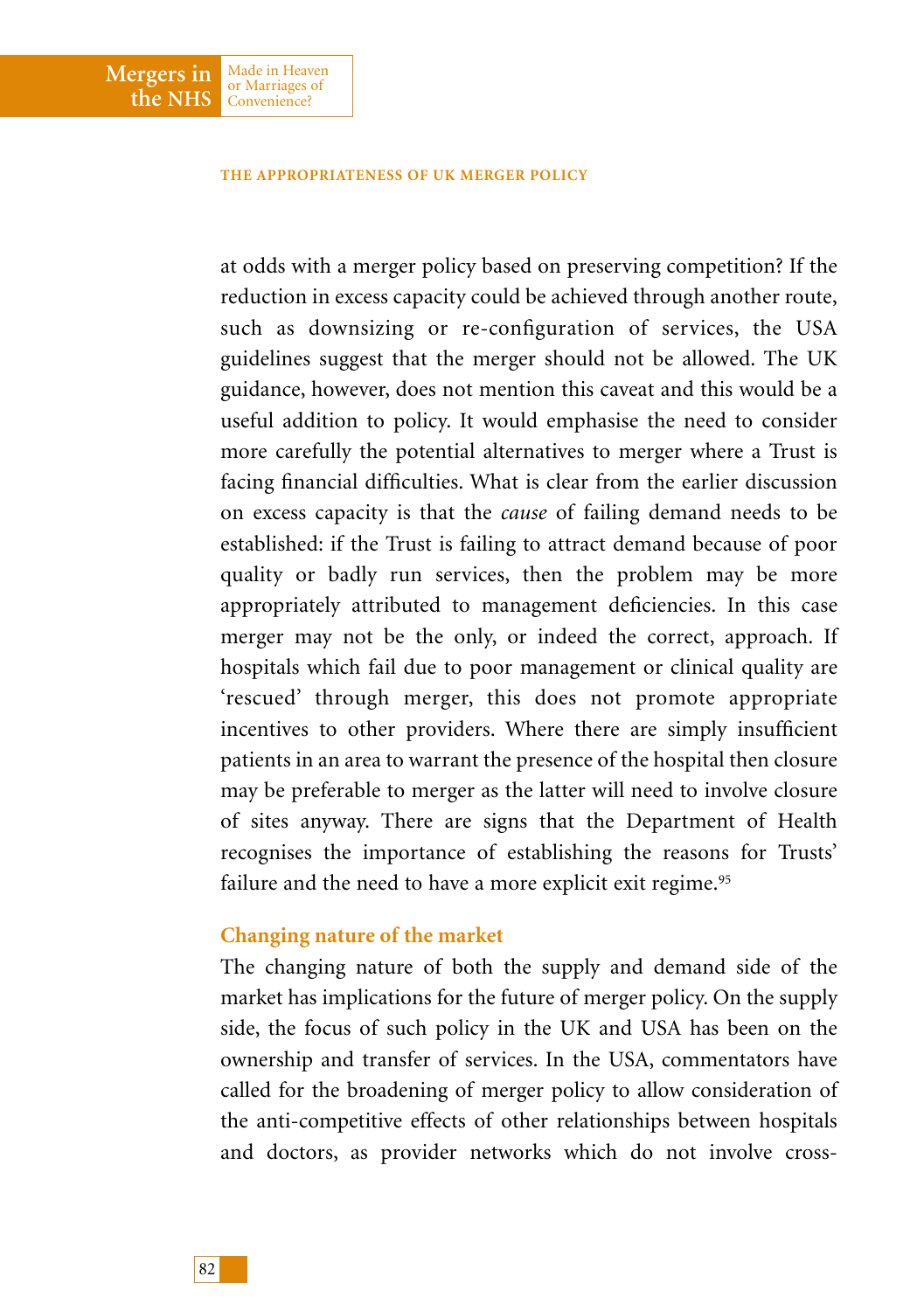at odds with a merger policy based on preserving competition? If the reduction in excess capacity could be achieved through another route, such as downsizing or re-configuration of services, the USA guidelines suggest that the merger should not be allowed. The UK guidance, however, does not mention this caveat and this would be a useful addition to policy. It would emphasise the need to consider more carefully the potential alternatives to merger where a Trust is facing financial difficulties. What is clear from the earlier discussion on excess capacity is that the *cause* of failing demand needs to be established: if the Trust is failing to attract demand because of poor quality or badly run services, then the problem may be more appropriately attributed to management deficiencies. In this case merger may not be the only, or indeed the correct, approach. If hospitals which fail due to poor management or clinical quality are 'rescued' through merger, this does not promote appropriate incentives to other providers. Where there are simply insufficient patients in an area to warrant the presence of the hospital then closure may be preferable to merger as the latter will need to involve closure of sites anyway. There are signs that the Department of Health recognises the importance of establishing the reasons for Trusts' failure and the need to have a more explicit exit regime.[95]

### Changing nature of the market

The changing nature of both the supply and demand side of the market has implications for the future of merger policy. On the supply side, the focus of such policy in the UK and USA has been on the ownership and transfer of services. In the USA, commentators have called for the broadening of merger policy to allow consideration of the anti-competitive effects of other relationships between hospitals and doctors, as provider networks which do not involve cross-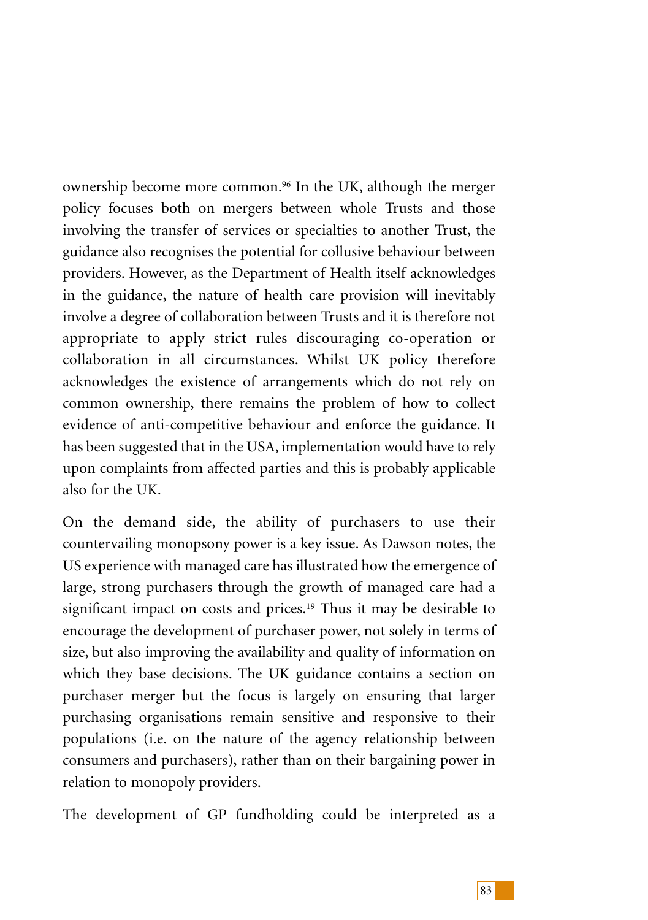ownership become more common.[96] In the UK, although the merger policy focuses both on mergers between whole Trusts and those involving the transfer of services or specialties to another Trust, the guidance also recognises the potential for collusive behaviour between providers. However, as the Department of Health itself acknowledges in the guidance, the nature of health care provision will inevitably involve a degree of collaboration between Trusts and it is therefore not appropriate to apply strict rules discouraging co-operation or collaboration in all circumstances. Whilst UK policy therefore acknowledges the existence of arrangements which do not rely on common ownership, there remains the problem of how to collect evidence of anti-competitive behaviour and enforce the guidance. It has been suggested that in the USA, implementation would have to rely upon complaints from affected parties and this is probably applicable also for the UK.

On the demand side, the ability of purchasers to use their countervailing monopsony power is a key issue. As Dawson notes, the US experience with managed care has illustrated how the emergence of large, strong purchasers through the growth of managed care had a significant impact on costs and prices.[19] Thus it may be desirable to encourage the development of purchaser power, not solely in terms of size, but also improving the availability and quality of information on which they base decisions. The UK guidance contains a section on purchaser merger but the focus is largely on ensuring that larger purchasing organisations remain sensitive and responsive to their populations (i.e. on the nature of the agency relationship between consumers and purchasers), rather than on their bargaining power in relation to monopoly providers.

The development of GP fundholding could be interpreted as a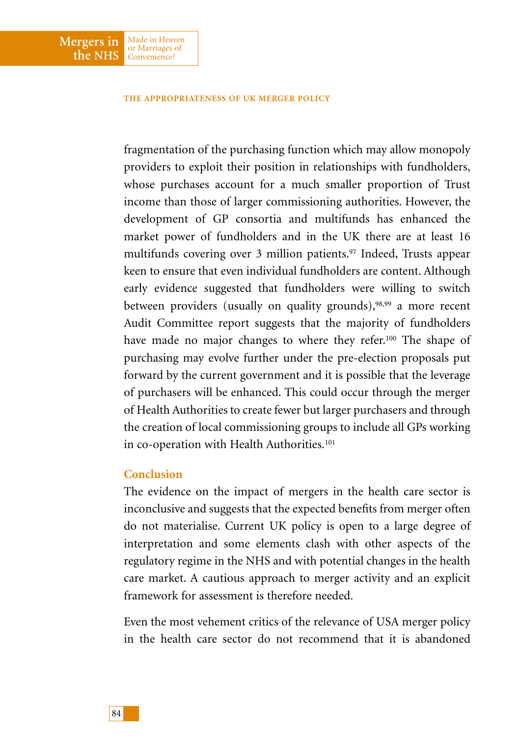fragmentation of the purchasing function which may allow monopoly providers to exploit their position in relationships with fundholders, whose purchases account for a much smaller proportion of Trust income than those of larger commissioning authorities. However, the development of GP consortia and multifunds has enhanced the market power of fundholders and in the UK there are at least 16 multifunds covering over 3 million patients.[97] Indeed, Trusts appear keen to ensure that even individual fundholders are content. Although early evidence suggested that fundholders were willing to switch between providers (usually on quality grounds),[98,99] a more recent Audit Committee report suggests that the majority of fundholders have made no major changes to where they refer.[100] The shape of purchasing may evolve further under the pre-election proposals put forward by the current government and it is possible that the leverage of purchasers will be enhanced. This could occur through the merger of Health Authorities to create fewer but larger purchasers and through the creation of local commissioning groups to include all GPs working in co-operation with Health Authorities.[101]

## Conclusion

The evidence on the impact of mergers in the health care sector is inconclusive and suggests that the expected benefits from merger often do not materialise. Current UK policy is open to a large degree of interpretation and some elements clash with other aspects of the regulatory regime in the NHS and with potential changes in the health care market. A cautious approach to merger activity and an explicit framework for assessment is therefore needed.

Even the most vehement critics of the relevance of USA merger policy in the health care sector do not recommend that it is abandoned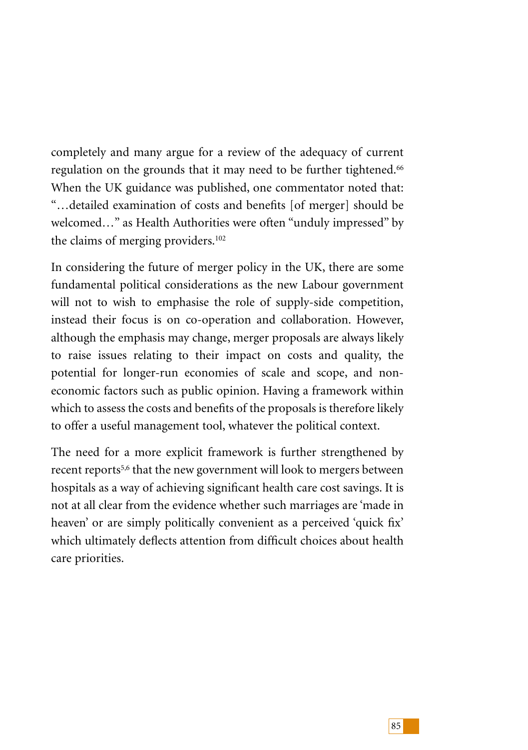completely and many argue for a review of the adequacy of current regulation on the grounds that it may need to be further tightened.[66] When the UK guidance was published, one commentator noted that: "…detailed examination of costs and benefits [of merger] should be welcomed…" as Health Authorities were often "unduly impressed" by the claims of merging providers.[102]

In considering the future of merger policy in the UK, there are some fundamental political considerations as the new Labour government will not to wish to emphasise the role of supply-side competition, instead their focus is on co-operation and collaboration. However, although the emphasis may change, merger proposals are always likely to raise issues relating to their impact on costs and quality, the potential for longer-run economies of scale and scope, and non-economic factors such as public opinion. Having a framework within which to assess the costs and benefits of the proposals is therefore likely to offer a useful management tool, whatever the political context.

The need for a more explicit framework is further strengthened by recent reports[5,6] that the new government will look to mergers between hospitals as a way of achieving significant health care cost savings. It is not at all clear from the evidence whether such marriages are 'made in heaven' or are simply politically convenient as a perceived 'quick fix' which ultimately deflects attention from difficult choices about health care priorities.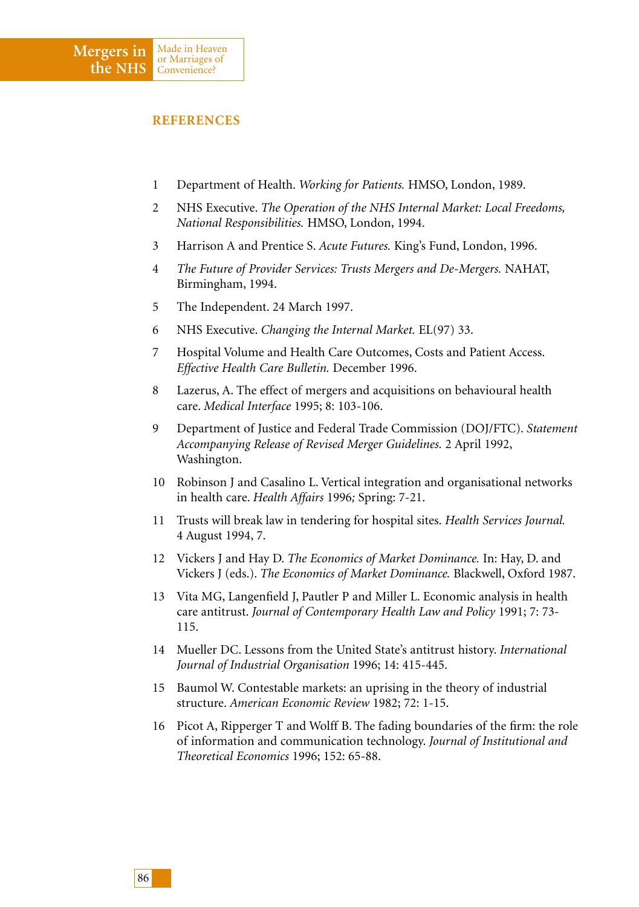## REFERENCES

1. Department of Health. *Working for Patients.* HMSO, London, 1989.
2. NHS Executive. *The Operation of the NHS Internal Market: Local Freedoms, National Responsibilities.* HMSO, London, 1994.
3. Harrison A and Prentice S. *Acute Futures.* King's Fund, London, 1996.
4. *The Future of Provider Services: Trusts Mergers and De-Mergers.* NAHAT, Birmingham, 1994.
5. The Independent. 24 March 1997.
6. NHS Executive. *Changing the Internal Market.* EL(97) 33.
7. Hospital Volume and Health Care Outcomes, Costs and Patient Access. *Effective Health Care Bulletin.* December 1996.
8. Lazerus, A. The effect of mergers and acquisitions on behavioural health care. *Medical Interface* 1995; 8: 103-106.
9. Department of Justice and Federal Trade Commission (DOJ/FTC). *Statement Accompanying Release of Revised Merger Guidelines.* 2 April 1992, Washington.
10. Robinson J and Casalino L. Vertical integration and organisational networks in health care. *Health Affairs* 1996; Spring: 7-21.
11. Trusts will break law in tendering for hospital sites. *Health Services Journal.* 4 August 1994, 7.
12. Vickers J and Hay D. *The Economics of Market Dominance.* In: Hay, D. and Vickers J (eds.). *The Economics of Market Dominance.* Blackwell, Oxford 1987.
13. Vita MG, Langenfield J, Pautler P and Miller L. Economic analysis in health care antitrust. *Journal of Contemporary Health Law and Policy* 1991; 7: 73-115.
14. Mueller DC. Lessons from the United State's antitrust history. *International Journal of Industrial Organisation* 1996; 14: 415-445.
15. Baumol W. Contestable markets: an uprising in the theory of industrial structure. *American Economic Review* 1982; 72: 1-15.
16. Picot A, Ripperger T and Wolff B. The fading boundaries of the firm: the role of information and communication technology. *Journal of Institutional and Theoretical Economics* 1996; 152: 65-88.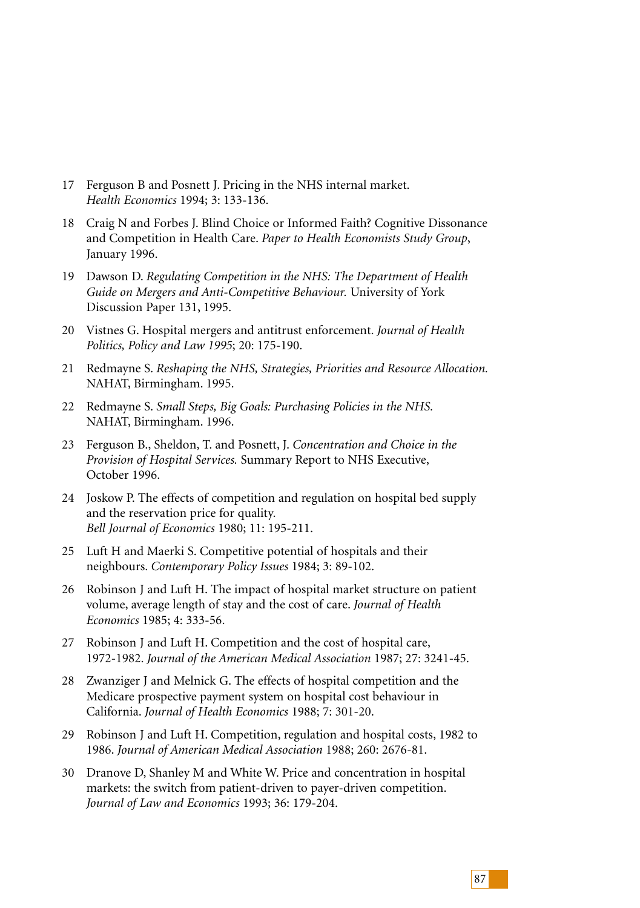17 Ferguson B and Posnett J. Pricing in the NHS internal market. *Health Economics* 1994; 3: 133-136.

18 Craig N and Forbes J. Blind Choice or Informed Faith? Cognitive Dissonance and Competition in Health Care. *Paper to Health Economists Study Group*, January 1996.

19 Dawson D. *Regulating Competition in the NHS: The Department of Health Guide on Mergers and Anti-Competitive Behaviour.* University of York Discussion Paper 131, 1995.

20 Vistnes G. Hospital mergers and antitrust enforcement. *Journal of Health Politics, Policy and Law 1995*; 20: 175-190.

21 Redmayne S. *Reshaping the NHS, Strategies, Priorities and Resource Allocation.* NAHAT, Birmingham. 1995.

22 Redmayne S. *Small Steps, Big Goals: Purchasing Policies in the NHS.* NAHAT, Birmingham. 1996.

23 Ferguson B., Sheldon, T. and Posnett, J. *Concentration and Choice in the Provision of Hospital Services.* Summary Report to NHS Executive, October 1996.

24 Joskow P. The effects of competition and regulation on hospital bed supply and the reservation price for quality. *Bell Journal of Economics* 1980; 11: 195-211.

25 Luft H and Maerki S. Competitive potential of hospitals and their neighbours. *Contemporary Policy Issues* 1984; 3: 89-102.

26 Robinson J and Luft H. The impact of hospital market structure on patient volume, average length of stay and the cost of care. *Journal of Health Economics* 1985; 4: 333-56.

27 Robinson J and Luft H. Competition and the cost of hospital care, 1972-1982. *Journal of the American Medical Association* 1987; 27: 3241-45.

28 Zwanziger J and Melnick G. The effects of hospital competition and the Medicare prospective payment system on hospital cost behaviour in California. *Journal of Health Economics* 1988; 7: 301-20.

29 Robinson J and Luft H. Competition, regulation and hospital costs, 1982 to 1986. *Journal of American Medical Association* 1988; 260: 2676-81.

30 Dranove D, Shanley M and White W. Price and concentration in hospital markets: the switch from patient-driven to payer-driven competition. *Journal of Law and Economics* 1993; 36: 179-204.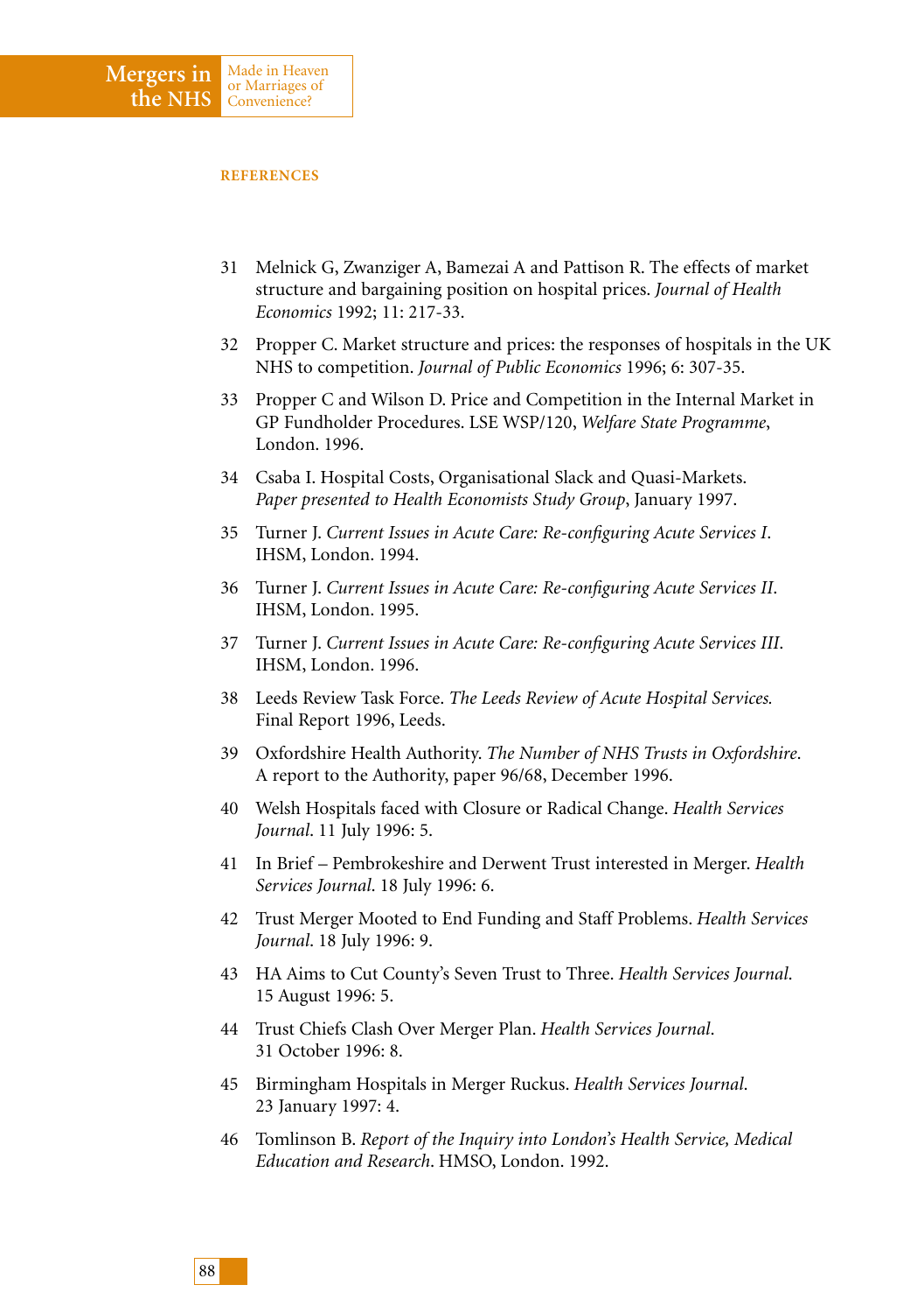## REFERENCES

31 Melnick G, Zwanziger A, Bamezai A and Pattison R. The effects of market structure and bargaining position on hospital prices. *Journal of Health Economics* 1992; 11: 217-33.

32 Propper C. Market structure and prices: the responses of hospitals in the UK NHS to competition. *Journal of Public Economics* 1996; 6: 307-35.

33 Propper C and Wilson D. Price and Competition in the Internal Market in GP Fundholder Procedures. LSE WSP/120, *Welfare State Programme*, London. 1996.

34 Csaba I. Hospital Costs, Organisational Slack and Quasi-Markets. *Paper presented to Health Economists Study Group*, January 1997.

35 Turner J. *Current Issues in Acute Care: Re-configuring Acute Services I*. IHSM, London. 1994.

36 Turner J. *Current Issues in Acute Care: Re-configuring Acute Services II*. IHSM, London. 1995.

37 Turner J. *Current Issues in Acute Care: Re-configuring Acute Services III*. IHSM, London. 1996.

38 Leeds Review Task Force. *The Leeds Review of Acute Hospital Services.* Final Report 1996, Leeds.

39 Oxfordshire Health Authority. *The Number of NHS Trusts in Oxfordshire*. A report to the Authority, paper 96/68, December 1996.

40 Welsh Hospitals faced with Closure or Radical Change. *Health Services Journal*. 11 July 1996: 5.

41 In Brief – Pembrokeshire and Derwent Trust interested in Merger. *Health Services Journal*. 18 July 1996: 6.

42 Trust Merger Mooted to End Funding and Staff Problems. *Health Services Journal*. 18 July 1996: 9.

43 HA Aims to Cut County's Seven Trust to Three. *Health Services Journal*. 15 August 1996: 5.

44 Trust Chiefs Clash Over Merger Plan. *Health Services Journal*. 31 October 1996: 8.

45 Birmingham Hospitals in Merger Ruckus. *Health Services Journal*. 23 January 1997: 4.

46 Tomlinson B. *Report of the Inquiry into London's Health Service, Medical Education and Research*. HMSO, London. 1992.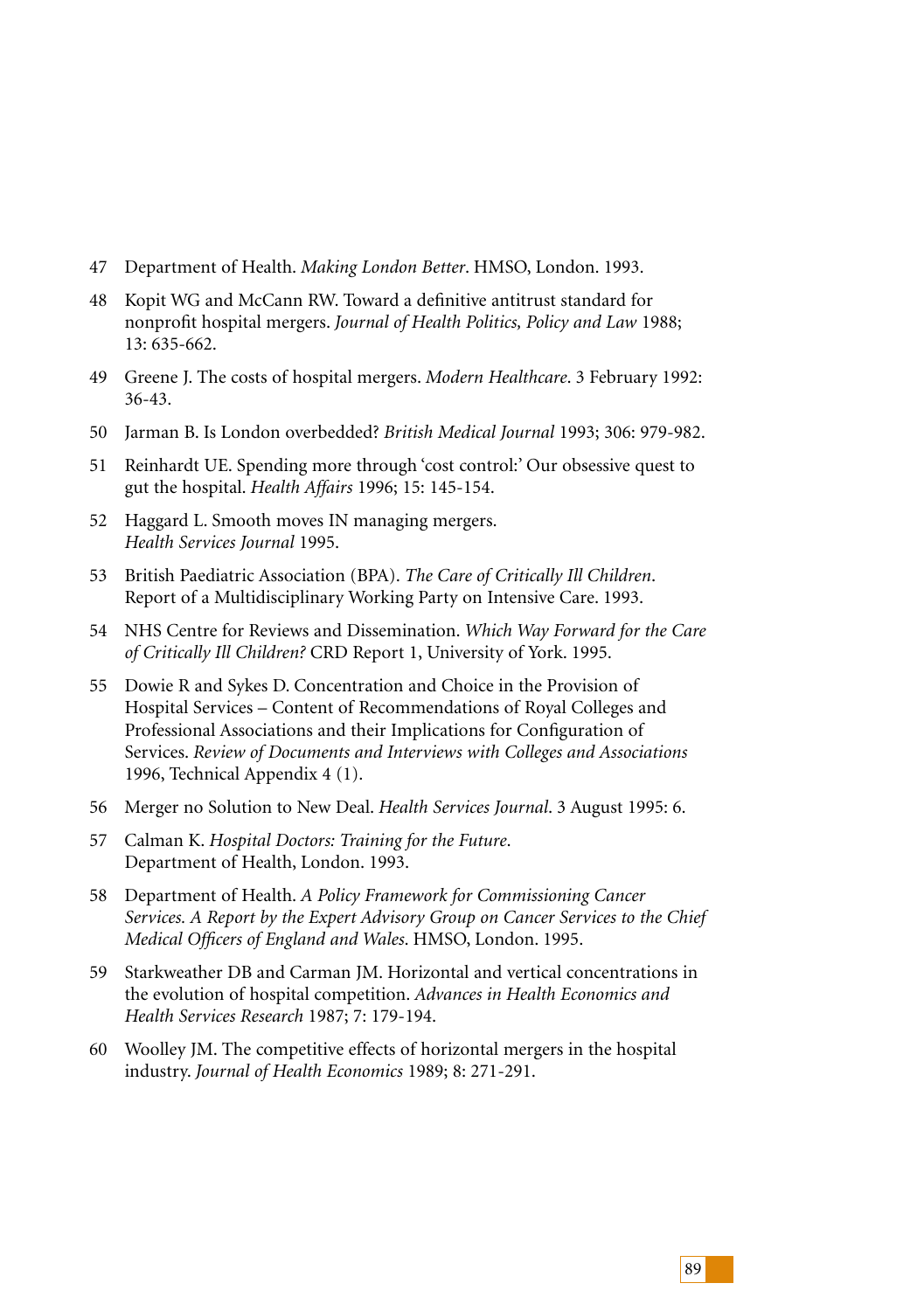47 Department of Health. *Making London Better*. HMSO, London. 1993.

48 Kopit WG and McCann RW. Toward a definitive antitrust standard for nonprofit hospital mergers. *Journal of Health Politics, Policy and Law* 1988; 13: 635-662.

49 Greene J. The costs of hospital mergers. *Modern Healthcare*. 3 February 1992: 36-43.

50 Jarman B. Is London overbedded? *British Medical Journal* 1993; 306: 979-982.

51 Reinhardt UE. Spending more through 'cost control:' Our obsessive quest to gut the hospital. *Health Affairs* 1996; 15: 145-154.

52 Haggard L. Smooth moves IN managing mergers. *Health Services Journal* 1995.

53 British Paediatric Association (BPA). *The Care of Critically Ill Children*. Report of a Multidisciplinary Working Party on Intensive Care. 1993.

54 NHS Centre for Reviews and Dissemination. *Which Way Forward for the Care of Critically Ill Children?* CRD Report 1, University of York. 1995.

55 Dowie R and Sykes D. Concentration and Choice in the Provision of Hospital Services – Content of Recommendations of Royal Colleges and Professional Associations and their Implications for Configuration of Services. *Review of Documents and Interviews with Colleges and Associations* 1996, Technical Appendix 4 (1).

56 Merger no Solution to New Deal. *Health Services Journal*. 3 August 1995: 6.

57 Calman K. *Hospital Doctors: Training for the Future*. Department of Health, London. 1993.

58 Department of Health. *A Policy Framework for Commissioning Cancer Services. A Report by the Expert Advisory Group on Cancer Services to the Chief Medical Officers of England and Wales*. HMSO, London. 1995.

59 Starkweather DB and Carman JM. Horizontal and vertical concentrations in the evolution of hospital competition. *Advances in Health Economics and Health Services Research* 1987; 7: 179-194.

60 Woolley JM. The competitive effects of horizontal mergers in the hospital industry. *Journal of Health Economics* 1989; 8: 271-291.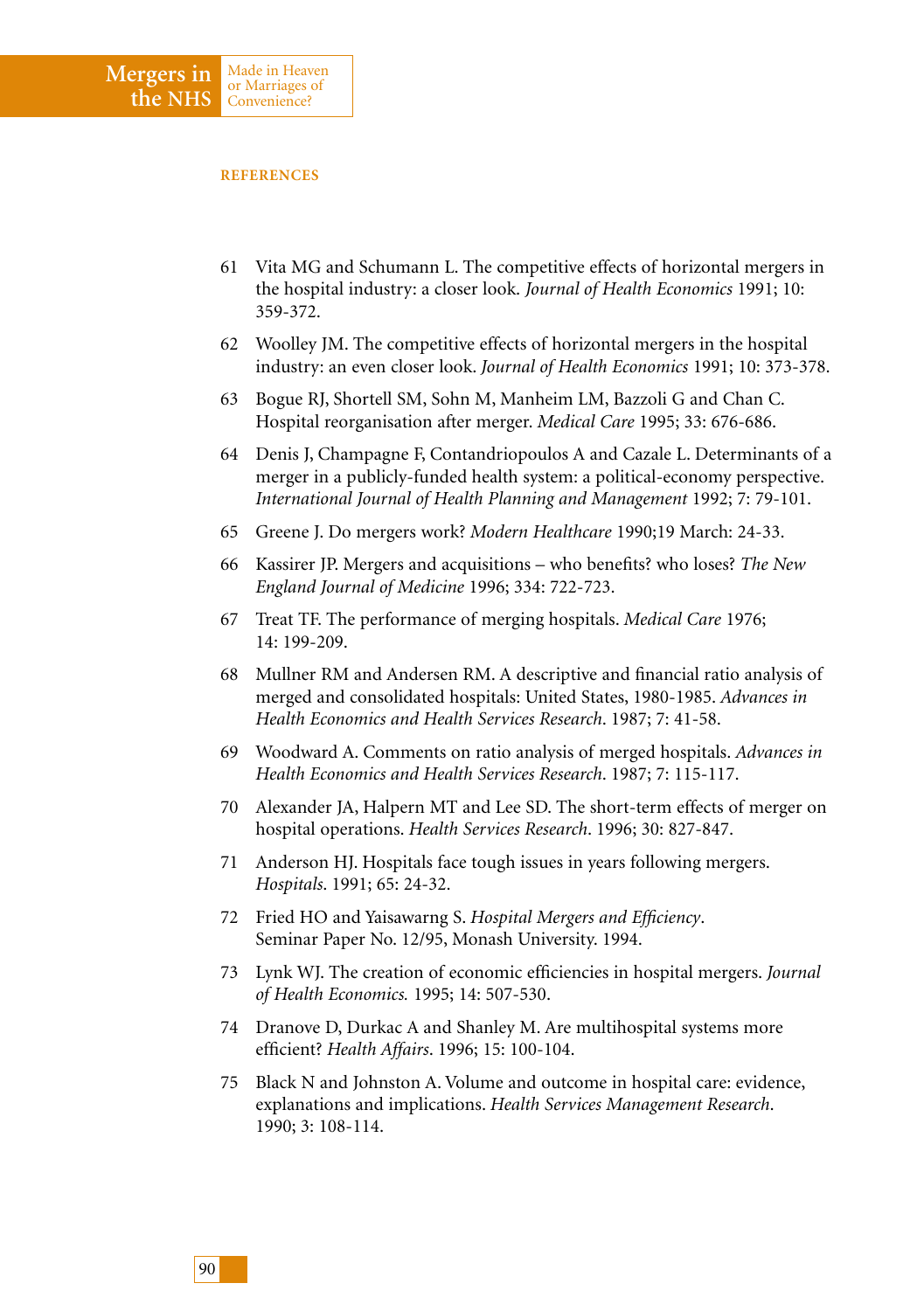## REFERENCES

61 Vita MG and Schumann L. The competitive effects of horizontal mergers in the hospital industry: a closer look. *Journal of Health Economics* 1991; 10: 359-372.

62 Woolley JM. The competitive effects of horizontal mergers in the hospital industry: an even closer look. *Journal of Health Economics* 1991; 10: 373-378.

63 Bogue RJ, Shortell SM, Sohn M, Manheim LM, Bazzoli G and Chan C. Hospital reorganisation after merger. *Medical Care* 1995; 33: 676-686.

64 Denis J, Champagne F, Contandriopoulos A and Cazale L. Determinants of a merger in a publicly-funded health system: a political-economy perspective. *International Journal of Health Planning and Management* 1992; 7: 79-101.

65 Greene J. Do mergers work? *Modern Healthcare* 1990;19 March: 24-33.

66 Kassirer JP. Mergers and acquisitions – who benefits? who loses? *The New England Journal of Medicine* 1996; 334: 722-723.

67 Treat TF. The performance of merging hospitals. *Medical Care* 1976; 14: 199-209.

68 Mullner RM and Andersen RM. A descriptive and financial ratio analysis of merged and consolidated hospitals: United States, 1980-1985. *Advances in Health Economics and Health Services Research*. 1987; 7: 41-58.

69 Woodward A. Comments on ratio analysis of merged hospitals. *Advances in Health Economics and Health Services Research*. 1987; 7: 115-117.

70 Alexander JA, Halpern MT and Lee SD. The short-term effects of merger on hospital operations. *Health Services Research*. 1996; 30: 827-847.

71 Anderson HJ. Hospitals face tough issues in years following mergers. *Hospitals*. 1991; 65: 24-32.

72 Fried HO and Yaisawarng S. *Hospital Mergers and Efficiency*. Seminar Paper No. 12/95, Monash University. 1994.

73 Lynk WJ. The creation of economic efficiencies in hospital mergers. *Journal of Health Economics.* 1995; 14: 507-530.

74 Dranove D, Durkac A and Shanley M. Are multihospital systems more efficient? *Health Affairs*. 1996; 15: 100-104.

75 Black N and Johnston A. Volume and outcome in hospital care: evidence, explanations and implications. *Health Services Management Research*. 1990; 3: 108-114.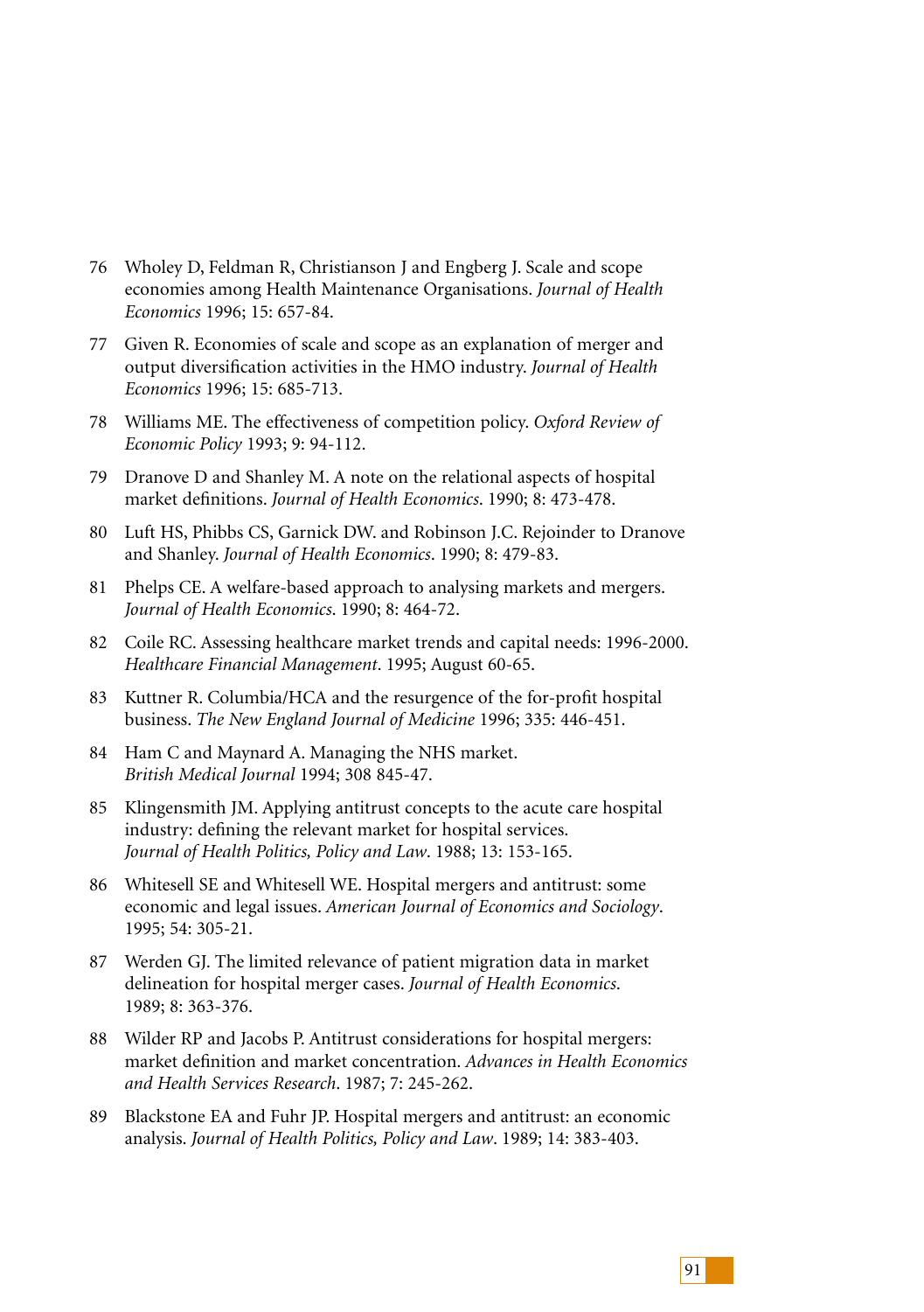76 Wholey D, Feldman R, Christianson J and Engberg J. Scale and scope economies among Health Maintenance Organisations. *Journal of Health Economics* 1996; 15: 657-84.

77 Given R. Economies of scale and scope as an explanation of merger and output diversification activities in the HMO industry. *Journal of Health Economics* 1996; 15: 685-713.

78 Williams ME. The effectiveness of competition policy. *Oxford Review of Economic Policy* 1993; 9: 94-112.

79 Dranove D and Shanley M. A note on the relational aspects of hospital market definitions. *Journal of Health Economics*. 1990; 8: 473-478.

80 Luft HS, Phibbs CS, Garnick DW. and Robinson J.C. Rejoinder to Dranove and Shanley. *Journal of Health Economics*. 1990; 8: 479-83.

81 Phelps CE. A welfare-based approach to analysing markets and mergers. *Journal of Health Economics*. 1990; 8: 464-72.

82 Coile RC. Assessing healthcare market trends and capital needs: 1996-2000. *Healthcare Financial Management*. 1995; August 60-65.

83 Kuttner R. Columbia/HCA and the resurgence of the for-profit hospital business. *The New England Journal of Medicine* 1996; 335: 446-451.

84 Ham C and Maynard A. Managing the NHS market. *British Medical Journal* 1994; 308 845-47.

85 Klingensmith JM. Applying antitrust concepts to the acute care hospital industry: defining the relevant market for hospital services. *Journal of Health Politics, Policy and Law*. 1988; 13: 153-165.

86 Whitesell SE and Whitesell WE. Hospital mergers and antitrust: some economic and legal issues. *American Journal of Economics and Sociology*. 1995; 54: 305-21.

87 Werden GJ. The limited relevance of patient migration data in market delineation for hospital merger cases. *Journal of Health Economics*. 1989; 8: 363-376.

88 Wilder RP and Jacobs P. Antitrust considerations for hospital mergers: market definition and market concentration. *Advances in Health Economics and Health Services Research*. 1987; 7: 245-262.

89 Blackstone EA and Fuhr JP. Hospital mergers and antitrust: an economic analysis. *Journal of Health Politics, Policy and Law*. 1989; 14: 383-403.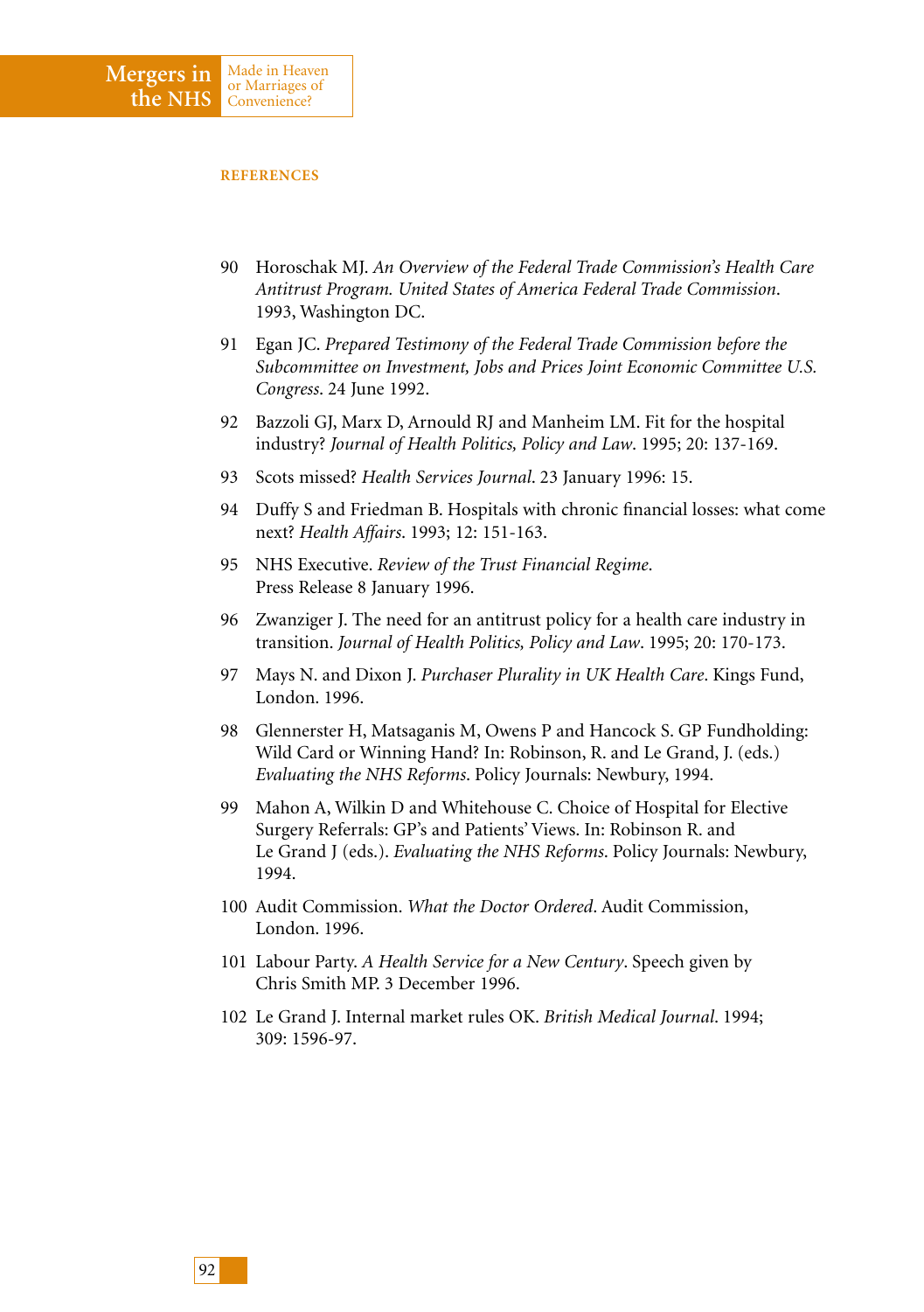## REFERENCES

90 Horoschak MJ. *An Overview of the Federal Trade Commission's Health Care Antitrust Program. United States of America Federal Trade Commission*. 1993, Washington DC.

91 Egan JC. *Prepared Testimony of the Federal Trade Commission before the Subcommittee on Investment, Jobs and Prices Joint Economic Committee U.S. Congress*. 24 June 1992.

92 Bazzoli GJ, Marx D, Arnould RJ and Manheim LM. Fit for the hospital industry? *Journal of Health Politics, Policy and Law*. 1995; 20: 137-169.

93 Scots missed? *Health Services Journal*. 23 January 1996: 15.

94 Duffy S and Friedman B. Hospitals with chronic financial losses: what come next? *Health Affairs*. 1993; 12: 151-163.

95 NHS Executive. *Review of the Trust Financial Regime*. Press Release 8 January 1996.

96 Zwanziger J. The need for an antitrust policy for a health care industry in transition. *Journal of Health Politics, Policy and Law*. 1995; 20: 170-173.

97 Mays N. and Dixon J. *Purchaser Plurality in UK Health Care*. Kings Fund, London. 1996.

98 Glennerster H, Matsaganis M, Owens P and Hancock S. GP Fundholding: Wild Card or Winning Hand? In: Robinson, R. and Le Grand, J. (eds.) *Evaluating the NHS Reforms*. Policy Journals: Newbury, 1994.

99 Mahon A, Wilkin D and Whitehouse C. Choice of Hospital for Elective Surgery Referrals: GP's and Patients' Views. In: Robinson R. and Le Grand J (eds.). *Evaluating the NHS Reforms*. Policy Journals: Newbury, 1994.

100 Audit Commission. *What the Doctor Ordered*. Audit Commission, London. 1996.

101 Labour Party. *A Health Service for a New Century*. Speech given by Chris Smith MP. 3 December 1996.

102 Le Grand J. Internal market rules OK. *British Medical Journal*. 1994; 309: 1596-97.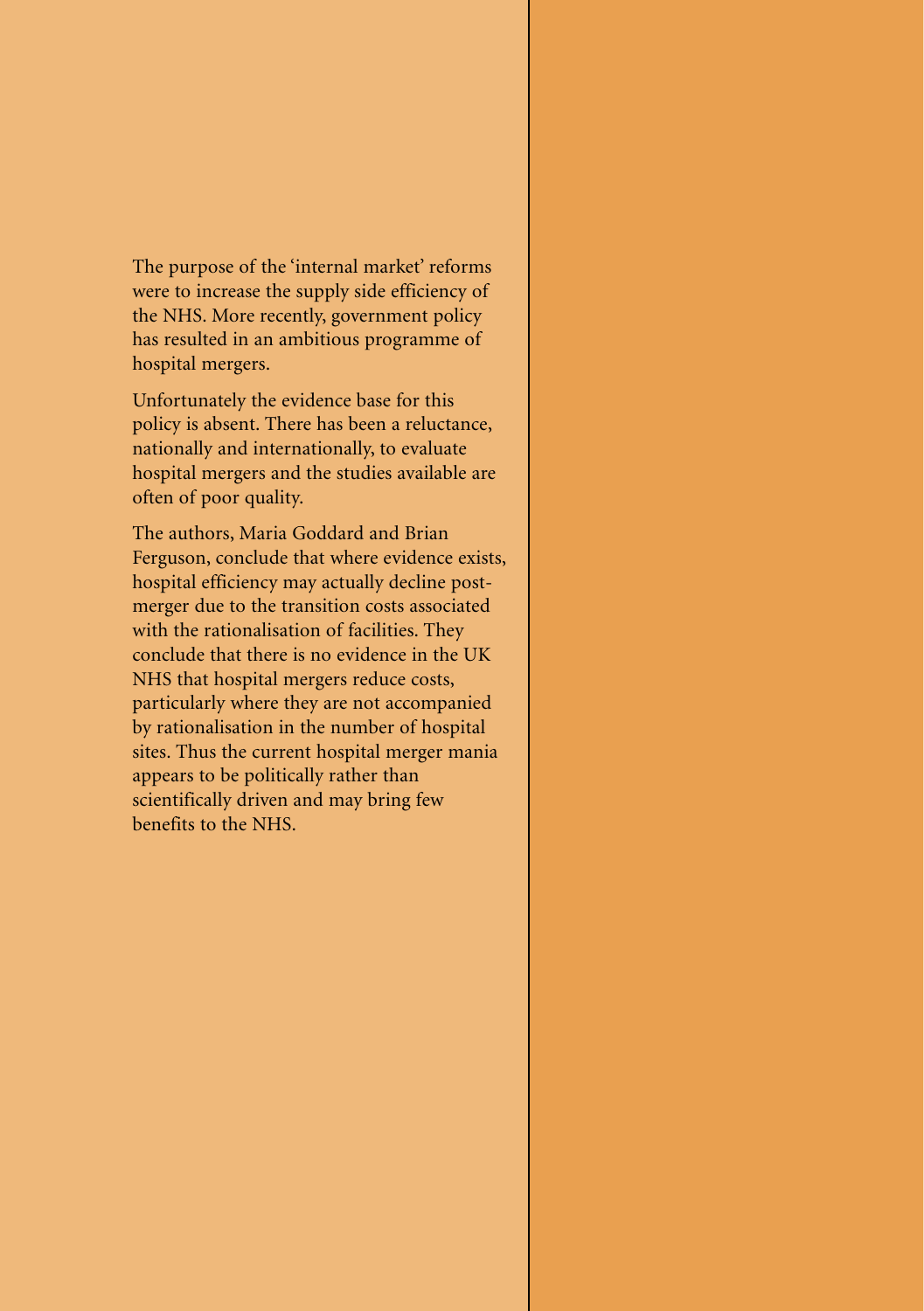The purpose of the 'internal market' reforms were to increase the supply side efficiency of the NHS. More recently, government policy has resulted in an ambitious programme of hospital mergers.

Unfortunately the evidence base for this policy is absent. There has been a reluctance, nationally and internationally, to evaluate hospital mergers and the studies available are often of poor quality.

The authors, Maria Goddard and Brian Ferguson, conclude that where evidence exists, hospital efficiency may actually decline post-merger due to the transition costs associated with the rationalisation of facilities. They conclude that there is no evidence in the UK NHS that hospital mergers reduce costs, particularly where they are not accompanied by rationalisation in the number of hospital sites. Thus the current hospital merger mania appears to be politically rather than scientifically driven and may bring few benefits to the NHS.